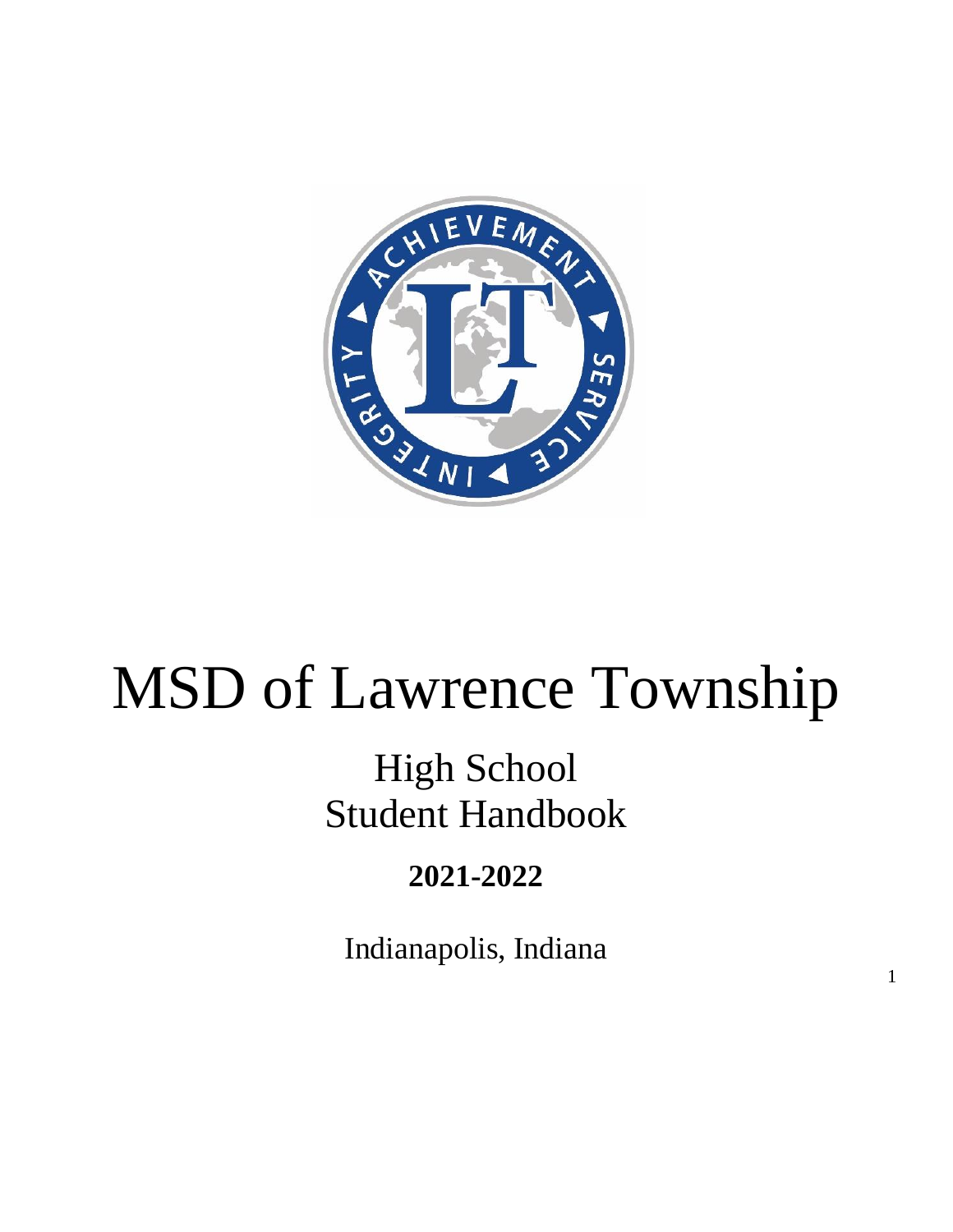# MSD of Lawrence Township

## High School Student Handbook

**2021-2022**

Indianapolis, Indiana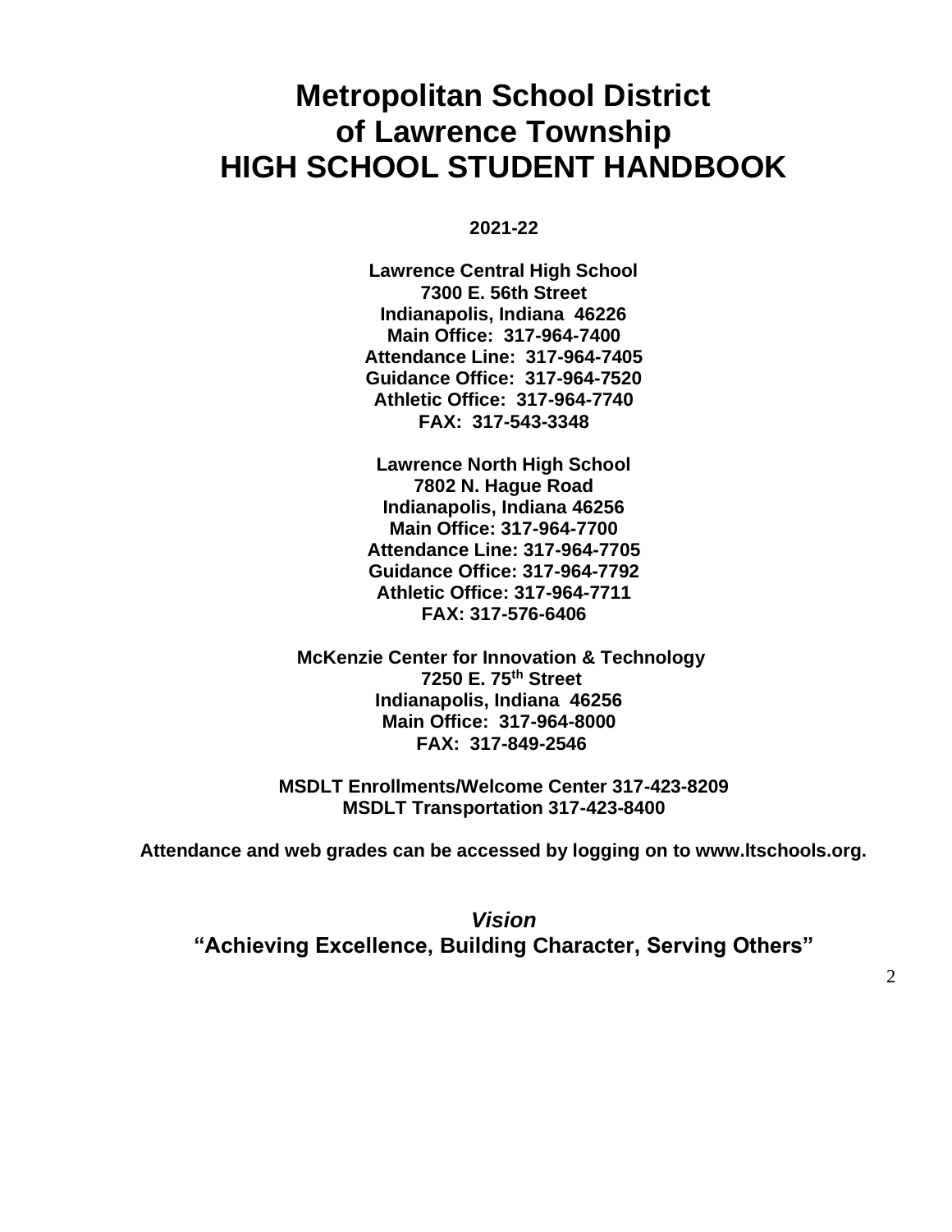# Metropolitan School District of Lawrence Township HIGH SCHOOL STUDENT HANDBOOK

**2021-22**

**Lawrence Central High School**
**7300 E. 56th Street**
**Indianapolis, Indiana 46226**
**Main Office: 317-964-7400**
**Attendance Line: 317-964-7405**
**Guidance Office: 317-964-7520**
**Athletic Office: 317-964-7740**
**FAX: 317-543-3348**

**Lawrence North High School**
**7802 N. Hague Road**
**Indianapolis, Indiana 46256**
**Main Office: 317-964-7700**
**Attendance Line: 317-964-7705**
**Guidance Office: 317-964-7792**
**Athletic Office: 317-964-7711**
**FAX: 317-576-6406**

**McKenzie Center for Innovation & Technology**
**7250 E. 75th Street**
**Indianapolis, Indiana 46256**
**Main Office: 317-964-8000**
**FAX: 317-849-2546**

**MSDLT Enrollments/Welcome Center 317-423-8209**
**MSDLT Transportation 317-423-8400**

**Attendance and web grades can be accessed by logging on to www.ltschools.org.**

***Vision***
**"Achieving Excellence, Building Character, Serving Others"**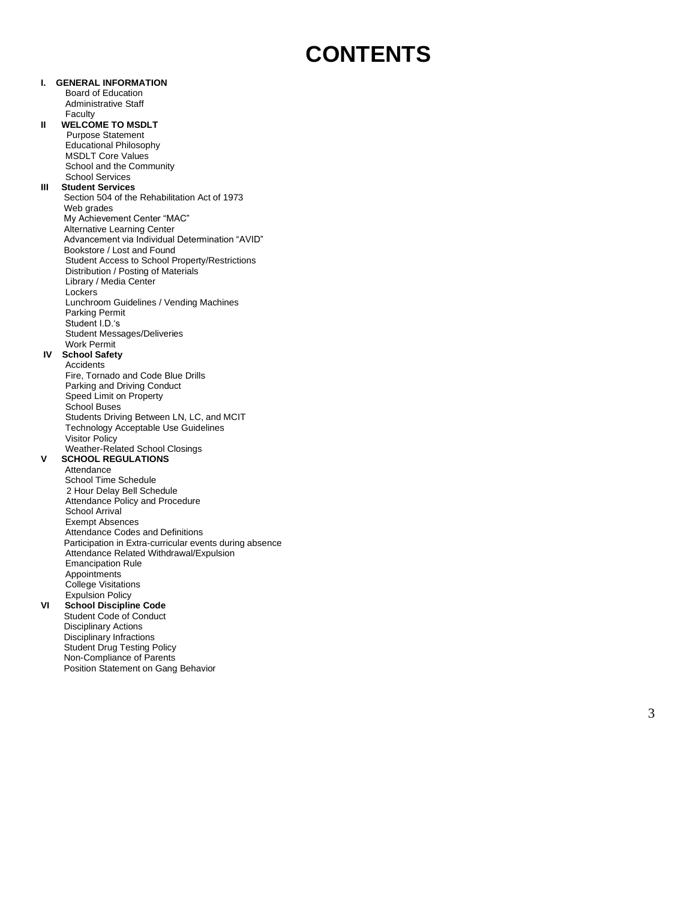# CONTENTS

**I. GENERAL INFORMATION**
- Board of Education
- Administrative Staff
- Faculty

**II WELCOME TO MSDLT**
- Purpose Statement
- Educational Philosophy
- MSDLT Core Values
- School and the Community
- School Services

**III Student Services**
- Section 504 of the Rehabilitation Act of 1973
- Web grades
- My Achievement Center "MAC"
- Alternative Learning Center
- Advancement via Individual Determination "AVID"
- Bookstore / Lost and Found
- Student Access to School Property/Restrictions
- Distribution / Posting of Materials
- Library / Media Center
- Lockers
- Lunchroom Guidelines / Vending Machines
- Parking Permit
- Student I.D.'s
- Student Messages/Deliveries
- Work Permit

**IV School Safety**
- Accidents
- Fire, Tornado and Code Blue Drills
- Parking and Driving Conduct
- Speed Limit on Property
- School Buses
- Students Driving Between LN, LC, and MCIT
- Technology Acceptable Use Guidelines
- Visitor Policy
- Weather-Related School Closings

**V SCHOOL REGULATIONS**
- Attendance
- School Time Schedule
- 2 Hour Delay Bell Schedule
- Attendance Policy and Procedure
- School Arrival
- Exempt Absences
- Attendance Codes and Definitions
- Participation in Extra-curricular events during absence
- Attendance Related Withdrawal/Expulsion
- Emancipation Rule
- Appointments
- College Visitations
- Expulsion Policy

**VI School Discipline Code**
- Student Code of Conduct
- Disciplinary Actions
- Disciplinary Infractions
- Student Drug Testing Policy
- Non-Compliance of Parents
- Position Statement on Gang Behavior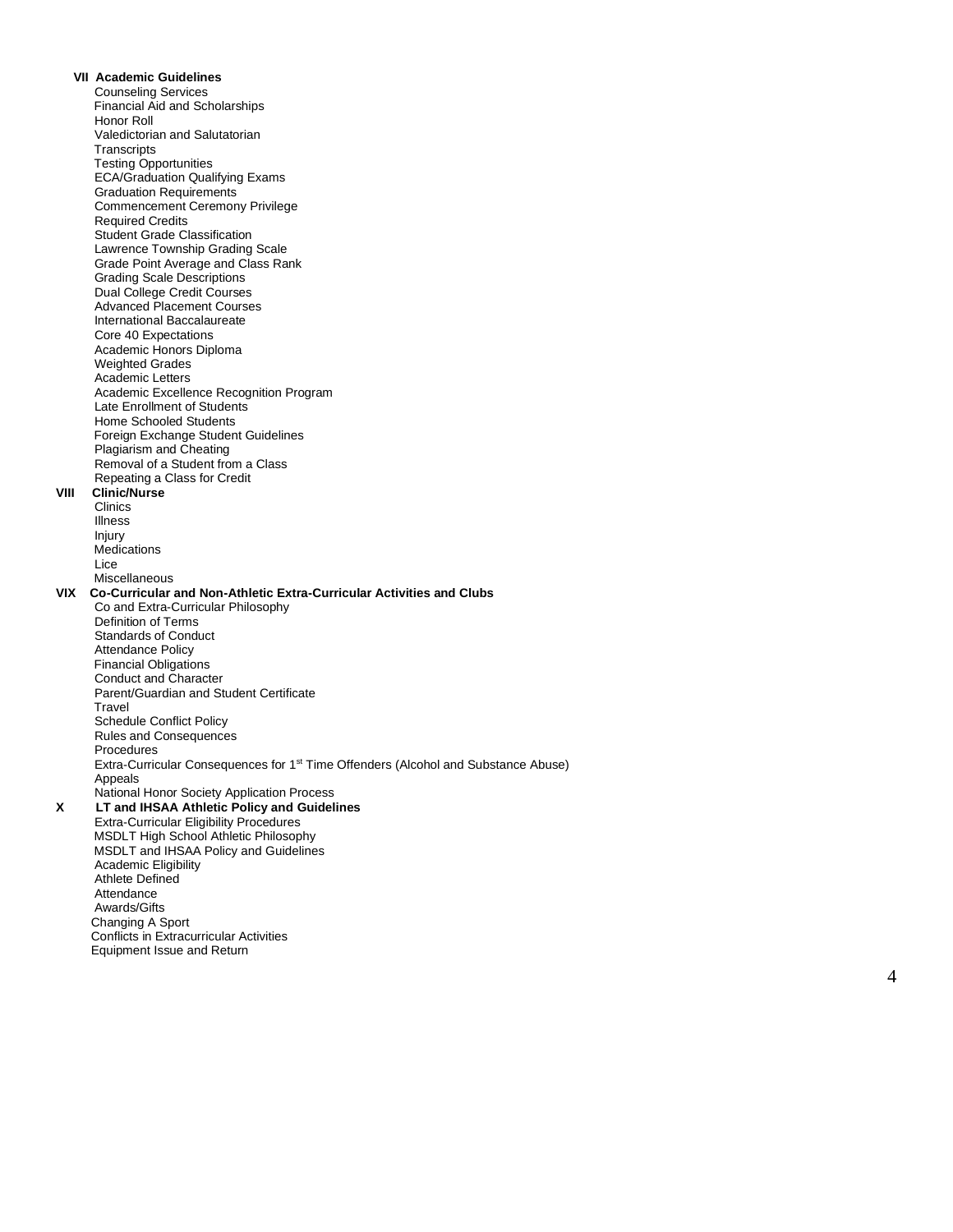**VII Academic Guidelines**

- Counseling Services
- Financial Aid and Scholarships
- Honor Roll
- Valedictorian and Salutatorian
- Transcripts
- Testing Opportunities
- ECA/Graduation Qualifying Exams
- Graduation Requirements
- Commencement Ceremony Privilege
- Required Credits
- Student Grade Classification
- Lawrence Township Grading Scale
- Grade Point Average and Class Rank
- Grading Scale Descriptions
- Dual College Credit Courses
- Advanced Placement Courses
- International Baccalaureate
- Core 40 Expectations
- Academic Honors Diploma
- Weighted Grades
- Academic Letters
- Academic Excellence Recognition Program
- Late Enrollment of Students
- Home Schooled Students
- Foreign Exchange Student Guidelines
- Plagiarism and Cheating
- Removal of a Student from a Class
- Repeating a Class for Credit

**VIII Clinic/Nurse**

- Clinics
- Illness
- Injury
- Medications
- Lice
- Miscellaneous

**VIX Co-Curricular and Non-Athletic Extra-Curricular Activities and Clubs**

- Co and Extra-Curricular Philosophy
- Definition of Terms
- Standards of Conduct
- Attendance Policy
- Financial Obligations
- Conduct and Character
- Parent/Guardian and Student Certificate
- Travel
- Schedule Conflict Policy
- Rules and Consequences
- Procedures
- Extra-Curricular Consequences for 1st Time Offenders (Alcohol and Substance Abuse)
- Appeals
- National Honor Society Application Process

**X LT and IHSAA Athletic Policy and Guidelines**

- Extra-Curricular Eligibility Procedures
- MSDLT High School Athletic Philosophy
- MSDLT and IHSAA Policy and Guidelines
- Academic Eligibility
- Athlete Defined
- Attendance
- Awards/Gifts
- Changing A Sport
- Conflicts in Extracurricular Activities
- Equipment Issue and Return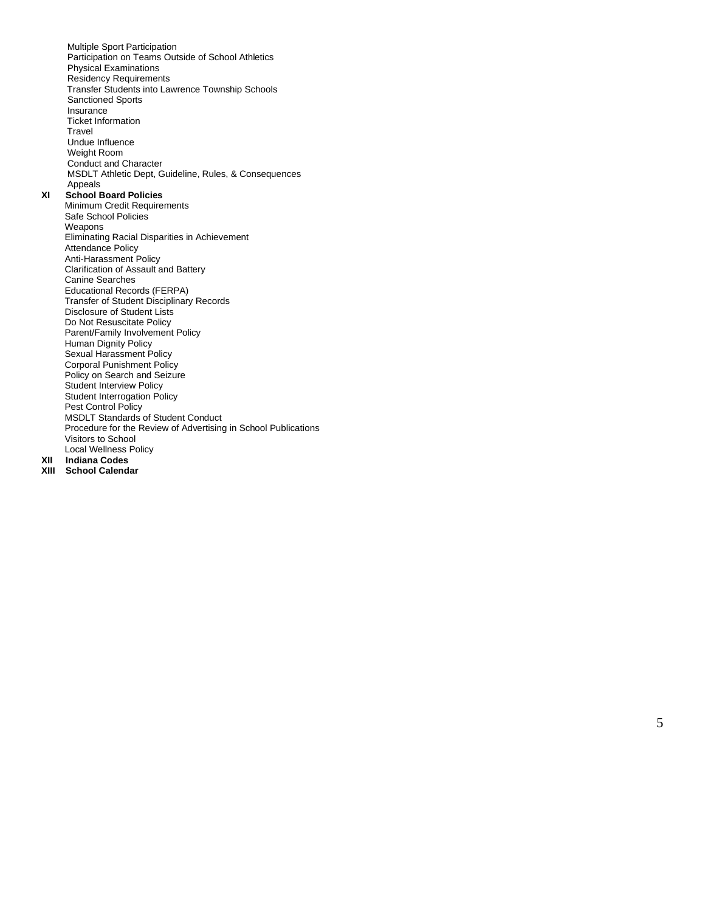- Multiple Sport Participation
- Participation on Teams Outside of School Athletics
- Physical Examinations
- Residency Requirements
- Transfer Students into Lawrence Township Schools
- Sanctioned Sports
- Insurance
- Ticket Information
- Travel
- Undue Influence
- Weight Room
- Conduct and Character
- MSDLT Athletic Dept, Guideline, Rules, & Consequences
- Appeals

**XI School Board Policies**

- Minimum Credit Requirements
- Safe School Policies
- Weapons
- Eliminating Racial Disparities in Achievement
- Attendance Policy
- Anti-Harassment Policy
- Clarification of Assault and Battery
- Canine Searches
- Educational Records (FERPA)
- Transfer of Student Disciplinary Records
- Disclosure of Student Lists
- Do Not Resuscitate Policy
- Parent/Family Involvement Policy
- Human Dignity Policy
- Sexual Harassment Policy
- Corporal Punishment Policy
- Policy on Search and Seizure
- Student Interview Policy
- Student Interrogation Policy
- Pest Control Policy
- MSDLT Standards of Student Conduct
- Procedure for the Review of Advertising in School Publications
- Visitors to School
- Local Wellness Policy

**XII Indiana Codes**

**XIII School Calendar**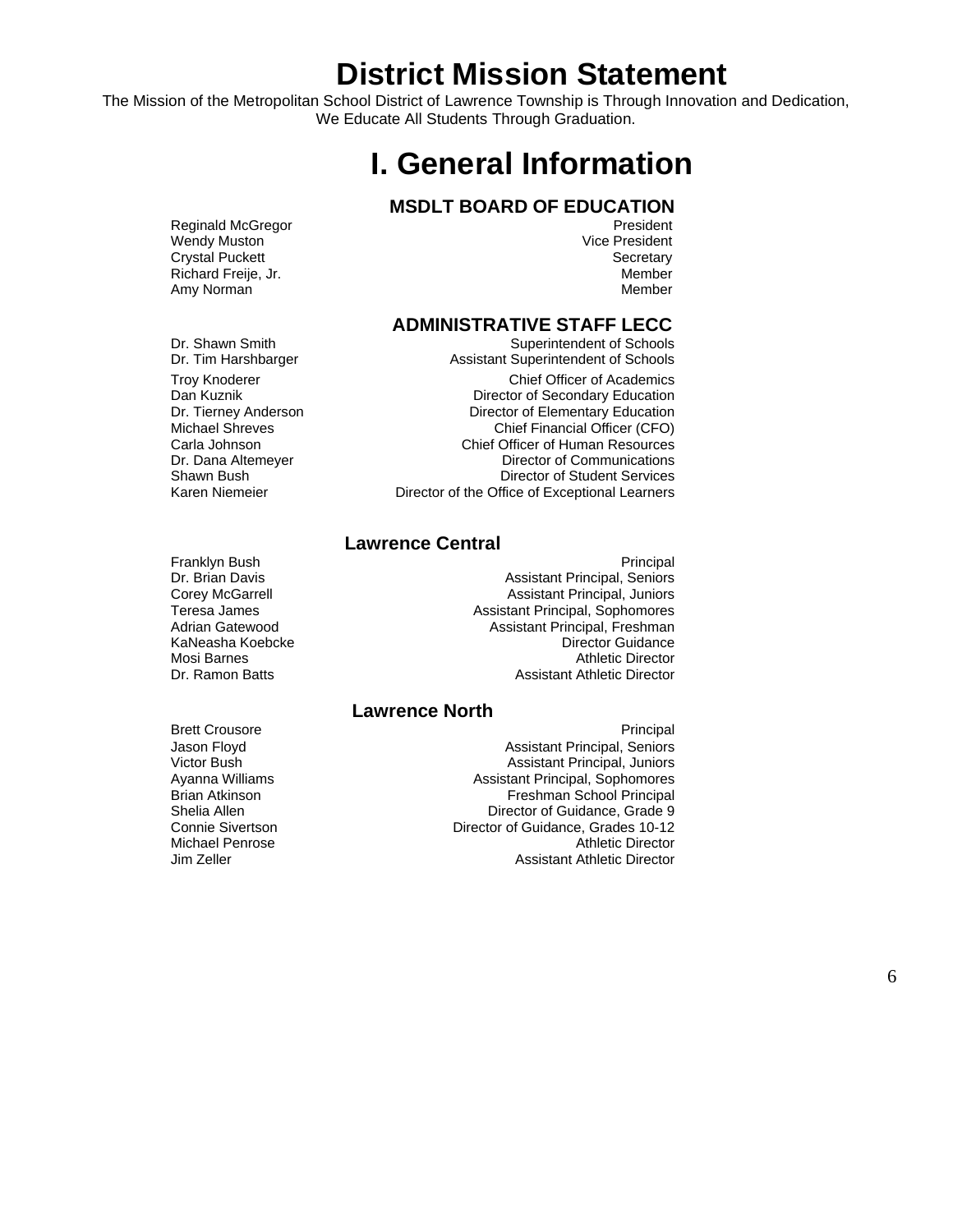# District Mission Statement

The Mission of the Metropolitan School District of Lawrence Township is Through Innovation and Dedication, We Educate All Students Through Graduation.

# I. General Information

## MSDLT BOARD OF EDUCATION

| | |
|---|---|
| Reginald McGregor | President |
| Wendy Muston | Vice President |
| Crystal Puckett | Secretary |
| Richard Freije, Jr. | Member |
| Amy Norman | Member |

## ADMINISTRATIVE STAFF LECC

| | |
|---|---|
| Dr. Shawn Smith | Superintendent of Schools |
| Dr. Tim Harshbarger | Assistant Superintendent of Schools |
| Troy Knoderer | Chief Officer of Academics |
| Dan Kuznik | Director of Secondary Education |
| Dr. Tierney Anderson | Director of Elementary Education |
| Michael Shreves | Chief Financial Officer (CFO) |
| Carla Johnson | Chief Officer of Human Resources |
| Dr. Dana Altemeyer | Director of Communications |
| Shawn Bush | Director of Student Services |
| Karen Niemeier | Director of the Office of Exceptional Learners |

### Lawrence Central

| | |
|---|---|
| Franklyn Bush | Principal |
| Dr. Brian Davis | Assistant Principal, Seniors |
| Corey McGarrell | Assistant Principal, Juniors |
| Teresa James | Assistant Principal, Sophomores |
| Adrian Gatewood | Assistant Principal, Freshman |
| KaNeasha Koebcke | Director Guidance |
| Mosi Barnes | Athletic Director |
| Dr. Ramon Batts | Assistant Athletic Director |

### Lawrence North

| | |
|---|---|
| Brett Crousore | Principal |
| Jason Floyd | Assistant Principal, Seniors |
| Victor Bush | Assistant Principal, Juniors |
| Ayanna Williams | Assistant Principal, Sophomores |
| Brian Atkinson | Freshman School Principal |
| Shelia Allen | Director of Guidance, Grade 9 |
| Connie Sivertson | Director of Guidance, Grades 10-12 |
| Michael Penrose | Athletic Director |
| Jim Zeller | Assistant Athletic Director |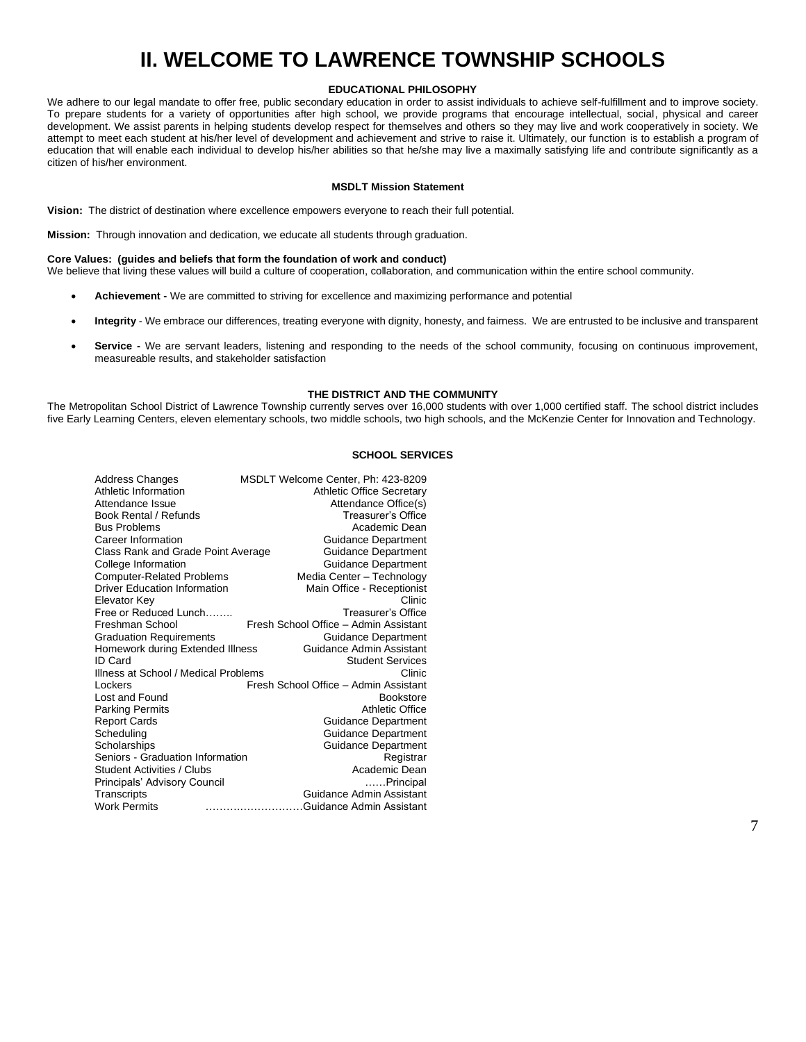# II. WELCOME TO LAWRENCE TOWNSHIP SCHOOLS

**EDUCATIONAL PHILOSOPHY**

We adhere to our legal mandate to offer free, public secondary education in order to assist individuals to achieve self-fulfillment and to improve society. To prepare students for a variety of opportunities after high school, we provide programs that encourage intellectual, social, physical and career development. We assist parents in helping students develop respect for themselves and others so they may live and work cooperatively in society. We attempt to meet each student at his/her level of development and achievement and strive to raise it. Ultimately, our function is to establish a program of education that will enable each individual to develop his/her abilities so that he/she may live a maximally satisfying life and contribute significantly as a citizen of his/her environment.

**MSDLT Mission Statement**

**Vision:** The district of destination where excellence empowers everyone to reach their full potential.

**Mission:** Through innovation and dedication, we educate all students through graduation.

**Core Values: (guides and beliefs that form the foundation of work and conduct)**
We believe that living these values will build a culture of cooperation, collaboration, and communication within the entire school community.

- **Achievement -** We are committed to striving for excellence and maximizing performance and potential
- **Integrity** - We embrace our differences, treating everyone with dignity, honesty, and fairness. We are entrusted to be inclusive and transparent
- **Service -** We are servant leaders, listening and responding to the needs of the school community, focusing on continuous improvement, measureable results, and stakeholder satisfaction

**THE DISTRICT AND THE COMMUNITY**

The Metropolitan School District of Lawrence Township currently serves over 16,000 students with over 1,000 certified staff. The school district includes five Early Learning Centers, eleven elementary schools, two middle schools, two high schools, and the McKenzie Center for Innovation and Technology.

**SCHOOL SERVICES**

| Service | Contact |
|---|---|
| Address Changes | MSDLT Welcome Center, Ph: 423-8209 |
| Athletic Information | Athletic Office Secretary |
| Attendance Issue | Attendance Office(s) |
| Book Rental / Refunds | Treasurer's Office |
| Bus Problems | Academic Dean |
| Career Information | Guidance Department |
| Class Rank and Grade Point Average | Guidance Department |
| College Information | Guidance Department |
| Computer-Related Problems | Media Center – Technology |
| Driver Education Information | Main Office - Receptionist |
| Elevator Key | Clinic |
| Free or Reduced Lunch…….. | Treasurer's Office |
| Freshman School | Fresh School Office – Admin Assistant |
| Graduation Requirements | Guidance Department |
| Homework during Extended Illness | Guidance Admin Assistant |
| ID Card | Student Services |
| Illness at School / Medical Problems | Clinic |
| Lockers | Fresh School Office – Admin Assistant |
| Lost and Found | Bookstore |
| Parking Permits | Athletic Office |
| Report Cards | Guidance Department |
| Scheduling | Guidance Department |
| Scholarships | Guidance Department |
| Seniors - Graduation Information | Registrar |
| Student Activities / Clubs | Academic Dean |
| Principals' Advisory Council | ……Principal |
| Transcripts | Guidance Admin Assistant |
| Work Permits | ………………………Guidance Admin Assistant |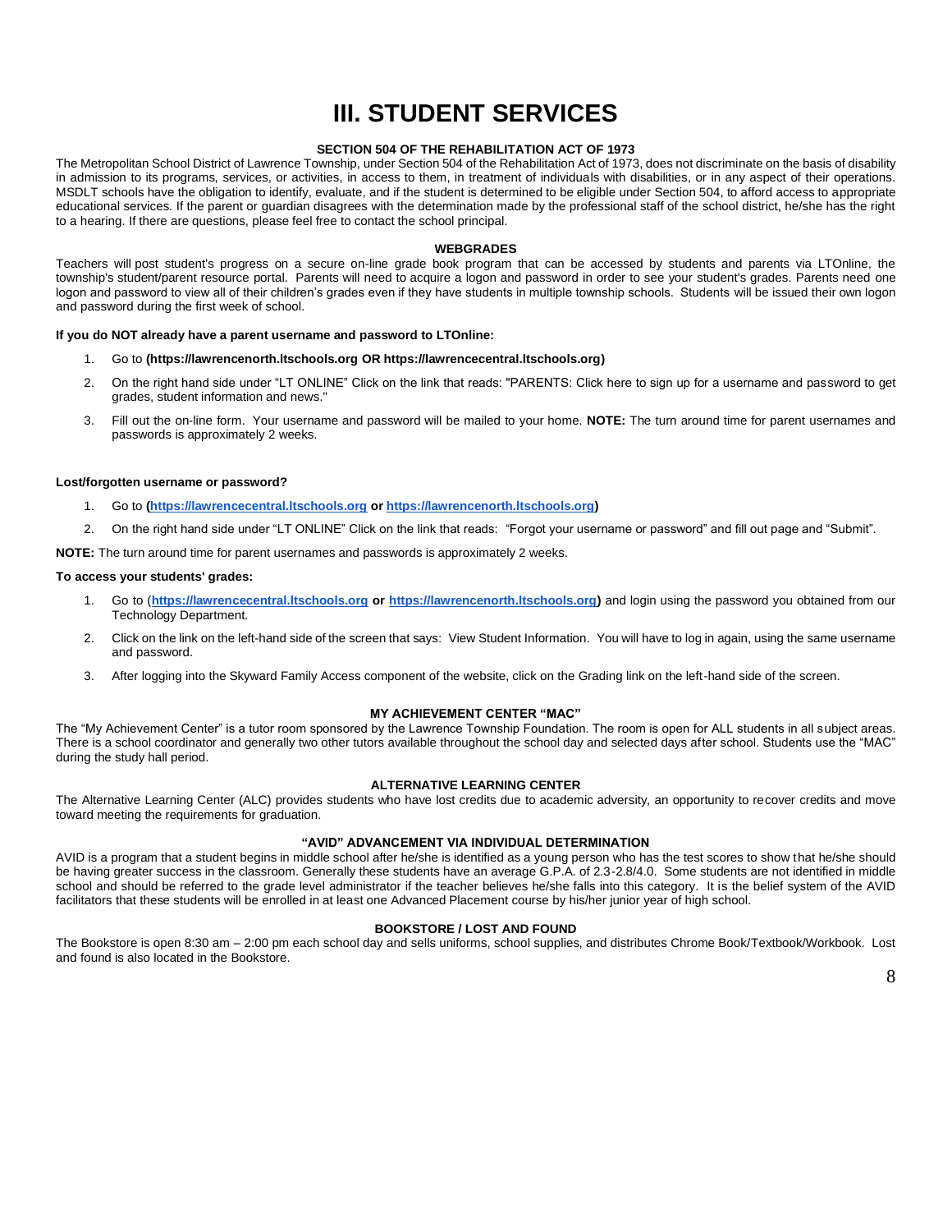# III. STUDENT SERVICES

### SECTION 504 OF THE REHABILITATION ACT OF 1973

The Metropolitan School District of Lawrence Township, under Section 504 of the Rehabilitation Act of 1973, does not discriminate on the basis of disability in admission to its programs, services, or activities, in access to them, in treatment of individuals with disabilities, or in any aspect of their operations. MSDLT schools have the obligation to identify, evaluate, and if the student is determined to be eligible under Section 504, to afford access to appropriate educational services. If the parent or guardian disagrees with the determination made by the professional staff of the school district, he/she has the right to a hearing. If there are questions, please feel free to contact the school principal.

### WEBGRADES

Teachers will post student's progress on a secure on-line grade book program that can be accessed by students and parents via LTOnline, the township's student/parent resource portal. Parents will need to acquire a logon and password in order to see your student's grades. Parents need one logon and password to view all of their children's grades even if they have students in multiple township schools. Students will be issued their own logon and password during the first week of school.

**If you do NOT already have a parent username and password to LTOnline:**

1. Go to **(https://lawrencenorth.ltschools.org OR https://lawrencecentral.ltschools.org)**
2. On the right hand side under "LT ONLINE" Click on the link that reads: "PARENTS: Click here to sign up for a username and password to get grades, student information and news."
3. Fill out the on-line form. Your username and password will be mailed to your home. **NOTE:** The turn around time for parent usernames and passwords is approximately 2 weeks.

**Lost/forgotten username or password?**

1. Go to **(https://lawrencecentral.ltschools.org or https://lawrencenorth.ltschools.org)**
2. On the right hand side under "LT ONLINE" Click on the link that reads: "Forgot your username or password" and fill out page and "Submit".

**NOTE:** The turn around time for parent usernames and passwords is approximately 2 weeks.

**To access your students' grades:**

1. Go to (**https://lawrencecentral.ltschools.org or https://lawrencenorth.ltschools.org)** and login using the password you obtained from our Technology Department.
2. Click on the link on the left-hand side of the screen that says: View Student Information. You will have to log in again, using the same username and password.
3. After logging into the Skyward Family Access component of the website, click on the Grading link on the left-hand side of the screen.

### MY ACHIEVEMENT CENTER "MAC"

The "My Achievement Center" is a tutor room sponsored by the Lawrence Township Foundation. The room is open for ALL students in all subject areas. There is a school coordinator and generally two other tutors available throughout the school day and selected days after school. Students use the "MAC" during the study hall period.

### ALTERNATIVE LEARNING CENTER

The Alternative Learning Center (ALC) provides students who have lost credits due to academic adversity, an opportunity to recover credits and move toward meeting the requirements for graduation.

### "AVID" ADVANCEMENT VIA INDIVIDUAL DETERMINATION

AVID is a program that a student begins in middle school after he/she is identified as a young person who has the test scores to show that he/she should be having greater success in the classroom. Generally these students have an average G.P.A. of 2.3-2.8/4.0. Some students are not identified in middle school and should be referred to the grade level administrator if the teacher believes he/she falls into this category. It is the belief system of the AVID facilitators that these students will be enrolled in at least one Advanced Placement course by his/her junior year of high school.

### BOOKSTORE / LOST AND FOUND

The Bookstore is open 8:30 am – 2:00 pm each school day and sells uniforms, school supplies, and distributes Chrome Book/Textbook/Workbook. Lost and found is also located in the Bookstore.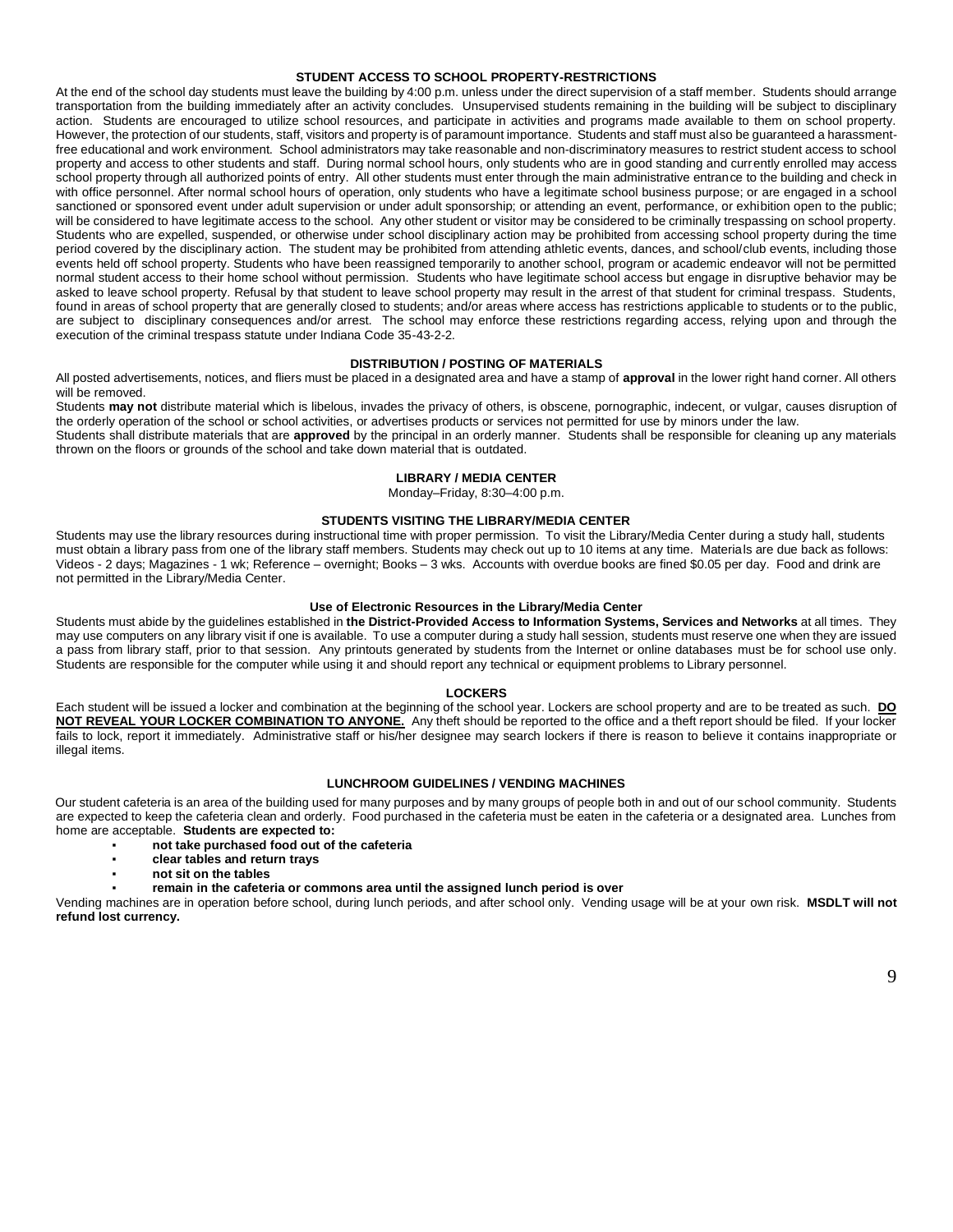## STUDENT ACCESS TO SCHOOL PROPERTY-RESTRICTIONS

At the end of the school day students must leave the building by 4:00 p.m. unless under the direct supervision of a staff member. Students should arrange transportation from the building immediately after an activity concludes. Unsupervised students remaining in the building will be subject to disciplinary action. Students are encouraged to utilize school resources, and participate in activities and programs made available to them on school property. However, the protection of our students, staff, visitors and property is of paramount importance. Students and staff must also be guaranteed a harassment-free educational and work environment. School administrators may take reasonable and non-discriminatory measures to restrict student access to school property and access to other students and staff. During normal school hours, only students who are in good standing and currently enrolled may access school property through all authorized points of entry. All other students must enter through the main administrative entrance to the building and check in with office personnel. After normal school hours of operation, only students who have a legitimate school business purpose; or are engaged in a school sanctioned or sponsored event under adult supervision or under adult sponsorship; or attending an event, performance, or exhibition open to the public; will be considered to have legitimate access to the school. Any other student or visitor may be considered to be criminally trespassing on school property. Students who are expelled, suspended, or otherwise under school disciplinary action may be prohibited from accessing school property during the time period covered by the disciplinary action. The student may be prohibited from attending athletic events, dances, and school/club events, including those events held off school property. Students who have been reassigned temporarily to another school, program or academic endeavor will not be permitted normal student access to their home school without permission. Students who have legitimate school access but engage in disruptive behavior may be asked to leave school property. Refusal by that student to leave school property may result in the arrest of that student for criminal trespass. Students, found in areas of school property that are generally closed to students; and/or areas where access has restrictions applicable to students or to the public, are subject to disciplinary consequences and/or arrest. The school may enforce these restrictions regarding access, relying upon and through the execution of the criminal trespass statute under Indiana Code 35-43-2-2.

## DISTRIBUTION / POSTING OF MATERIALS

All posted advertisements, notices, and fliers must be placed in a designated area and have a stamp of **approval** in the lower right hand corner. All others will be removed.

Students **may not** distribute material which is libelous, invades the privacy of others, is obscene, pornographic, indecent, or vulgar, causes disruption of the orderly operation of the school or school activities, or advertises products or services not permitted for use by minors under the law.

Students shall distribute materials that are **approved** by the principal in an orderly manner. Students shall be responsible for cleaning up any materials thrown on the floors or grounds of the school and take down material that is outdated.

## LIBRARY / MEDIA CENTER

Monday–Friday, 8:30–4:00 p.m.

### STUDENTS VISITING THE LIBRARY/MEDIA CENTER

Students may use the library resources during instructional time with proper permission. To visit the Library/Media Center during a study hall, students must obtain a library pass from one of the library staff members. Students may check out up to 10 items at any time. Materials are due back as follows: Videos - 2 days; Magazines - 1 wk; Reference – overnight; Books – 3 wks. Accounts with overdue books are fined $0.05 per day. Food and drink are not permitted in the Library/Media Center.

### Use of Electronic Resources in the Library/Media Center

Students must abide by the guidelines established in **the District-Provided Access to Information Systems, Services and Networks** at all times. They may use computers on any library visit if one is available. To use a computer during a study hall session, students must reserve one when they are issued a pass from library staff, prior to that session. Any printouts generated by students from the Internet or online databases must be for school use only. Students are responsible for the computer while using it and should report any technical or equipment problems to Library personnel.

## LOCKERS

Each student will be issued a locker and combination at the beginning of the school year. Lockers are school property and are to be treated as such. **DO NOT REVEAL YOUR LOCKER COMBINATION TO ANYONE.** Any theft should be reported to the office and a theft report should be filed. If your locker fails to lock, report it immediately. Administrative staff or his/her designee may search lockers if there is reason to believe it contains inappropriate or illegal items.

## LUNCHROOM GUIDELINES / VENDING MACHINES

Our student cafeteria is an area of the building used for many purposes and by many groups of people both in and out of our school community. Students are expected to keep the cafeteria clean and orderly. Food purchased in the cafeteria must be eaten in the cafeteria or a designated area. Lunches from home are acceptable. **Students are expected to:**

- **not take purchased food out of the cafeteria**
- **clear tables and return trays**
- **not sit on the tables**
- **remain in the cafeteria or commons area until the assigned lunch period is over**

Vending machines are in operation before school, during lunch periods, and after school only. Vending usage will be at your own risk. **MSDLT will not refund lost currency.**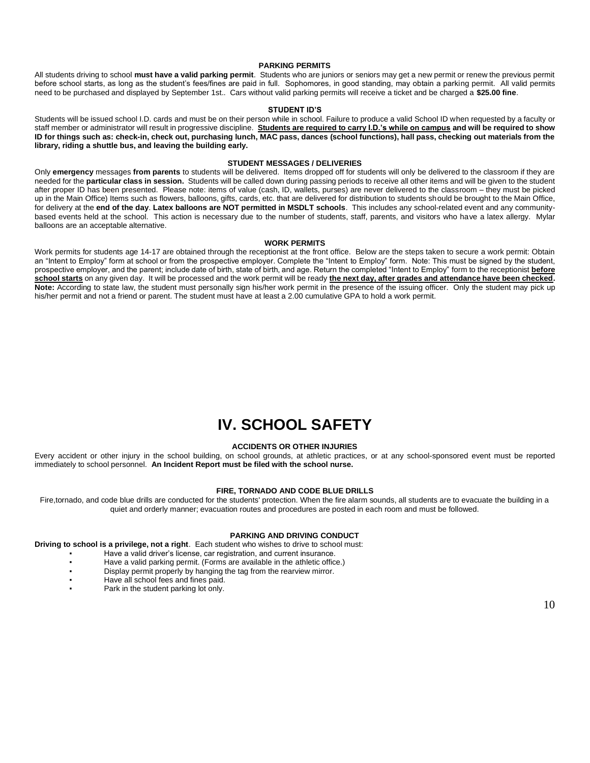### PARKING PERMITS

All students driving to school **must have a valid parking permit**. Students who are juniors or seniors may get a new permit or renew the previous permit before school starts, as long as the student's fees/fines are paid in full. Sophomores, in good standing, may obtain a parking permit. All valid permits need to be purchased and displayed by September 1st.. Cars without valid parking permits will receive a ticket and be charged a **$25.00 fine**.

### STUDENT ID'S

Students will be issued school I.D. cards and must be on their person while in school. Failure to produce a valid School ID when requested by a faculty or staff member or administrator will result in progressive discipline. **<u>Students are required to carry I.D.'s while on campus</u> and will be required to show ID for things such as: check-in, check out, purchasing lunch, MAC pass, dances (school functions), hall pass, checking out materials from the library, riding a shuttle bus, and leaving the building early.**

### STUDENT MESSAGES / DELIVERIES

Only **emergency** messages **from parents** to students will be delivered. Items dropped off for students will only be delivered to the classroom if they are needed for the **particular class in session.** Students will be called down during passing periods to receive all other items and will be given to the student after proper ID has been presented. Please note: items of value (cash, ID, wallets, purses) are never delivered to the classroom – they must be picked up in the Main Office) Items such as flowers, balloons, gifts, cards, etc. that are delivered for distribution to students should be brought to the Main Office, for delivery at the **end of the day**. **Latex balloons are NOT permitted in MSDLT schools**. This includes any school-related event and any community-based events held at the school. This action is necessary due to the number of students, staff, parents, and visitors who have a latex allergy. Mylar balloons are an acceptable alternative.

### WORK PERMITS

Work permits for students age 14-17 are obtained through the receptionist at the front office. Below are the steps taken to secure a work permit: Obtain an "Intent to Employ" form at school or from the prospective employer. Complete the "Intent to Employ" form. Note: This must be signed by the student, prospective employer, and the parent; include date of birth, state of birth, and age. Return the completed "Intent to Employ" form to the receptionist **<u>before school starts</u>** on any given day. It will be processed and the work permit will be ready **<u>the next day, after grades and attendance have been checked</u>.** **Note:** According to state law, the student must personally sign his/her work permit in the presence of the issuing officer. Only the student may pick up his/her permit and not a friend or parent. The student must have at least a 2.00 cumulative GPA to hold a work permit.

# IV. SCHOOL SAFETY

### ACCIDENTS OR OTHER INJURIES

Every accident or other injury in the school building, on school grounds, at athletic practices, or at any school-sponsored event must be reported immediately to school personnel. **An Incident Report must be filed with the school nurse.**

### FIRE, TORNADO AND CODE BLUE DRILLS

Fire,tornado, and code blue drills are conducted for the students' protection. When the fire alarm sounds, all students are to evacuate the building in a quiet and orderly manner; evacuation routes and procedures are posted in each room and must be followed.

### PARKING AND DRIVING CONDUCT

**Driving to school is a privilege, not a right**. Each student who wishes to drive to school must:

- Have a valid driver's license, car registration, and current insurance.
- Have a valid parking permit. (Forms are available in the athletic office.)
- Display permit properly by hanging the tag from the rearview mirror.
- Have all school fees and fines paid.
- Park in the student parking lot only.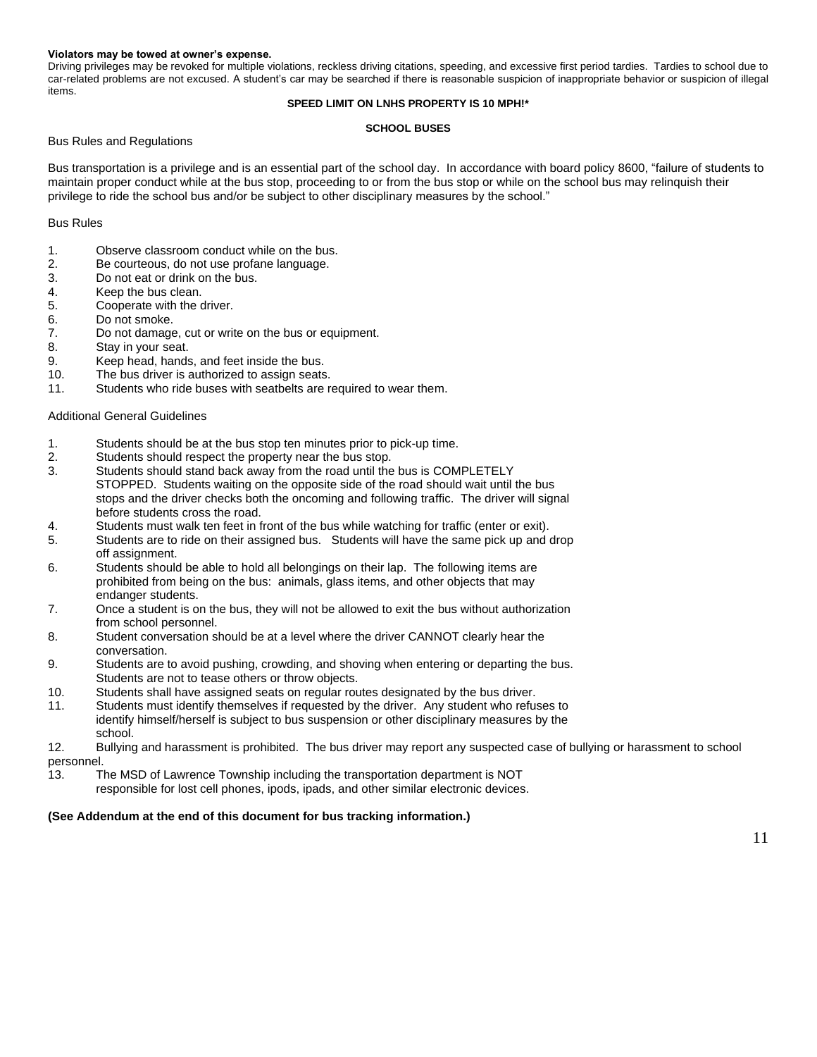**Violators may be towed at owner's expense.**

Driving privileges may be revoked for multiple violations, reckless driving citations, speeding, and excessive first period tardies. Tardies to school due to car-related problems are not excused. A student's car may be searched if there is reasonable suspicion of inappropriate behavior or suspicion of illegal items.

**SPEED LIMIT ON LNHS PROPERTY IS 10 MPH!***

## SCHOOL BUSES

Bus Rules and Regulations

Bus transportation is a privilege and is an essential part of the school day. In accordance with board policy 8600, "failure of students to maintain proper conduct while at the bus stop, proceeding to or from the bus stop or while on the school bus may relinquish their privilege to ride the school bus and/or be subject to other disciplinary measures by the school."

Bus Rules

1. Observe classroom conduct while on the bus.
2. Be courteous, do not use profane language.
3. Do not eat or drink on the bus.
4. Keep the bus clean.
5. Cooperate with the driver.
6. Do not smoke.
7. Do not damage, cut or write on the bus or equipment.
8. Stay in your seat.
9. Keep head, hands, and feet inside the bus.
10. The bus driver is authorized to assign seats.
11. Students who ride buses with seatbelts are required to wear them.

Additional General Guidelines

1. Students should be at the bus stop ten minutes prior to pick-up time.
2. Students should respect the property near the bus stop.
3. Students should stand back away from the road until the bus is COMPLETELY STOPPED. Students waiting on the opposite side of the road should wait until the bus stops and the driver checks both the oncoming and following traffic. The driver will signal before students cross the road.
4. Students must walk ten feet in front of the bus while watching for traffic (enter or exit).
5. Students are to ride on their assigned bus. Students will have the same pick up and drop off assignment.
6. Students should be able to hold all belongings on their lap. The following items are prohibited from being on the bus: animals, glass items, and other objects that may endanger students.
7. Once a student is on the bus, they will not be allowed to exit the bus without authorization from school personnel.
8. Student conversation should be at a level where the driver CANNOT clearly hear the conversation.
9. Students are to avoid pushing, crowding, and shoving when entering or departing the bus. Students are not to tease others or throw objects.
10. Students shall have assigned seats on regular routes designated by the bus driver.
11. Students must identify themselves if requested by the driver. Any student who refuses to identify himself/herself is subject to bus suspension or other disciplinary measures by the school.
12. Bullying and harassment is prohibited. The bus driver may report any suspected case of bullying or harassment to school personnel.
13. The MSD of Lawrence Township including the transportation department is NOT responsible for lost cell phones, ipods, ipads, and other similar electronic devices.

**(See Addendum at the end of this document for bus tracking information.)**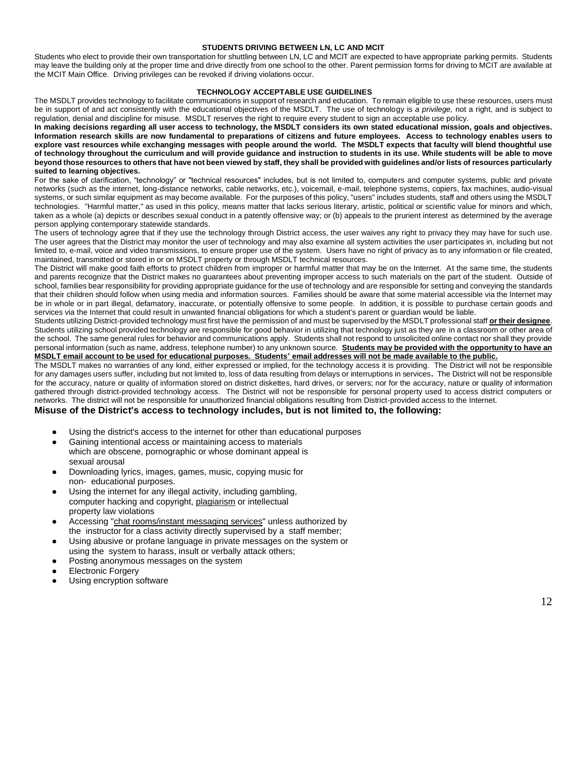### STUDENTS DRIVING BETWEEN LN, LC AND MCIT

Students who elect to provide their own transportation for shuttling between LN, LC and MCIT are expected to have appropriate parking permits. Students may leave the building only at the proper time and drive directly from one school to the other. Parent permission forms for driving to MCIT are available at the MCIT Main Office. Driving privileges can be revoked if driving violations occur.

### TECHNOLOGY ACCEPTABLE USE GUIDELINES

The MSDLT provides technology to facilitate communications in support of research and education. To remain eligible to use these resources, users must be in support of and act consistently with the educational objectives of the MSDLT. The use of technology is *a privilege,* not a right, and is subject to regulation, denial and discipline for misuse. MSDLT reserves the right to require every student to sign an acceptable use policy.

**In making decisions regarding all user access to technology, the MSDLT considers its own stated educational mission, goals and objectives. Information research skills are now fundamental to preparations of citizens and future employees. Access to technology enables users to explore vast resources while exchanging messages with people around the world. The MSDLT expects that faculty will blend thoughtful use of technology throughout the curriculum and will provide guidance and instruction to students in its use. While students will be able to move beyond those resources to others that have not been viewed by staff, they shall be provided with guidelines and/or lists of resources particularly suited to learning objectives.**

For the sake of clarification, "technology" or "technical resources" includes, but is not limited to, computers and computer systems, public and private networks (such as the internet, long-distance networks, cable networks, etc.), voicemail, e-mail, telephone systems, copiers, fax machines, audio-visual systems, or such similar equipment as may become available. For the purposes of this policy, "users" includes students, staff and others using the MSDLT technologies. "Harmful matter," as used in this policy, means matter that lacks serious literary, artistic, political or scientific value for minors and which, taken as a whole (a) depicts or describes sexual conduct in a patently offensive way; or (b) appeals to the prurient interest as determined by the average person applying contemporary statewide standards.

The users of technology agree that if they use the technology through District access, the user waives any right to privacy they may have for such use. The user agrees that the District may monitor the user of technology and may also examine all system activities the user participates in, including but not limited to, e-mail, voice and video transmissions, to ensure proper use of the system. Users have no right of privacy as to any information or file created, maintained, transmitted or stored in or on MSDLT property or through MSDLT technical resources.

The District will make good faith efforts to protect children from improper or harmful matter that may be on the Internet. At the same time, the students and parents recognize that the District makes no guarantees about preventing improper access to such materials on the part of the student. Outside of school, families bear responsibility for providing appropriate guidance for the use of technology and are responsible for setting and conveying the standards that their children should follow when using media and information sources. Families should be aware that some material accessible via the Internet may be in whole or in part illegal, defamatory, inaccurate, or potentially offensive to some people. In addition, it is possible to purchase certain goods and services via the Internet that could result in unwanted financial obligations for which a student's parent or guardian would be liable.

Students utilizing District-provided technology must first have the permission of and must be supervised by the MSDLT professional staff **or their designee**. Students utilizing school provided technology are responsible for good behavior in utilizing that technology just as they are in a classroom or other area of the school. The same general rules for behavior and communications apply. Students shall not respond to unsolicited online contact nor shall they provide personal information (such as name, address, telephone number) to any unknown source. **Students may be provided with the opportunity to have an MSDLT email account to be used for educational purposes. Students' email addresses will not be made available to the public.**

The MSDLT makes no warranties of any kind, either expressed or implied, for the technology access it is providing. The District will not be responsible for any damages users suffer, including but not limited to, loss of data resulting from delays or interruptions in services**.** The District will not be responsible for the accuracy, nature or quality of information stored on district diskettes, hard drives, or servers; nor for the accuracy, nature or quality of information gathered through district-provided technology access. The District will not be responsible for personal property used to access district computers or networks. The district will not be responsible for unauthorized financial obligations resulting from District-provided access to the Internet.

**Misuse of the District's access to technology includes, but is not limited to, the following:**

- Using the district's access to the internet for other than educational purposes
- Gaining intentional access or maintaining access to materials which are obscene, pornographic or whose dominant appeal is sexual arousal
- Downloading lyrics, images, games, music, copying music for non- educational purposes.
- Using the internet for any illegal activity, including gambling, computer hacking and copyright, plagiarism or intellectual property law violations
- Accessing "chat rooms/instant messaging services" unless authorized by the instructor for a class activity directly supervised by a staff member;
- Using abusive or profane language in private messages on the system or using the system to harass, insult or verbally attack others;
- Posting anonymous messages on the system
- Electronic Forgery
- Using encryption software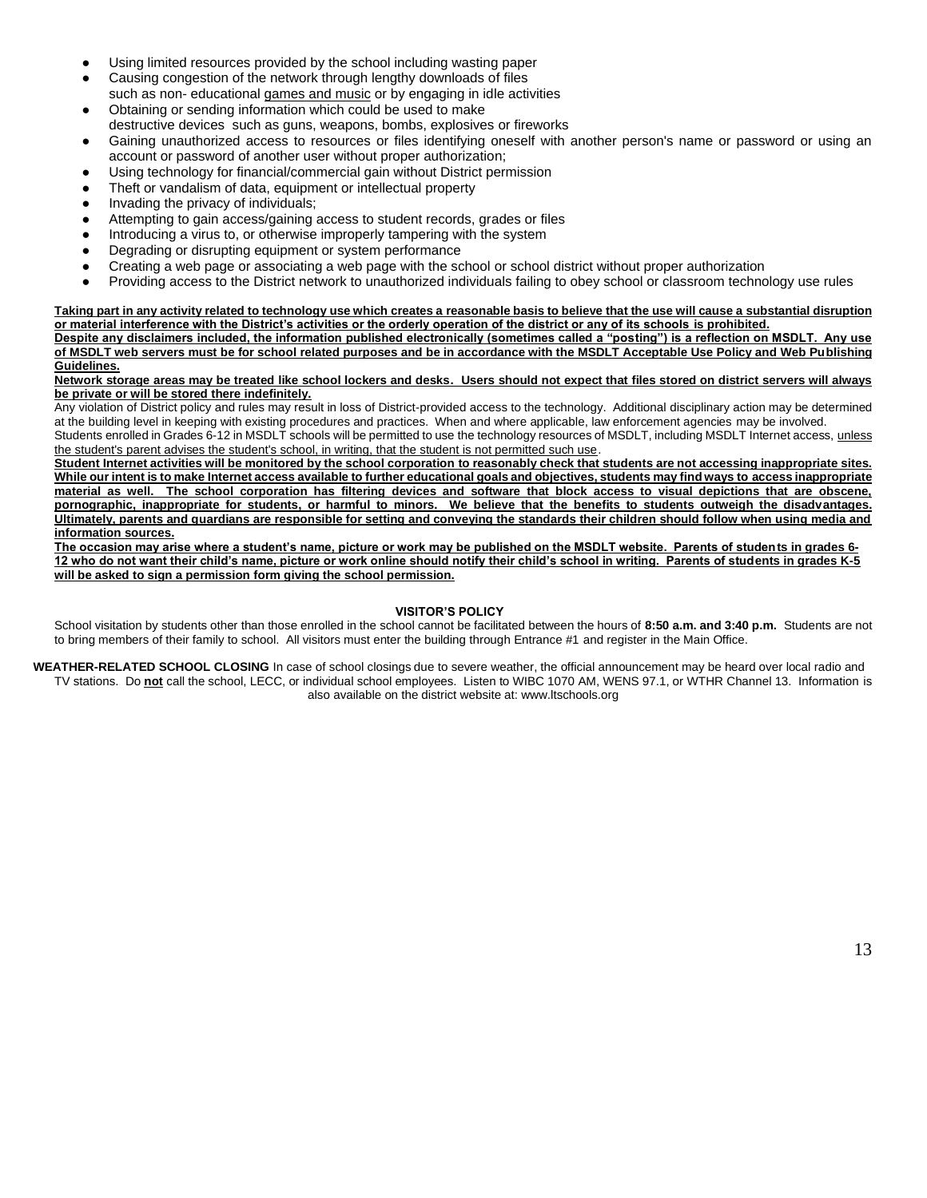- Using limited resources provided by the school including wasting paper
- Causing congestion of the network through lengthy downloads of files such as non- educational games and music or by engaging in idle activities
- Obtaining or sending information which could be used to make destructive devices such as guns, weapons, bombs, explosives or fireworks
- Gaining unauthorized access to resources or files identifying oneself with another person's name or password or using an account or password of another user without proper authorization;
- Using technology for financial/commercial gain without District permission
- Theft or vandalism of data, equipment or intellectual property
- Invading the privacy of individuals;
- Attempting to gain access/gaining access to student records, grades or files
- Introducing a virus to, or otherwise improperly tampering with the system
- Degrading or disrupting equipment or system performance
- Creating a web page or associating a web page with the school or school district without proper authorization
- Providing access to the District network to unauthorized individuals failing to obey school or classroom technology use rules

**Taking part in any activity related to technology use which creates a reasonable basis to believe that the use will cause a substantial disruption or material interference with the District's activities or the orderly operation of the district or any of its schools is prohibited.**

**Despite any disclaimers included, the information published electronically (sometimes called a "posting") is a reflection on MSDLT. Any use of MSDLT web servers must be for school related purposes and be in accordance with the MSDLT Acceptable Use Policy and Web Publishing Guidelines.**

**Network storage areas may be treated like school lockers and desks. Users should not expect that files stored on district servers will always be private or will be stored there indefinitely.**

Any violation of District policy and rules may result in loss of District-provided access to the technology. Additional disciplinary action may be determined at the building level in keeping with existing procedures and practices. When and where applicable, law enforcement agencies may be involved.

Students enrolled in Grades 6-12 in MSDLT schools will be permitted to use the technology resources of MSDLT, including MSDLT Internet access, unless the student's parent advises the student's school, in writing, that the student is not permitted such use.

**Student Internet activities will be monitored by the school corporation to reasonably check that students are not accessing inappropriate sites. While our intent is to make Internet access available to further educational goals and objectives, students may find ways to access inappropriate material as well. The school corporation has filtering devices and software that block access to visual depictions that are obscene, pornographic, inappropriate for students, or harmful to minors. We believe that the benefits to students outweigh the disadvantages. Ultimately, parents and guardians are responsible for setting and conveying the standards their children should follow when using media and information sources.**

**The occasion may arise where a student's name, picture or work may be published on the MSDLT website. Parents of students in grades 6-12 who do not want their child's name, picture or work online should notify their child's school in writing. Parents of students in grades K-5 will be asked to sign a permission form giving the school permission.**

### VISITOR'S POLICY

School visitation by students other than those enrolled in the school cannot be facilitated between the hours of **8:50 a.m. and 3:40 p.m.** Students are not to bring members of their family to school. All visitors must enter the building through Entrance #1 and register in the Main Office.

**WEATHER-RELATED SCHOOL CLOSING** In case of school closings due to severe weather, the official announcement may be heard over local radio and TV stations. Do **not** call the school, LECC, or individual school employees. Listen to WIBC 1070 AM, WENS 97.1, or WTHR Channel 13. Information is also available on the district website at: www.ltschools.org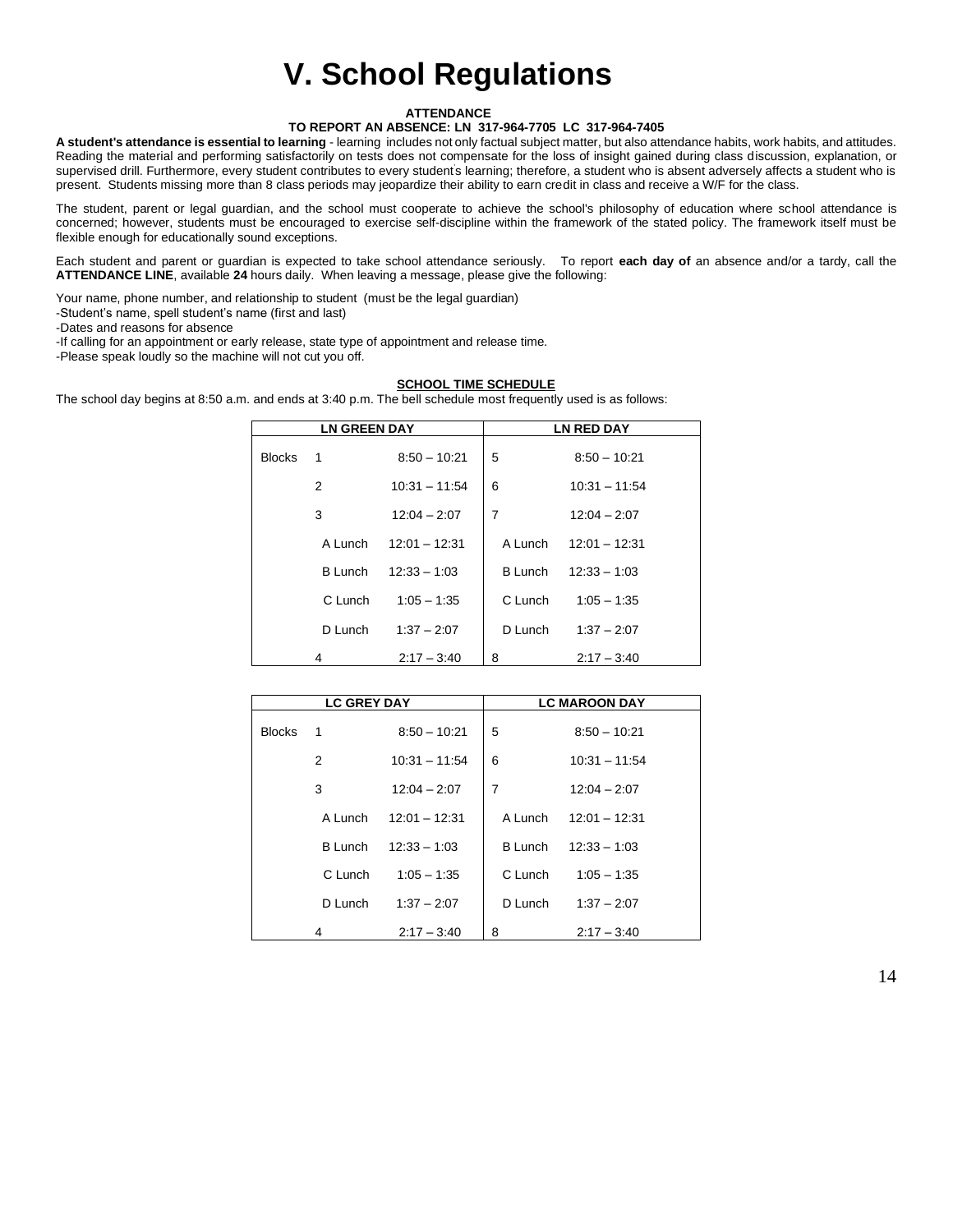# V. School Regulations

**ATTENDANCE**

**TO REPORT AN ABSENCE: LN 317-964-7705 LC 317-964-7405**

**A student's attendance is essential to learning** - learning includes not only factual subject matter, but also attendance habits, work habits, and attitudes. Reading the material and performing satisfactorily on tests does not compensate for the loss of insight gained during class discussion, explanation, or supervised drill. Furthermore, every student contributes to every student's learning; therefore, a student who is absent adversely affects a student who is present. Students missing more than 8 class periods may jeopardize their ability to earn credit in class and receive a W/F for the class.

The student, parent or legal guardian, and the school must cooperate to achieve the school's philosophy of education where school attendance is concerned; however, students must be encouraged to exercise self-discipline within the framework of the stated policy. The framework itself must be flexible enough for educationally sound exceptions.

Each student and parent or guardian is expected to take school attendance seriously. To report **each day of** an absence and/or a tardy, call the **ATTENDANCE LINE**, available **24** hours daily. When leaving a message, please give the following:

Your name, phone number, and relationship to student (must be the legal guardian)
-Student's name, spell student's name (first and last)
-Dates and reasons for absence
-If calling for an appointment or early release, state type of appointment and release time.
-Please speak loudly so the machine will not cut you off.

**SCHOOL TIME SCHEDULE**

The school day begins at 8:50 a.m. and ends at 3:40 p.m. The bell schedule most frequently used is as follows:

| LN GREEN DAY | | | LN RED DAY | |
|---|---|---|---|---|
| Blocks | 1 | 8:50 – 10:21 | 5 | 8:50 – 10:21 |
| | 2 | 10:31 – 11:54 | 6 | 10:31 – 11:54 |
| | 3 | 12:04 – 2:07 | 7 | 12:04 – 2:07 |
| | A Lunch | 12:01 – 12:31 | A Lunch | 12:01 – 12:31 |
| | B Lunch | 12:33 – 1:03 | B Lunch | 12:33 – 1:03 |
| | C Lunch | 1:05 – 1:35 | C Lunch | 1:05 – 1:35 |
| | D Lunch | 1:37 – 2:07 | D Lunch | 1:37 – 2:07 |
| | 4 | 2:17 – 3:40 | 8 | 2:17 – 3:40 |

| LC GREY DAY | | | LC MAROON DAY | |
|---|---|---|---|---|
| Blocks | 1 | 8:50 – 10:21 | 5 | 8:50 – 10:21 |
| | 2 | 10:31 – 11:54 | 6 | 10:31 – 11:54 |
| | 3 | 12:04 – 2:07 | 7 | 12:04 – 2:07 |
| | A Lunch | 12:01 – 12:31 | A Lunch | 12:01 – 12:31 |
| | B Lunch | 12:33 – 1:03 | B Lunch | 12:33 – 1:03 |
| | C Lunch | 1:05 – 1:35 | C Lunch | 1:05 – 1:35 |
| | D Lunch | 1:37 – 2:07 | D Lunch | 1:37 – 2:07 |
| | 4 | 2:17 – 3:40 | 8 | 2:17 – 3:40 |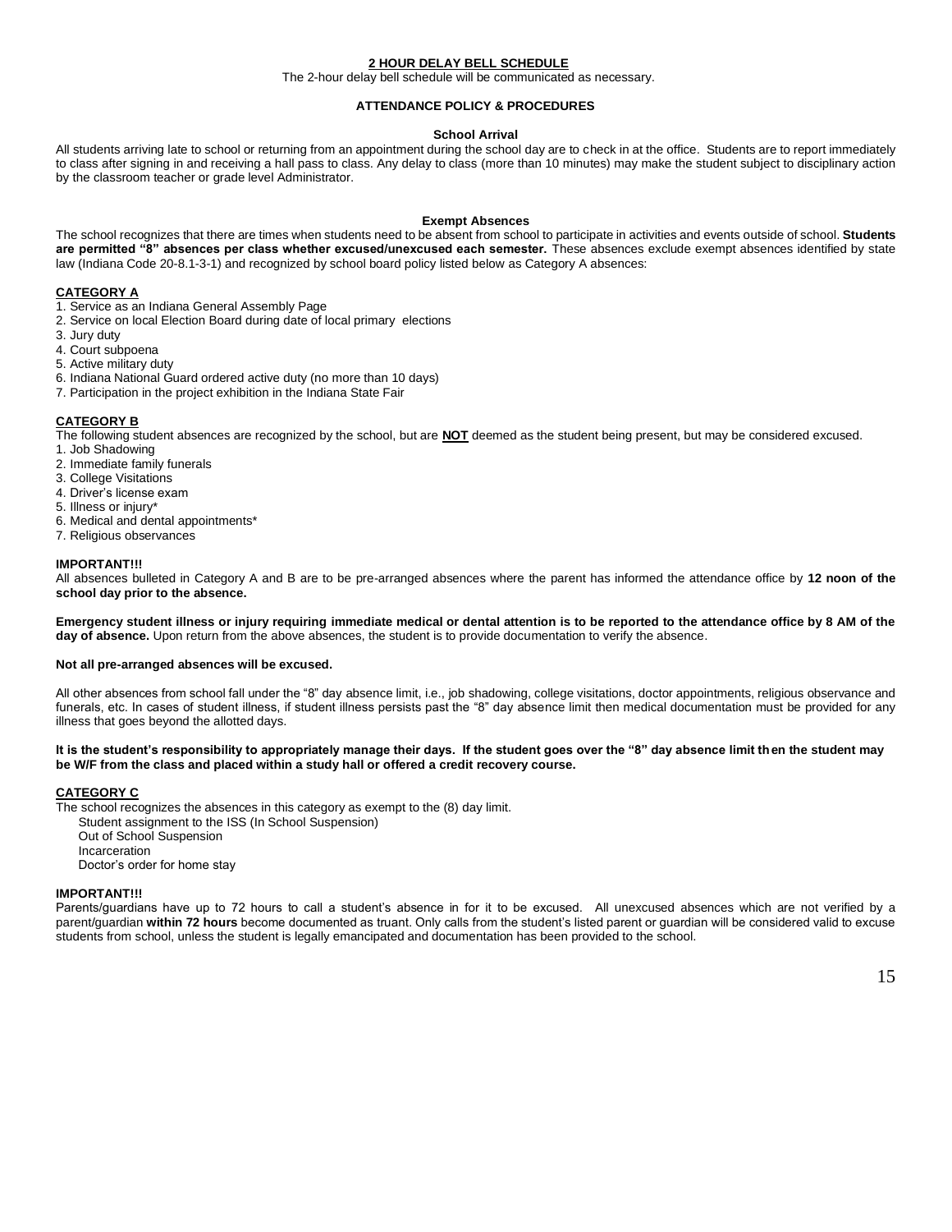## 2 HOUR DELAY BELL SCHEDULE

The 2-hour delay bell schedule will be communicated as necessary.

## ATTENDANCE POLICY & PROCEDURES

### School Arrival

All students arriving late to school or returning from an appointment during the school day are to check in at the office. Students are to report immediately to class after signing in and receiving a hall pass to class. Any delay to class (more than 10 minutes) may make the student subject to disciplinary action by the classroom teacher or grade level Administrator.

### Exempt Absences

The school recognizes that there are times when students need to be absent from school to participate in activities and events outside of school. **Students are permitted "8" absences per class whether excused/unexcused each semester.** These absences exclude exempt absences identified by state law (Indiana Code 20-8.1-3-1) and recognized by school board policy listed below as Category A absences:

**CATEGORY A**

1. Service as an Indiana General Assembly Page
2. Service on local Election Board during date of local primary elections
3. Jury duty
4. Court subpoena
5. Active military duty
6. Indiana National Guard ordered active duty (no more than 10 days)
7. Participation in the project exhibition in the Indiana State Fair

**CATEGORY B**

The following student absences are recognized by the school, but are **NOT** deemed as the student being present, but may be considered excused.

1. Job Shadowing
2. Immediate family funerals
3. College Visitations
4. Driver's license exam
5. Illness or injury*
6. Medical and dental appointments*
7. Religious observances

**IMPORTANT!!!**

All absences bulleted in Category A and B are to be pre-arranged absences where the parent has informed the attendance office by **12 noon of the school day prior to the absence.**

**Emergency student illness or injury requiring immediate medical or dental attention is to be reported to the attendance office by 8 AM of the day of absence.** Upon return from the above absences, the student is to provide documentation to verify the absence.

**Not all pre-arranged absences will be excused.**

All other absences from school fall under the "8" day absence limit, i.e., job shadowing, college visitations, doctor appointments, religious observance and funerals, etc. In cases of student illness, if student illness persists past the "8" day absence limit then medical documentation must be provided for any illness that goes beyond the allotted days.

**It is the student's responsibility to appropriately manage their days. If the student goes over the "8" day absence limit then the student may be W/F from the class and placed within a study hall or offered a credit recovery course.**

**CATEGORY C**

The school recognizes the absences in this category as exempt to the (8) day limit.

- Student assignment to the ISS (In School Suspension)
- Out of School Suspension
- Incarceration
- Doctor's order for home stay

**IMPORTANT!!!**

Parents/guardians have up to 72 hours to call a student's absence in for it to be excused. All unexcused absences which are not verified by a parent/guardian **within 72 hours** become documented as truant. Only calls from the student's listed parent or guardian will be considered valid to excuse students from school, unless the student is legally emancipated and documentation has been provided to the school.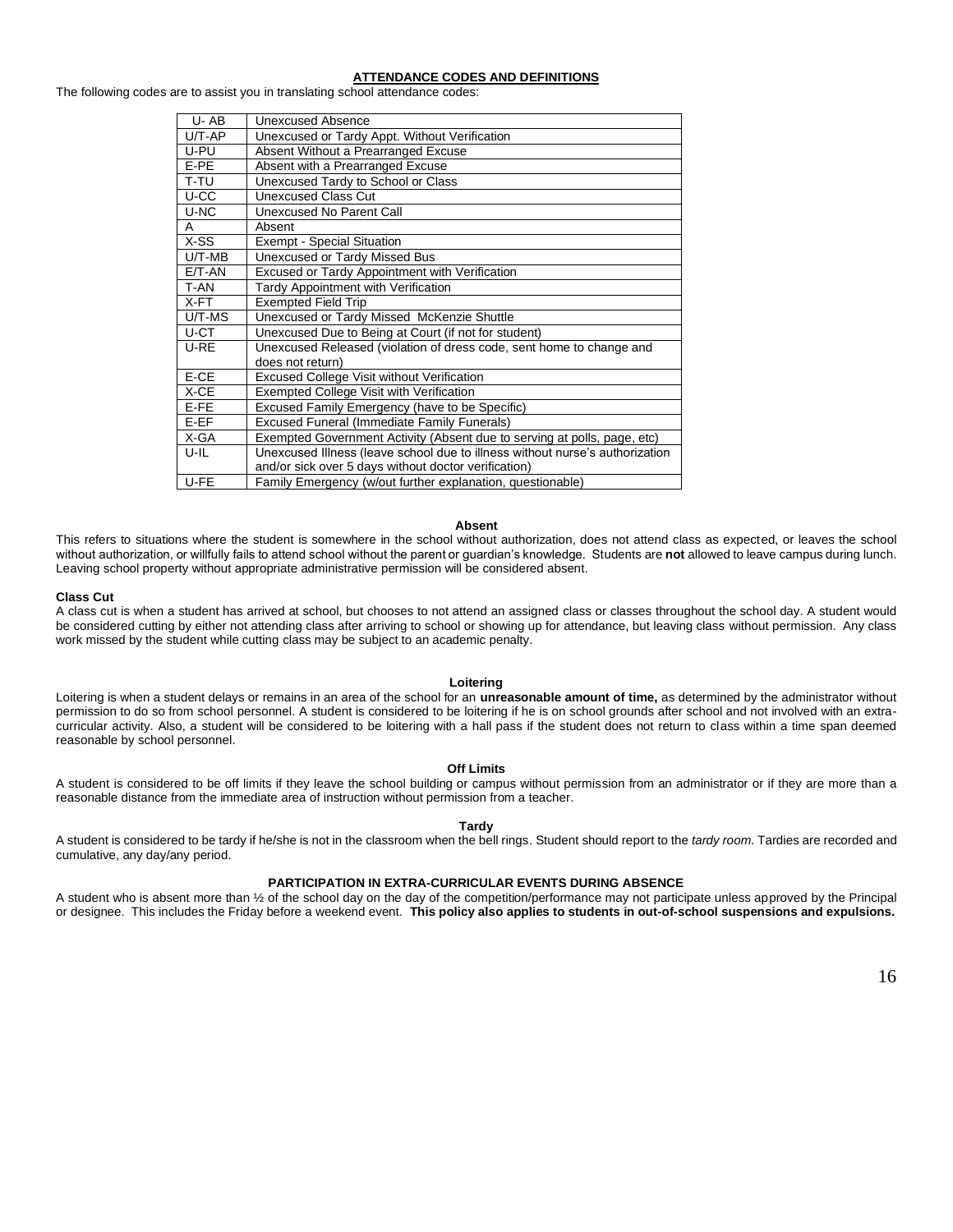## ATTENDANCE CODES AND DEFINITIONS

The following codes are to assist you in translating school attendance codes:

| Code | Definition |
|---|---|
| U- AB | Unexcused Absence |
| U/T-AP | Unexcused or Tardy Appt. Without Verification |
| U-PU | Absent Without a Prearranged Excuse |
| E-PE | Absent with a Prearranged Excuse |
| T-TU | Unexcused Tardy to School or Class |
| U-CC | Unexcused Class Cut |
| U-NC | Unexcused No Parent Call |
| A | Absent |
| X-SS | Exempt - Special Situation |
| U/T-MB | Unexcused or Tardy Missed Bus |
| E/T-AN | Excused or Tardy Appointment with Verification |
| T-AN | Tardy Appointment with Verification |
| X-FT | Exempted Field Trip |
| U/T-MS | Unexcused or Tardy Missed McKenzie Shuttle |
| U-CT | Unexcused Due to Being at Court (if not for student) |
| U-RE | Unexcused Released (violation of dress code, sent home to change and does not return) |
| E-CE | Excused College Visit without Verification |
| X-CE | Exempted College Visit with Verification |
| E-FE | Excused Family Emergency (have to be Specific) |
| E-EF | Excused Funeral (Immediate Family Funerals) |
| X-GA | Exempted Government Activity (Absent due to serving at polls, page, etc) |
| U-IL | Unexcused Illness (leave school due to illness without nurse's authorization and/or sick over 5 days without doctor verification) |
| U-FE | Family Emergency (w/out further explanation, questionable) |

### Absent

This refers to situations where the student is somewhere in the school without authorization, does not attend class as expected, or leaves the school without authorization, or willfully fails to attend school without the parent or guardian's knowledge. Students are **not** allowed to leave campus during lunch. Leaving school property without appropriate administrative permission will be considered absent.

### Class Cut

A class cut is when a student has arrived at school, but chooses to not attend an assigned class or classes throughout the school day. A student would be considered cutting by either not attending class after arriving to school or showing up for attendance, but leaving class without permission. Any class work missed by the student while cutting class may be subject to an academic penalty.

### Loitering

Loitering is when a student delays or remains in an area of the school for an **unreasonable amount of time,** as determined by the administrator without permission to do so from school personnel. A student is considered to be loitering if he is on school grounds after school and not involved with an extra-curricular activity. Also, a student will be considered to be loitering with a hall pass if the student does not return to class within a time span deemed reasonable by school personnel.

### Off Limits

A student is considered to be off limits if they leave the school building or campus without permission from an administrator or if they are more than a reasonable distance from the immediate area of instruction without permission from a teacher.

### Tardy

A student is considered to be tardy if he/she is not in the classroom when the bell rings. Student should report to the *tardy room.* Tardies are recorded and cumulative, any day/any period.

### PARTICIPATION IN EXTRA-CURRICULAR EVENTS DURING ABSENCE

A student who is absent more than ½ of the school day on the day of the competition/performance may not participate unless approved by the Principal or designee. This includes the Friday before a weekend event. **This policy also applies to students in out-of-school suspensions and expulsions.**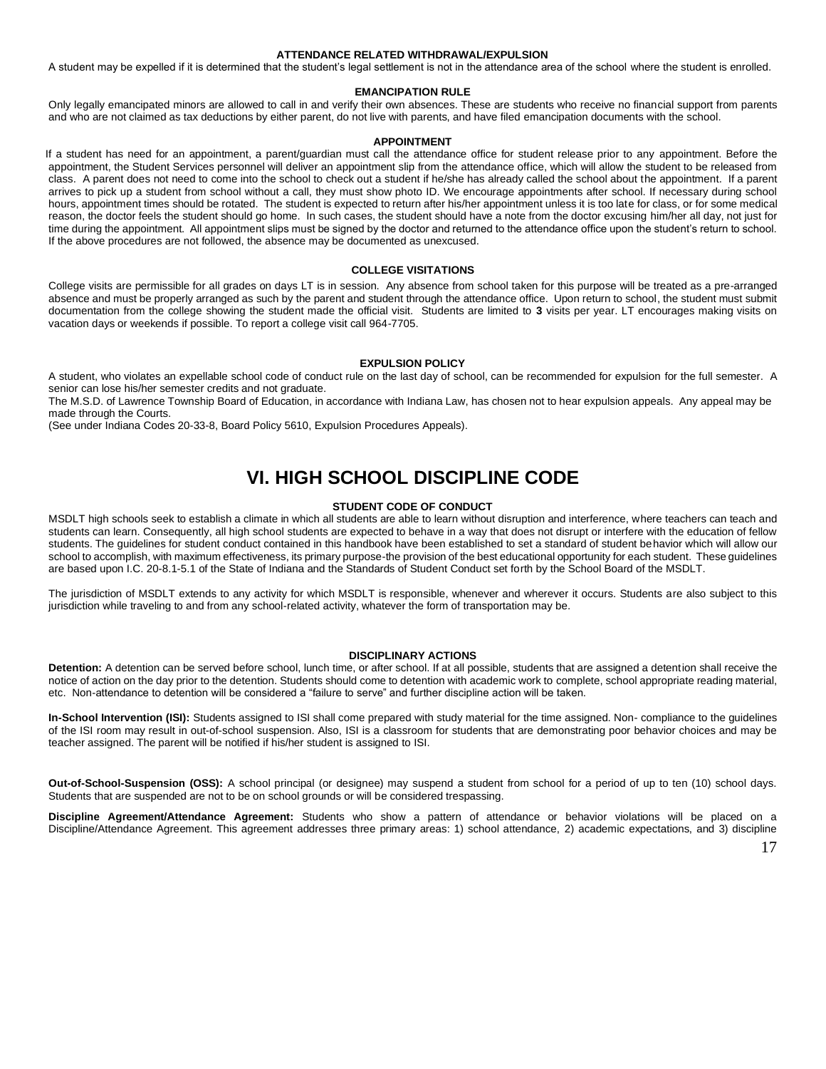### ATTENDANCE RELATED WITHDRAWAL/EXPULSION

A student may be expelled if it is determined that the student's legal settlement is not in the attendance area of the school where the student is enrolled.

### EMANCIPATION RULE

Only legally emancipated minors are allowed to call in and verify their own absences. These are students who receive no financial support from parents and who are not claimed as tax deductions by either parent, do not live with parents, and have filed emancipation documents with the school.

### APPOINTMENT

If a student has need for an appointment, a parent/guardian must call the attendance office for student release prior to any appointment. Before the appointment, the Student Services personnel will deliver an appointment slip from the attendance office, which will allow the student to be released from class. A parent does not need to come into the school to check out a student if he/she has already called the school about the appointment. If a parent arrives to pick up a student from school without a call, they must show photo ID. We encourage appointments after school. If necessary during school hours, appointment times should be rotated. The student is expected to return after his/her appointment unless it is too late for class, or for some medical reason, the doctor feels the student should go home. In such cases, the student should have a note from the doctor excusing him/her all day, not just for time during the appointment. All appointment slips must be signed by the doctor and returned to the attendance office upon the student's return to school. If the above procedures are not followed, the absence may be documented as unexcused.

### COLLEGE VISITATIONS

College visits are permissible for all grades on days LT is in session. Any absence from school taken for this purpose will be treated as a pre-arranged absence and must be properly arranged as such by the parent and student through the attendance office. Upon return to school, the student must submit documentation from the college showing the student made the official visit. Students are limited to **3** visits per year. LT encourages making visits on vacation days or weekends if possible. To report a college visit call 964-7705.

### EXPULSION POLICY

A student, who violates an expellable school code of conduct rule on the last day of school, can be recommended for expulsion for the full semester. A senior can lose his/her semester credits and not graduate.

The M.S.D. of Lawrence Township Board of Education, in accordance with Indiana Law, has chosen not to hear expulsion appeals. Any appeal may be made through the Courts.

(See under Indiana Codes 20-33-8, Board Policy 5610, Expulsion Procedures Appeals).

# VI. HIGH SCHOOL DISCIPLINE CODE

### STUDENT CODE OF CONDUCT

MSDLT high schools seek to establish a climate in which all students are able to learn without disruption and interference, where teachers can teach and students can learn. Consequently, all high school students are expected to behave in a way that does not disrupt or interfere with the education of fellow students. The guidelines for student conduct contained in this handbook have been established to set a standard of student behavior which will allow our school to accomplish, with maximum effectiveness, its primary purpose-the provision of the best educational opportunity for each student. These guidelines are based upon I.C. 20-8.1-5.1 of the State of Indiana and the Standards of Student Conduct set forth by the School Board of the MSDLT.

The jurisdiction of MSDLT extends to any activity for which MSDLT is responsible, whenever and wherever it occurs. Students are also subject to this jurisdiction while traveling to and from any school-related activity, whatever the form of transportation may be.

### DISCIPLINARY ACTIONS

**Detention:** A detention can be served before school, lunch time, or after school. If at all possible, students that are assigned a detention shall receive the notice of action on the day prior to the detention. Students should come to detention with academic work to complete, school appropriate reading material, etc. Non-attendance to detention will be considered a "failure to serve" and further discipline action will be taken.

**In-School Intervention (ISI):** Students assigned to ISI shall come prepared with study material for the time assigned. Non- compliance to the guidelines of the ISI room may result in out-of-school suspension. Also, ISI is a classroom for students that are demonstrating poor behavior choices and may be teacher assigned. The parent will be notified if his/her student is assigned to ISI.

**Out-of-School-Suspension (OSS):** A school principal (or designee) may suspend a student from school for a period of up to ten (10) school days. Students that are suspended are not to be on school grounds or will be considered trespassing.

**Discipline Agreement/Attendance Agreement:** Students who show a pattern of attendance or behavior violations will be placed on a Discipline/Attendance Agreement. This agreement addresses three primary areas: 1) school attendance, 2) academic expectations, and 3) discipline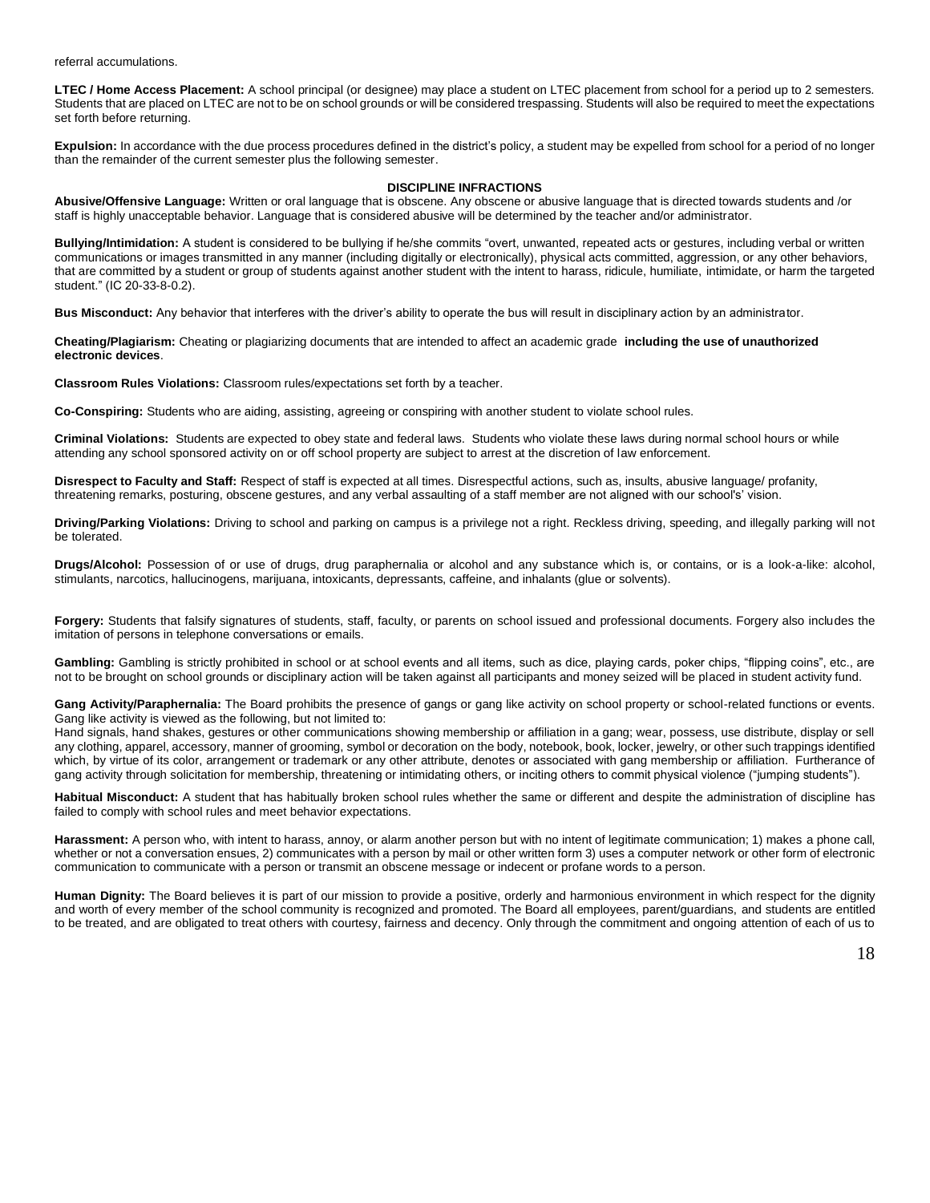referral accumulations.

**LTEC / Home Access Placement:** A school principal (or designee) may place a student on LTEC placement from school for a period up to 2 semesters. Students that are placed on LTEC are not to be on school grounds or will be considered trespassing. Students will also be required to meet the expectations set forth before returning.

**Expulsion:** In accordance with the due process procedures defined in the district's policy, a student may be expelled from school for a period of no longer than the remainder of the current semester plus the following semester.

## DISCIPLINE INFRACTIONS

**Abusive/Offensive Language:** Written or oral language that is obscene. Any obscene or abusive language that is directed towards students and /or staff is highly unacceptable behavior. Language that is considered abusive will be determined by the teacher and/or administrator.

**Bullying/Intimidation:** A student is considered to be bullying if he/she commits "overt, unwanted, repeated acts or gestures, including verbal or written communications or images transmitted in any manner (including digitally or electronically), physical acts committed, aggression, or any other behaviors, that are committed by a student or group of students against another student with the intent to harass, ridicule, humiliate, intimidate, or harm the targeted student." (IC 20-33-8-0.2).

**Bus Misconduct:** Any behavior that interferes with the driver's ability to operate the bus will result in disciplinary action by an administrator.

**Cheating/Plagiarism:** Cheating or plagiarizing documents that are intended to affect an academic grade **including the use of unauthorized electronic devices**.

**Classroom Rules Violations:** Classroom rules/expectations set forth by a teacher.

**Co-Conspiring:** Students who are aiding, assisting, agreeing or conspiring with another student to violate school rules.

**Criminal Violations:** Students are expected to obey state and federal laws. Students who violate these laws during normal school hours or while attending any school sponsored activity on or off school property are subject to arrest at the discretion of law enforcement.

**Disrespect to Faculty and Staff:** Respect of staff is expected at all times. Disrespectful actions, such as, insults, abusive language/ profanity, threatening remarks, posturing, obscene gestures, and any verbal assaulting of a staff member are not aligned with our school's' vision.

**Driving/Parking Violations:** Driving to school and parking on campus is a privilege not a right. Reckless driving, speeding, and illegally parking will not be tolerated.

**Drugs/Alcohol:** Possession of or use of drugs, drug paraphernalia or alcohol and any substance which is, or contains, or is a look-a-like: alcohol, stimulants, narcotics, hallucinogens, marijuana, intoxicants, depressants, caffeine, and inhalants (glue or solvents).

**Forgery:** Students that falsify signatures of students, staff, faculty, or parents on school issued and professional documents. Forgery also includes the imitation of persons in telephone conversations or emails.

**Gambling:** Gambling is strictly prohibited in school or at school events and all items, such as dice, playing cards, poker chips, "flipping coins", etc., are not to be brought on school grounds or disciplinary action will be taken against all participants and money seized will be placed in student activity fund.

**Gang Activity/Paraphernalia:** The Board prohibits the presence of gangs or gang like activity on school property or school-related functions or events. Gang like activity is viewed as the following, but not limited to:
Hand signals, hand shakes, gestures or other communications showing membership or affiliation in a gang; wear, possess, use distribute, display or sell any clothing, apparel, accessory, manner of grooming, symbol or decoration on the body, notebook, book, locker, jewelry, or other such trappings identified which, by virtue of its color, arrangement or trademark or any other attribute, denotes or associated with gang membership or affiliation. Furtherance of gang activity through solicitation for membership, threatening or intimidating others, or inciting others to commit physical violence ("jumping students").

**Habitual Misconduct:** A student that has habitually broken school rules whether the same or different and despite the administration of discipline has failed to comply with school rules and meet behavior expectations.

**Harassment:** A person who, with intent to harass, annoy, or alarm another person but with no intent of legitimate communication; 1) makes a phone call, whether or not a conversation ensues, 2) communicates with a person by mail or other written form 3) uses a computer network or other form of electronic communication to communicate with a person or transmit an obscene message or indecent or profane words to a person.

**Human Dignity:** The Board believes it is part of our mission to provide a positive, orderly and harmonious environment in which respect for the dignity and worth of every member of the school community is recognized and promoted. The Board all employees, parent/guardians, and students are entitled to be treated, and are obligated to treat others with courtesy, fairness and decency. Only through the commitment and ongoing attention of each of us to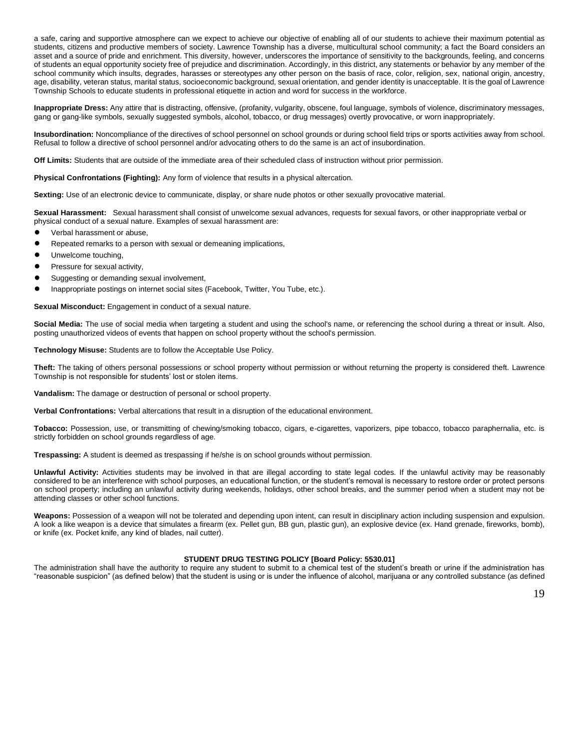a safe, caring and supportive atmosphere can we expect to achieve our objective of enabling all of our students to achieve their maximum potential as students, citizens and productive members of society. Lawrence Township has a diverse, multicultural school community; a fact the Board considers an asset and a source of pride and enrichment. This diversity, however, underscores the importance of sensitivity to the backgrounds, feeling, and concerns of students an equal opportunity society free of prejudice and discrimination. Accordingly, in this district, any statements or behavior by any member of the school community which insults, degrades, harasses or stereotypes any other person on the basis of race, color, religion, sex, national origin, ancestry, age, disability, veteran status, marital status, socioeconomic background, sexual orientation, and gender identity is unacceptable. It is the goal of Lawrence Township Schools to educate students in professional etiquette in action and word for success in the workforce.

**Inappropriate Dress:** Any attire that is distracting, offensive, (profanity, vulgarity, obscene, foul language, symbols of violence, discriminatory messages, gang or gang-like symbols, sexually suggested symbols, alcohol, tobacco, or drug messages) overtly provocative, or worn inappropriately.

**Insubordination:** Noncompliance of the directives of school personnel on school grounds or during school field trips or sports activities away from school. Refusal to follow a directive of school personnel and/or advocating others to do the same is an act of insubordination.

**Off Limits:** Students that are outside of the immediate area of their scheduled class of instruction without prior permission.

**Physical Confrontations (Fighting):** Any form of violence that results in a physical altercation.

**Sexting:** Use of an electronic device to communicate, display, or share nude photos or other sexually provocative material.

**Sexual Harassment:** Sexual harassment shall consist of unwelcome sexual advances, requests for sexual favors, or other inappropriate verbal or physical conduct of a sexual nature. Examples of sexual harassment are:

- Verbal harassment or abuse,
- Repeated remarks to a person with sexual or demeaning implications,
- Unwelcome touching,
- Pressure for sexual activity,
- Suggesting or demanding sexual involvement,
- Inappropriate postings on internet social sites (Facebook, Twitter, You Tube, etc.).

**Sexual Misconduct:** Engagement in conduct of a sexual nature.

**Social Media:** The use of social media when targeting a student and using the school's name, or referencing the school during a threat or insult. Also, posting unauthorized videos of events that happen on school property without the school's permission.

**Technology Misuse:** Students are to follow the Acceptable Use Policy.

**Theft:** The taking of others personal possessions or school property without permission or without returning the property is considered theft. Lawrence Township is not responsible for students' lost or stolen items.

**Vandalism:** The damage or destruction of personal or school property.

**Verbal Confrontations:** Verbal altercations that result in a disruption of the educational environment.

**Tobacco:** Possession, use, or transmitting of chewing/smoking tobacco, cigars, e-cigarettes, vaporizers, pipe tobacco, tobacco paraphernalia, etc. is strictly forbidden on school grounds regardless of age.

**Trespassing:** A student is deemed as trespassing if he/she is on school grounds without permission.

**Unlawful Activity:** Activities students may be involved in that are illegal according to state legal codes. If the unlawful activity may be reasonably considered to be an interference with school purposes, an educational function, or the student's removal is necessary to restore order or protect persons on school property; including an unlawful activity during weekends, holidays, other school breaks, and the summer period when a student may not be attending classes or other school functions.

**Weapons:** Possession of a weapon will not be tolerated and depending upon intent, can result in disciplinary action including suspension and expulsion. A look a like weapon is a device that simulates a firearm (ex. Pellet gun, BB gun, plastic gun), an explosive device (ex. Hand grenade, fireworks, bomb), or knife (ex. Pocket knife, any kind of blades, nail cutter).

## STUDENT DRUG TESTING POLICY [Board Policy: 5530.01]

The administration shall have the authority to require any student to submit to a chemical test of the student's breath or urine if the administration has "reasonable suspicion" (as defined below) that the student is using or is under the influence of alcohol, marijuana or any controlled substance (as defined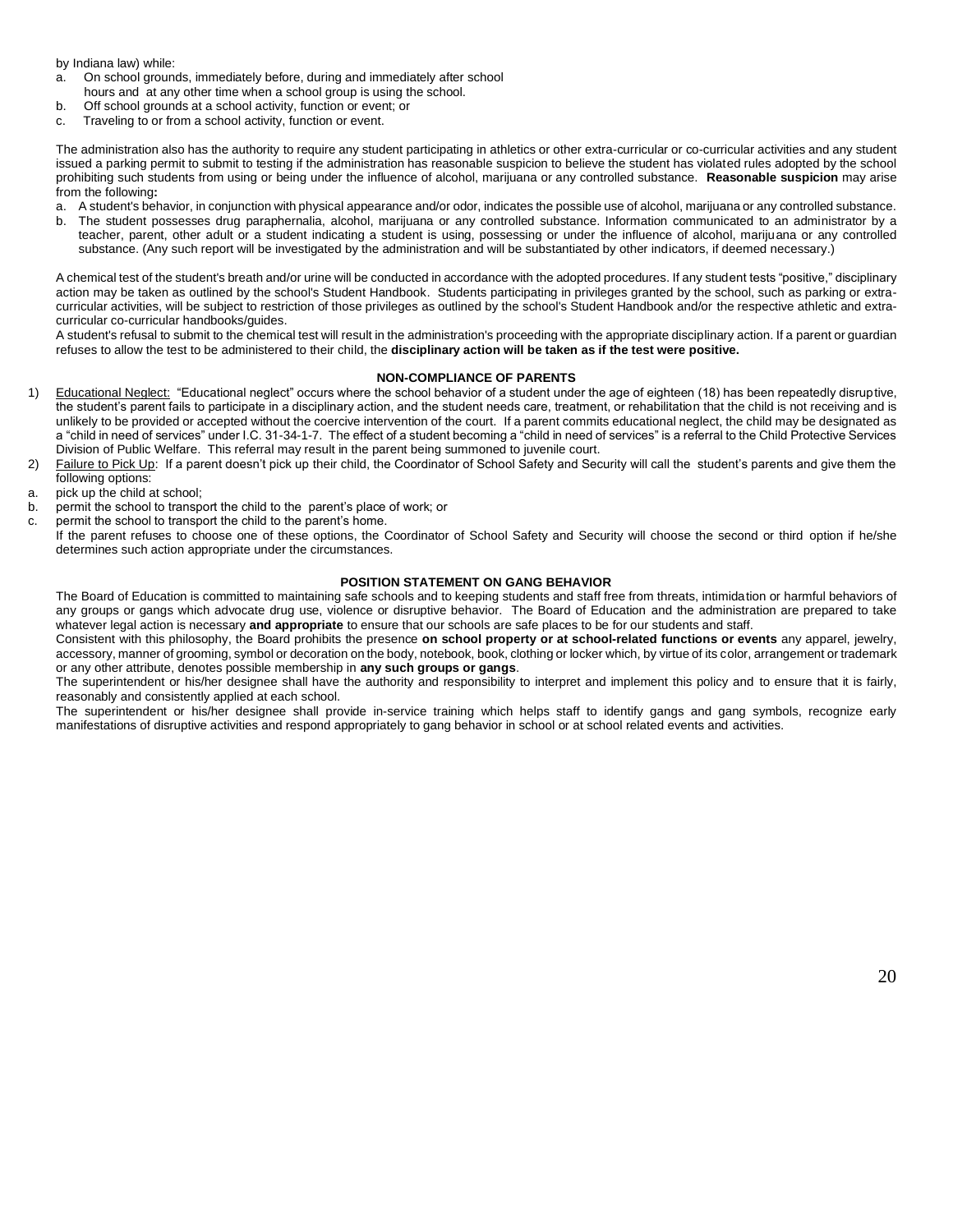by Indiana law) while:

a. On school grounds, immediately before, during and immediately after school hours and at any other time when a school group is using the school.
b. Off school grounds at a school activity, function or event; or
c. Traveling to or from a school activity, function or event.

The administration also has the authority to require any student participating in athletics or other extra-curricular or co-curricular activities and any student issued a parking permit to submit to testing if the administration has reasonable suspicion to believe the student has violated rules adopted by the school prohibiting such students from using or being under the influence of alcohol, marijuana or any controlled substance. **Reasonable suspicion** may arise from the following**:**

a. A student's behavior, in conjunction with physical appearance and/or odor, indicates the possible use of alcohol, marijuana or any controlled substance.
b. The student possesses drug paraphernalia, alcohol, marijuana or any controlled substance. Information communicated to an administrator by a teacher, parent, other adult or a student indicating a student is using, possessing or under the influence of alcohol, marijuana or any controlled substance. (Any such report will be investigated by the administration and will be substantiated by other indicators, if deemed necessary.)

A chemical test of the student's breath and/or urine will be conducted in accordance with the adopted procedures. If any student tests "positive," disciplinary action may be taken as outlined by the school's Student Handbook. Students participating in privileges granted by the school, such as parking or extra-curricular activities, will be subject to restriction of those privileges as outlined by the school's Student Handbook and/or the respective athletic and extra-curricular co-curricular handbooks/guides.

A student's refusal to submit to the chemical test will result in the administration's proceeding with the appropriate disciplinary action. If a parent or guardian refuses to allow the test to be administered to their child, the **disciplinary action will be taken as if the test were positive.**

**NON-COMPLIANCE OF PARENTS**

1) Educational Neglect: "Educational neglect" occurs where the school behavior of a student under the age of eighteen (18) has been repeatedly disruptive, the student's parent fails to participate in a disciplinary action, and the student needs care, treatment, or rehabilitation that the child is not receiving and is unlikely to be provided or accepted without the coercive intervention of the court. If a parent commits educational neglect, the child may be designated as a "child in need of services" under I.C. 31-34-1-7. The effect of a student becoming a "child in need of services" is a referral to the Child Protective Services Division of Public Welfare. This referral may result in the parent being summoned to juvenile court.
2) Failure to Pick Up: If a parent doesn't pick up their child, the Coordinator of School Safety and Security will call the student's parents and give them the following options:

a. pick up the child at school;
b. permit the school to transport the child to the parent's place of work; or
c. permit the school to transport the child to the parent's home.

If the parent refuses to choose one of these options, the Coordinator of School Safety and Security will choose the second or third option if he/she determines such action appropriate under the circumstances.

**POSITION STATEMENT ON GANG BEHAVIOR**

The Board of Education is committed to maintaining safe schools and to keeping students and staff free from threats, intimidation or harmful behaviors of any groups or gangs which advocate drug use, violence or disruptive behavior. The Board of Education and the administration are prepared to take whatever legal action is necessary **and appropriate** to ensure that our schools are safe places to be for our students and staff.

Consistent with this philosophy, the Board prohibits the presence **on school property or at school-related functions or events** any apparel, jewelry, accessory, manner of grooming, symbol or decoration on the body, notebook, book, clothing or locker which, by virtue of its color, arrangement or trademark or any other attribute, denotes possible membership in **any such groups or gangs**.

The superintendent or his/her designee shall have the authority and responsibility to interpret and implement this policy and to ensure that it is fairly, reasonably and consistently applied at each school.

The superintendent or his/her designee shall provide in-service training which helps staff to identify gangs and gang symbols, recognize early manifestations of disruptive activities and respond appropriately to gang behavior in school or at school related events and activities.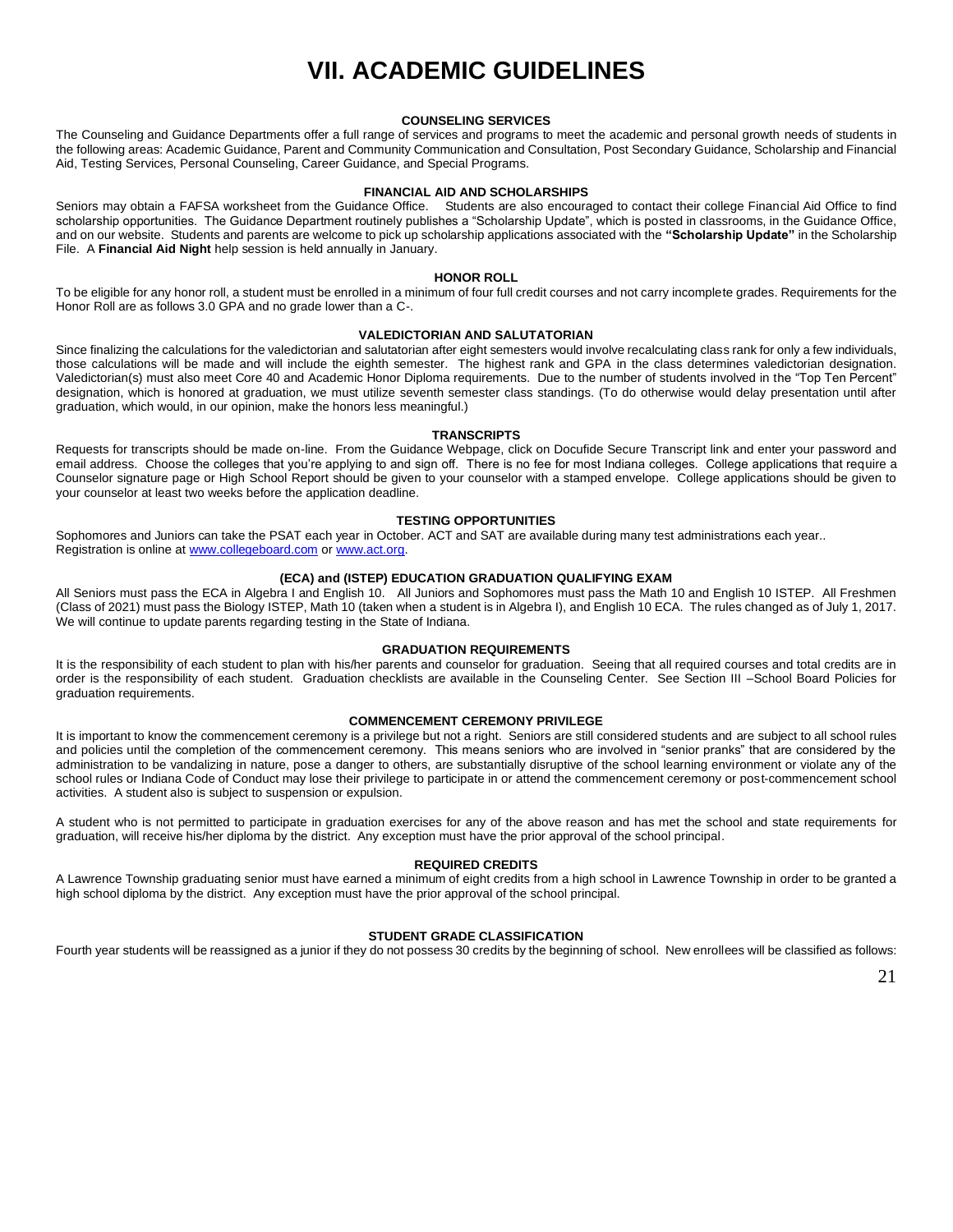# VII. ACADEMIC GUIDELINES

### COUNSELING SERVICES

The Counseling and Guidance Departments offer a full range of services and programs to meet the academic and personal growth needs of students in the following areas: Academic Guidance, Parent and Community Communication and Consultation, Post Secondary Guidance, Scholarship and Financial Aid, Testing Services, Personal Counseling, Career Guidance, and Special Programs.

### FINANCIAL AID AND SCHOLARSHIPS

Seniors may obtain a FAFSA worksheet from the Guidance Office. Students are also encouraged to contact their college Financial Aid Office to find scholarship opportunities. The Guidance Department routinely publishes a "Scholarship Update", which is posted in classrooms, in the Guidance Office, and on our website. Students and parents are welcome to pick up scholarship applications associated with the **"Scholarship Update"** in the Scholarship File. A **Financial Aid Night** help session is held annually in January.

### HONOR ROLL

To be eligible for any honor roll, a student must be enrolled in a minimum of four full credit courses and not carry incomplete grades. Requirements for the Honor Roll are as follows 3.0 GPA and no grade lower than a C-.

### VALEDICTORIAN AND SALUTATORIAN

Since finalizing the calculations for the valedictorian and salutatorian after eight semesters would involve recalculating class rank for only a few individuals, those calculations will be made and will include the eighth semester. The highest rank and GPA in the class determines valedictorian designation. Valedictorian(s) must also meet Core 40 and Academic Honor Diploma requirements. Due to the number of students involved in the "Top Ten Percent" designation, which is honored at graduation, we must utilize seventh semester class standings. (To do otherwise would delay presentation until after graduation, which would, in our opinion, make the honors less meaningful.)

### TRANSCRIPTS

Requests for transcripts should be made on-line. From the Guidance Webpage, click on Docufide Secure Transcript link and enter your password and email address. Choose the colleges that you're applying to and sign off. There is no fee for most Indiana colleges. College applications that require a Counselor signature page or High School Report should be given to your counselor with a stamped envelope. College applications should be given to your counselor at least two weeks before the application deadline.

### TESTING OPPORTUNITIES

Sophomores and Juniors can take the PSAT each year in October. ACT and SAT are available during many test administrations each year..
Registration is online at www.collegeboard.com or www.act.org.

### (ECA) and (ISTEP) EDUCATION GRADUATION QUALIFYING EXAM

All Seniors must pass the ECA in Algebra I and English 10. All Juniors and Sophomores must pass the Math 10 and English 10 ISTEP. All Freshmen (Class of 2021) must pass the Biology ISTEP, Math 10 (taken when a student is in Algebra I), and English 10 ECA. The rules changed as of July 1, 2017. We will continue to update parents regarding testing in the State of Indiana.

### GRADUATION REQUIREMENTS

It is the responsibility of each student to plan with his/her parents and counselor for graduation. Seeing that all required courses and total credits are in order is the responsibility of each student. Graduation checklists are available in the Counseling Center. See Section III –School Board Policies for graduation requirements.

### COMMENCEMENT CEREMONY PRIVILEGE

It is important to know the commencement ceremony is a privilege but not a right. Seniors are still considered students and are subject to all school rules and policies until the completion of the commencement ceremony. This means seniors who are involved in "senior pranks" that are considered by the administration to be vandalizing in nature, pose a danger to others, are substantially disruptive of the school learning environment or violate any of the school rules or Indiana Code of Conduct may lose their privilege to participate in or attend the commencement ceremony or post-commencement school activities. A student also is subject to suspension or expulsion.

A student who is not permitted to participate in graduation exercises for any of the above reason and has met the school and state requirements for graduation, will receive his/her diploma by the district. Any exception must have the prior approval of the school principal.

### REQUIRED CREDITS

A Lawrence Township graduating senior must have earned a minimum of eight credits from a high school in Lawrence Township in order to be granted a high school diploma by the district. Any exception must have the prior approval of the school principal.

### STUDENT GRADE CLASSIFICATION

Fourth year students will be reassigned as a junior if they do not possess 30 credits by the beginning of school. New enrollees will be classified as follows: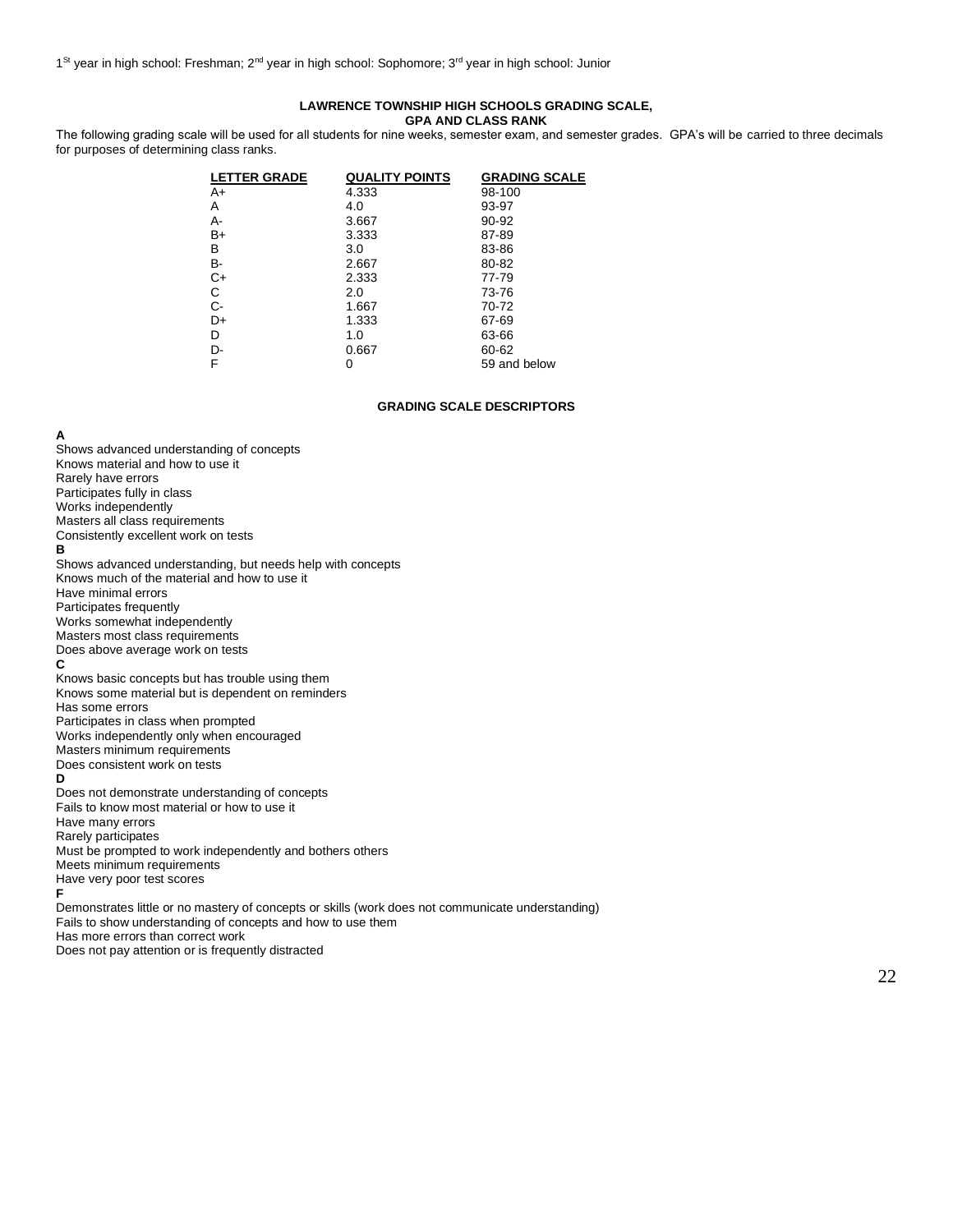1st year in high school: Freshman; 2nd year in high school: Sophomore; 3rd year in high school: Junior

## LAWRENCE TOWNSHIP HIGH SCHOOLS GRADING SCALE, GPA AND CLASS RANK

The following grading scale will be used for all students for nine weeks, semester exam, and semester grades. GPA's will be carried to three decimals for purposes of determining class ranks.

| LETTER GRADE | QUALITY POINTS | GRADING SCALE |
|---|---|---|
| A+ | 4.333 | 98-100 |
| A | 4.0 | 93-97 |
| A- | 3.667 | 90-92 |
| B+ | 3.333 | 87-89 |
| B | 3.0 | 83-86 |
| B- | 2.667 | 80-82 |
| C+ | 2.333 | 77-79 |
| C | 2.0 | 73-76 |
| C- | 1.667 | 70-72 |
| D+ | 1.333 | 67-69 |
| D | 1.0 | 63-66 |
| D- | 0.667 | 60-62 |
| F | 0 | 59 and below |

## GRADING SCALE DESCRIPTORS

**A**

Shows advanced understanding of concepts
Knows material and how to use it
Rarely have errors
Participates fully in class
Works independently
Masters all class requirements
Consistently excellent work on tests

**B**

Shows advanced understanding, but needs help with concepts
Knows much of the material and how to use it
Have minimal errors
Participates frequently
Works somewhat independently
Masters most class requirements
Does above average work on tests

**C**

Knows basic concepts but has trouble using them
Knows some material but is dependent on reminders
Has some errors
Participates in class when prompted
Works independently only when encouraged
Masters minimum requirements
Does consistent work on tests

**D**

Does not demonstrate understanding of concepts
Fails to know most material or how to use it
Have many errors
Rarely participates
Must be prompted to work independently and bothers others
Meets minimum requirements
Have very poor test scores

**F**

Demonstrates little or no mastery of concepts or skills (work does not communicate understanding)
Fails to show understanding of concepts and how to use them
Has more errors than correct work
Does not pay attention or is frequently distracted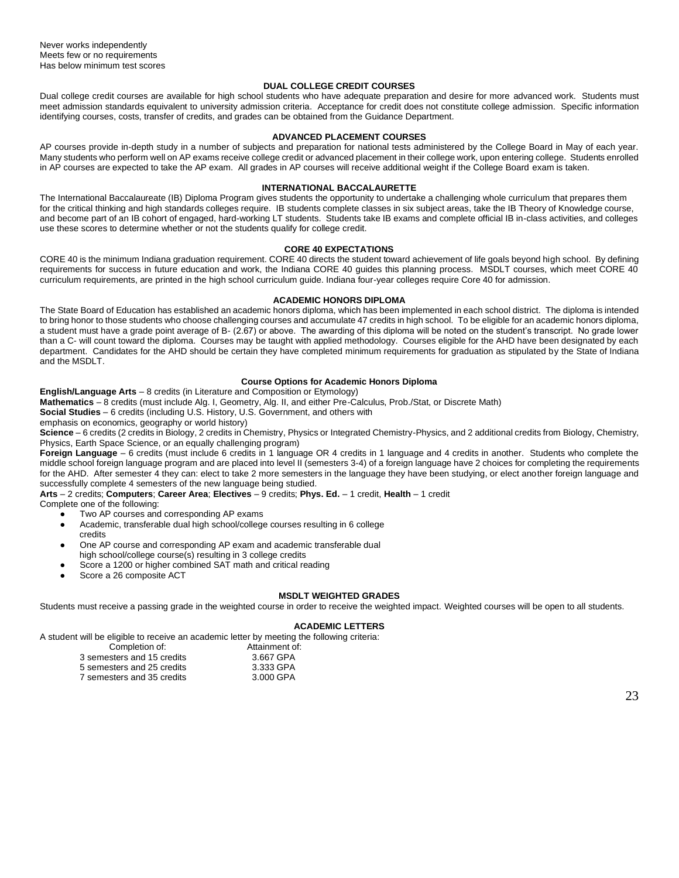Never works independently
Meets few or no requirements
Has below minimum test scores

## DUAL COLLEGE CREDIT COURSES

Dual college credit courses are available for high school students who have adequate preparation and desire for more advanced work. Students must meet admission standards equivalent to university admission criteria. Acceptance for credit does not constitute college admission. Specific information identifying courses, costs, transfer of credits, and grades can be obtained from the Guidance Department.

## ADVANCED PLACEMENT COURSES

AP courses provide in-depth study in a number of subjects and preparation for national tests administered by the College Board in May of each year. Many students who perform well on AP exams receive college credit or advanced placement in their college work, upon entering college. Students enrolled in AP courses are expected to take the AP exam. All grades in AP courses will receive additional weight if the College Board exam is taken.

## INTERNATIONAL BACCALAURETTE

The International Baccalaureate (IB) Diploma Program gives students the opportunity to undertake a challenging whole curriculum that prepares them for the critical thinking and high standards colleges require. IB students complete classes in six subject areas, take the IB Theory of Knowledge course, and become part of an IB cohort of engaged, hard-working LT students. Students take IB exams and complete official IB in-class activities, and colleges use these scores to determine whether or not the students qualify for college credit.

## CORE 40 EXPECTATIONS

CORE 40 is the minimum Indiana graduation requirement. CORE 40 directs the student toward achievement of life goals beyond high school. By defining requirements for success in future education and work, the Indiana CORE 40 guides this planning process. MSDLT courses, which meet CORE 40 curriculum requirements, are printed in the high school curriculum guide. Indiana four-year colleges require Core 40 for admission.

## ACADEMIC HONORS DIPLOMA

The State Board of Education has established an academic honors diploma, which has been implemented in each school district. The diploma is intended to bring honor to those students who choose challenging courses and accumulate 47 credits in high school. To be eligible for an academic honors diploma, a student must have a grade point average of B- (2.67) or above. The awarding of this diploma will be noted on the student's transcript. No grade lower than a C- will count toward the diploma. Courses may be taught with applied methodology. Courses eligible for the AHD have been designated by each department. Candidates for the AHD should be certain they have completed minimum requirements for graduation as stipulated by the State of Indiana and the MSDLT.

### Course Options for Academic Honors Diploma

**English/Language Arts** – 8 credits (in Literature and Composition or Etymology)
**Mathematics** – 8 credits (must include Alg. I, Geometry, Alg. II, and either Pre-Calculus, Prob./Stat, or Discrete Math)
**Social Studies** – 6 credits (including U.S. History, U.S. Government, and others with emphasis on economics, geography or world history)
**Science** – 6 credits (2 credits in Biology, 2 credits in Chemistry, Physics or Integrated Chemistry-Physics, and 2 additional credits from Biology, Chemistry, Physics, Earth Space Science, or an equally challenging program)
**Foreign Language** – 6 credits (must include 6 credits in 1 language OR 4 credits in 1 language and 4 credits in another. Students who complete the middle school foreign language program and are placed into level II (semesters 3-4) of a foreign language have 2 choices for completing the requirements for the AHD. After semester 4 they can: elect to take 2 more semesters in the language they have been studying, or elect another foreign language and successfully complete 4 semesters of the new language being studied.
**Arts** – 2 credits; **Computers**; **Career Area**; **Electives** – 9 credits; **Phys. Ed.** – 1 credit, **Health** – 1 credit
Complete one of the following:

- Two AP courses and corresponding AP exams
- Academic, transferable dual high school/college courses resulting in 6 college credits
- One AP course and corresponding AP exam and academic transferable dual high school/college course(s) resulting in 3 college credits
- Score a 1200 or higher combined SAT math and critical reading
- Score a 26 composite ACT

## MSDLT WEIGHTED GRADES

Students must receive a passing grade in the weighted course in order to receive the weighted impact. Weighted courses will be open to all students.

## ACADEMIC LETTERS

A student will be eligible to receive an academic letter by meeting the following criteria:

| Completion of: | Attainment of: |
|---|---|
| 3 semesters and 15 credits | 3.667 GPA |
| 5 semesters and 25 credits | 3.333 GPA |
| 7 semesters and 35 credits | 3.000 GPA |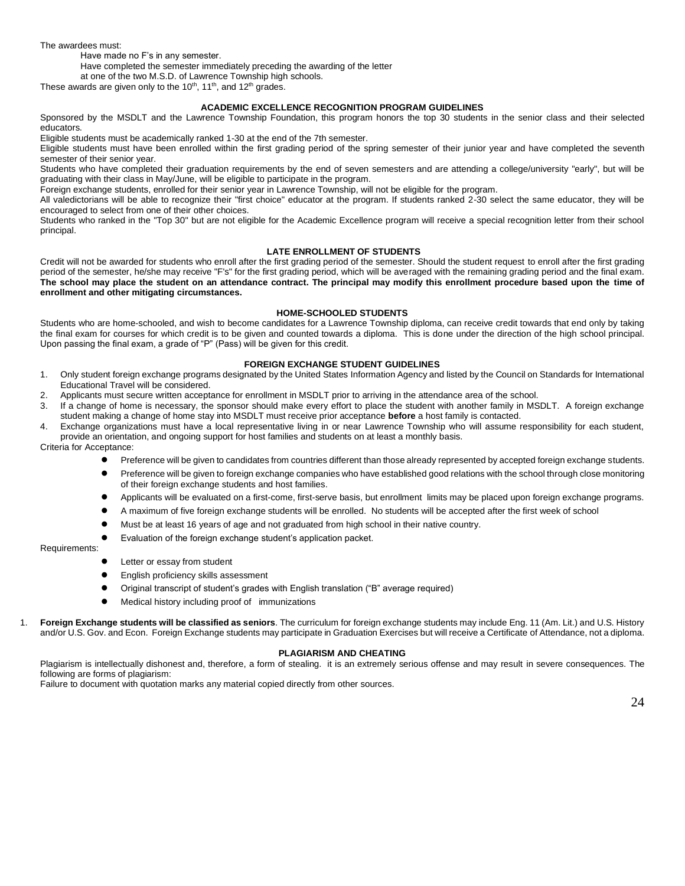The awardees must:

Have made no F's in any semester.

Have completed the semester immediately preceding the awarding of the letter at one of the two M.S.D. of Lawrence Township high schools.

These awards are given only to the 10th, 11th, and 12th grades.

### ACADEMIC EXCELLENCE RECOGNITION PROGRAM GUIDELINES

Sponsored by the MSDLT and the Lawrence Township Foundation, this program honors the top 30 students in the senior class and their selected educators.

Eligible students must be academically ranked 1-30 at the end of the 7th semester.

Eligible students must have been enrolled within the first grading period of the spring semester of their junior year and have completed the seventh semester of their senior year.

Students who have completed their graduation requirements by the end of seven semesters and are attending a college/university "early", but will be graduating with their class in May/June, will be eligible to participate in the program.

Foreign exchange students, enrolled for their senior year in Lawrence Township, will not be eligible for the program.

All valedictorians will be able to recognize their "first choice" educator at the program. If students ranked 2-30 select the same educator, they will be encouraged to select from one of their other choices.

Students who ranked in the "Top 30" but are not eligible for the Academic Excellence program will receive a special recognition letter from their school principal.

### LATE ENROLLMENT OF STUDENTS

Credit will not be awarded for students who enroll after the first grading period of the semester. Should the student request to enroll after the first grading period of the semester, he/she may receive "F's" for the first grading period, which will be averaged with the remaining grading period and the final exam. **The school may place the student on an attendance contract. The principal may modify this enrollment procedure based upon the time of enrollment and other mitigating circumstances.**

### HOME-SCHOOLED STUDENTS

Students who are home-schooled, and wish to become candidates for a Lawrence Township diploma, can receive credit towards that end only by taking the final exam for courses for which credit is to be given and counted towards a diploma. This is done under the direction of the high school principal. Upon passing the final exam, a grade of "P" (Pass) will be given for this credit.

### FOREIGN EXCHANGE STUDENT GUIDELINES

1. Only student foreign exchange programs designated by the United States Information Agency and listed by the Council on Standards for International Educational Travel will be considered.
2. Applicants must secure written acceptance for enrollment in MSDLT prior to arriving in the attendance area of the school.
3. If a change of home is necessary, the sponsor should make every effort to place the student with another family in MSDLT. A foreign exchange student making a change of home stay into MSDLT must receive prior acceptance **before** a host family is contacted.
4. Exchange organizations must have a local representative living in or near Lawrence Township who will assume responsibility for each student, provide an orientation, and ongoing support for host families and students on at least a monthly basis.

Criteria for Acceptance:

- Preference will be given to candidates from countries different than those already represented by accepted foreign exchange students.
- Preference will be given to foreign exchange companies who have established good relations with the school through close monitoring of their foreign exchange students and host families.
- Applicants will be evaluated on a first-come, first-serve basis, but enrollment limits may be placed upon foreign exchange programs.
- A maximum of five foreign exchange students will be enrolled. No students will be accepted after the first week of school
- Must be at least 16 years of age and not graduated from high school in their native country.
- Evaluation of the foreign exchange student's application packet.

Requirements:

- Letter or essay from student
- English proficiency skills assessment
- Original transcript of student's grades with English translation ("B" average required)
- Medical history including proof of immunizations

1. **Foreign Exchange students will be classified as seniors**. The curriculum for foreign exchange students may include Eng. 11 (Am. Lit.) and U.S. History and/or U.S. Gov. and Econ. Foreign Exchange students may participate in Graduation Exercises but will receive a Certificate of Attendance, not a diploma.

### PLAGIARISM AND CHEATING

Plagiarism is intellectually dishonest and, therefore, a form of stealing. it is an extremely serious offense and may result in severe consequences. The following are forms of plagiarism:

Failure to document with quotation marks any material copied directly from other sources.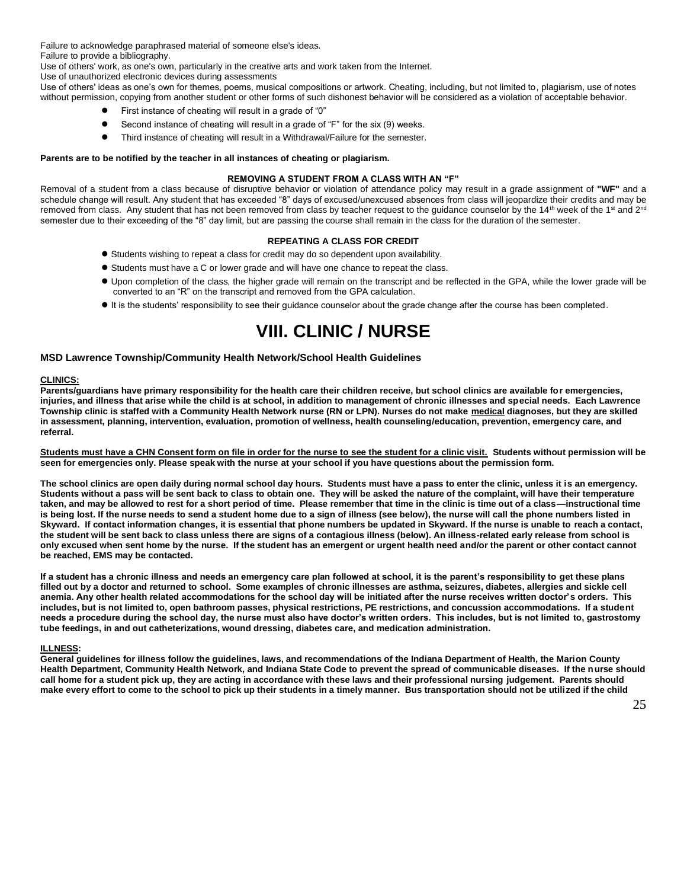Failure to acknowledge paraphrased material of someone else's ideas.
Failure to provide a bibliography.
Use of others' work, as one's own, particularly in the creative arts and work taken from the Internet.
Use of unauthorized electronic devices during assessments
Use of others' ideas as one's own for themes, poems, musical compositions or artwork. Cheating, including, but not limited to, plagiarism, use of notes without permission, copying from another student or other forms of such dishonest behavior will be considered as a violation of acceptable behavior.

- First instance of cheating will result in a grade of "0"
- Second instance of cheating will result in a grade of "F" for the six (9) weeks.
- Third instance of cheating will result in a Withdrawal/Failure for the semester.

**Parents are to be notified by the teacher in all instances of cheating or plagiarism.**

### REMOVING A STUDENT FROM A CLASS WITH AN "F"

Removal of a student from a class because of disruptive behavior or violation of attendance policy may result in a grade assignment of **"WF"** and a schedule change will result. Any student that has exceeded "8" days of excused/unexcused absences from class will jeopardize their credits and may be removed from class. Any student that has not been removed from class by teacher request to the guidance counselor by the 14th week of the 1st and 2nd semester due to their exceeding of the "8" day limit, but are passing the course shall remain in the class for the duration of the semester.

### REPEATING A CLASS FOR CREDIT

- Students wishing to repeat a class for credit may do so dependent upon availability.
- Students must have a C or lower grade and will have one chance to repeat the class.
- Upon completion of the class, the higher grade will remain on the transcript and be reflected in the GPA, while the lower grade will be converted to an "R" on the transcript and removed from the GPA calculation.
- It is the students' responsibility to see their guidance counselor about the grade change after the course has been completed.

# VIII. CLINIC / NURSE

### MSD Lawrence Township/Community Health Network/School Health Guidelines

**CLINICS:**
**Parents/guardians have primary responsibility for the health care their children receive, but school clinics are available for emergencies, injuries, and illness that arise while the child is at school, in addition to management of chronic illnesses and special needs. Each Lawrence Township clinic is staffed with a Community Health Network nurse (RN or LPN). Nurses do not make medical diagnoses, but they are skilled in assessment, planning, intervention, evaluation, promotion of wellness, health counseling/education, prevention, emergency care, and referral.**

**Students must have a CHN Consent form on file in order for the nurse to see the student for a clinic visit. Students without permission will be seen for emergencies only. Please speak with the nurse at your school if you have questions about the permission form.**

**The school clinics are open daily during normal school day hours. Students must have a pass to enter the clinic, unless it is an emergency. Students without a pass will be sent back to class to obtain one. They will be asked the nature of the complaint, will have their temperature taken, and may be allowed to rest for a short period of time. Please remember that time in the clinic is time out of a class—instructional time is being lost. If the nurse needs to send a student home due to a sign of illness (see below), the nurse will call the phone numbers listed in Skyward. If contact information changes, it is essential that phone numbers be updated in Skyward. If the nurse is unable to reach a contact, the student will be sent back to class unless there are signs of a contagious illness (below). An illness-related early release from school is only excused when sent home by the nurse. If the student has an emergent or urgent health need and/or the parent or other contact cannot be reached, EMS may be contacted.**

**If a student has a chronic illness and needs an emergency care plan followed at school, it is the parent's responsibility to get these plans filled out by a doctor and returned to school. Some examples of chronic illnesses are asthma, seizures, diabetes, allergies and sickle cell anemia. Any other health related accommodations for the school day will be initiated after the nurse receives written doctor's orders. This includes, but is not limited to, open bathroom passes, physical restrictions, PE restrictions, and concussion accommodations. If a student needs a procedure during the school day, the nurse must also have doctor's written orders. This includes, but is not limited to, gastrostomy tube feedings, in and out catheterizations, wound dressing, diabetes care, and medication administration.**

**ILLNESS:**
**General guidelines for illness follow the guidelines, laws, and recommendations of the Indiana Department of Health, the Marion County Health Department, Community Health Network, and Indiana State Code to prevent the spread of communicable diseases. If the nurse should call home for a student pick up, they are acting in accordance with these laws and their professional nursing judgement. Parents should make every effort to come to the school to pick up their students in a timely manner. Bus transportation should not be utilized if the child**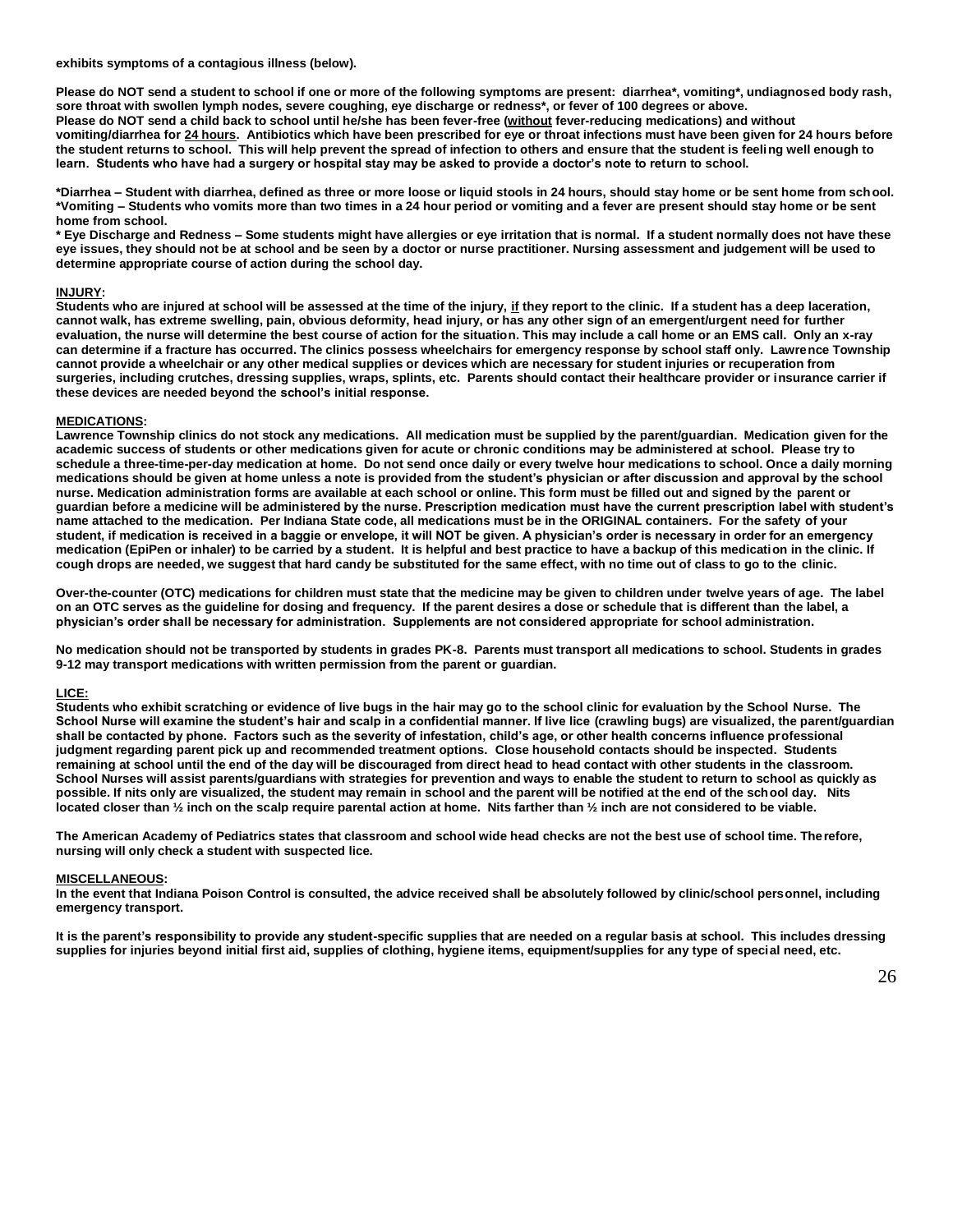**exhibits symptoms of a contagious illness (below).**

**Please do NOT send a student to school if one or more of the following symptoms are present: diarrhea*, vomiting*, undiagnosed body rash, sore throat with swollen lymph nodes, severe coughing, eye discharge or redness*, or fever of 100 degrees or above.**
**Please do NOT send a child back to school until he/she has been fever-free (<u>without</u> fever-reducing medications) and without vomiting/diarrhea for <u>24 hours</u>. Antibiotics which have been prescribed for eye or throat infections must have been given for 24 hours before the student returns to school. This will help prevent the spread of infection to others and ensure that the student is feeling well enough to learn. Students who have had a surgery or hospital stay may be asked to provide a doctor's note to return to school.**

**\*Diarrhea – Student with diarrhea, defined as three or more loose or liquid stools in 24 hours, should stay home or be sent home from school.**
**\*Vomiting – Students who vomits more than two times in a 24 hour period or vomiting and a fever are present should stay home or be sent home from school.**
**\* Eye Discharge and Redness – Some students might have allergies or eye irritation that is normal. If a student normally does not have these eye issues, they should not be at school and be seen by a doctor or nurse practitioner. Nursing assessment and judgement will be used to determine appropriate course of action during the school day.**

**<u>INJURY</u>:**
**Students who are injured at school will be assessed at the time of the injury, <u>if</u> they report to the clinic. If a student has a deep laceration, cannot walk, has extreme swelling, pain, obvious deformity, head injury, or has any other sign of an emergent/urgent need for further evaluation, the nurse will determine the best course of action for the situation. This may include a call home or an EMS call. Only an x-ray can determine if a fracture has occurred. The clinics possess wheelchairs for emergency response by school staff only. Lawrence Township cannot provide a wheelchair or any other medical supplies or devices which are necessary for student injuries or recuperation from surgeries, including crutches, dressing supplies, wraps, splints, etc. Parents should contact their healthcare provider or insurance carrier if these devices are needed beyond the school's initial response.**

**<u>MEDICATIONS</u>:**
**Lawrence Township clinics do not stock any medications. All medication must be supplied by the parent/guardian. Medication given for the academic success of students or other medications given for acute or chronic conditions may be administered at school. Please try to schedule a three-time-per-day medication at home. Do not send once daily or every twelve hour medications to school. Once a daily morning medications should be given at home unless a note is provided from the student's physician or after discussion and approval by the school nurse. Medication administration forms are available at each school or online. This form must be filled out and signed by the parent or guardian before a medicine will be administered by the nurse. Prescription medication must have the current prescription label with student's name attached to the medication. Per Indiana State code, all medications must be in the ORIGINAL containers. For the safety of your student, if medication is received in a baggie or envelope, it will NOT be given. A physician's order is necessary in order for an emergency medication (EpiPen or inhaler) to be carried by a student. It is helpful and best practice to have a backup of this medication in the clinic. If cough drops are needed, we suggest that hard candy be substituted for the same effect, with no time out of class to go to the clinic.**

**Over-the-counter (OTC) medications for children must state that the medicine may be given to children under twelve years of age. The label on an OTC serves as the guideline for dosing and frequency. If the parent desires a dose or schedule that is different than the label, a physician's order shall be necessary for administration. Supplements are not considered appropriate for school administration.**

**No medication should not be transported by students in grades PK-8. Parents must transport all medications to school. Students in grades 9-12 may transport medications with written permission from the parent or guardian.**

**<u>LICE:</u>**
**Students who exhibit scratching or evidence of live bugs in the hair may go to the school clinic for evaluation by the School Nurse. The School Nurse will examine the student's hair and scalp in a confidential manner. If live lice (crawling bugs) are visualized, the parent/guardian shall be contacted by phone. Factors such as the severity of infestation, child's age, or other health concerns influence professional judgment regarding parent pick up and recommended treatment options. Close household contacts should be inspected. Students remaining at school until the end of the day will be discouraged from direct head to head contact with other students in the classroom. School Nurses will assist parents/guardians with strategies for prevention and ways to enable the student to return to school as quickly as possible. If nits only are visualized, the student may remain in school and the parent will be notified at the end of the school day. Nits located closer than ½ inch on the scalp require parental action at home. Nits farther than ½ inch are not considered to be viable.**

**The American Academy of Pediatrics states that classroom and school wide head checks are not the best use of school time. Therefore, nursing will only check a student with suspected lice.**

**<u>MISCELLANEOUS</u>:**
**In the event that Indiana Poison Control is consulted, the advice received shall be absolutely followed by clinic/school personnel, including emergency transport.**

**It is the parent's responsibility to provide any student-specific supplies that are needed on a regular basis at school. This includes dressing supplies for injuries beyond initial first aid, supplies of clothing, hygiene items, equipment/supplies for any type of special need, etc.**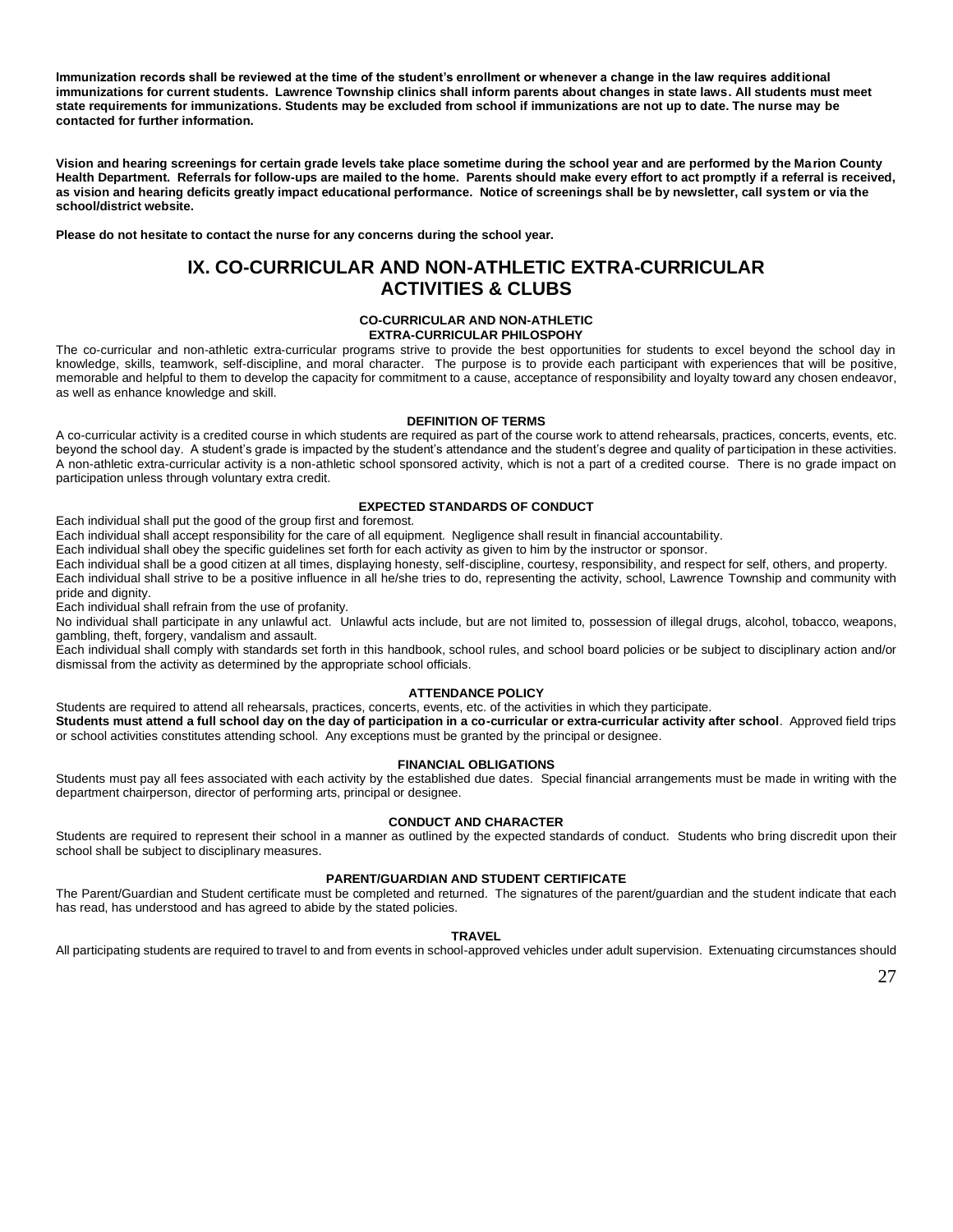**Immunization records shall be reviewed at the time of the student's enrollment or whenever a change in the law requires additional immunizations for current students. Lawrence Township clinics shall inform parents about changes in state laws. All students must meet state requirements for immunizations. Students may be excluded from school if immunizations are not up to date. The nurse may be contacted for further information.**

**Vision and hearing screenings for certain grade levels take place sometime during the school year and are performed by the Marion County Health Department. Referrals for follow-ups are mailed to the home. Parents should make every effort to act promptly if a referral is received, as vision and hearing deficits greatly impact educational performance. Notice of screenings shall be by newsletter, call system or via the school/district website.**

**Please do not hesitate to contact the nurse for any concerns during the school year.**

# IX. CO-CURRICULAR AND NON-ATHLETIC EXTRA-CURRICULAR ACTIVITIES & CLUBS

### CO-CURRICULAR AND NON-ATHLETIC EXTRA-CURRICULAR PHILOSPOHY

The co-curricular and non-athletic extra-curricular programs strive to provide the best opportunities for students to excel beyond the school day in knowledge, skills, teamwork, self-discipline, and moral character. The purpose is to provide each participant with experiences that will be positive, memorable and helpful to them to develop the capacity for commitment to a cause, acceptance of responsibility and loyalty toward any chosen endeavor, as well as enhance knowledge and skill.

### DEFINITION OF TERMS

A co-curricular activity is a credited course in which students are required as part of the course work to attend rehearsals, practices, concerts, events, etc. beyond the school day. A student's grade is impacted by the student's attendance and the student's degree and quality of participation in these activities. A non-athletic extra-curricular activity is a non-athletic school sponsored activity, which is not a part of a credited course. There is no grade impact on participation unless through voluntary extra credit.

### EXPECTED STANDARDS OF CONDUCT

Each individual shall put the good of the group first and foremost.

Each individual shall accept responsibility for the care of all equipment. Negligence shall result in financial accountability.

Each individual shall obey the specific guidelines set forth for each activity as given to him by the instructor or sponsor.

Each individual shall be a good citizen at all times, displaying honesty, self-discipline, courtesy, responsibility, and respect for self, others, and property.

Each individual shall strive to be a positive influence in all he/she tries to do, representing the activity, school, Lawrence Township and community with pride and dignity.

Each individual shall refrain from the use of profanity.

No individual shall participate in any unlawful act. Unlawful acts include, but are not limited to, possession of illegal drugs, alcohol, tobacco, weapons, gambling, theft, forgery, vandalism and assault.

Each individual shall comply with standards set forth in this handbook, school rules, and school board policies or be subject to disciplinary action and/or dismissal from the activity as determined by the appropriate school officials.

### ATTENDANCE POLICY

Students are required to attend all rehearsals, practices, concerts, events, etc. of the activities in which they participate.

**Students must attend a full school day on the day of participation in a co-curricular or extra-curricular activity after school**. Approved field trips or school activities constitutes attending school. Any exceptions must be granted by the principal or designee.

### FINANCIAL OBLIGATIONS

Students must pay all fees associated with each activity by the established due dates. Special financial arrangements must be made in writing with the department chairperson, director of performing arts, principal or designee.

### CONDUCT AND CHARACTER

Students are required to represent their school in a manner as outlined by the expected standards of conduct. Students who bring discredit upon their school shall be subject to disciplinary measures.

### PARENT/GUARDIAN AND STUDENT CERTIFICATE

The Parent/Guardian and Student certificate must be completed and returned. The signatures of the parent/guardian and the student indicate that each has read, has understood and has agreed to abide by the stated policies.

### TRAVEL

All participating students are required to travel to and from events in school-approved vehicles under adult supervision. Extenuating circumstances should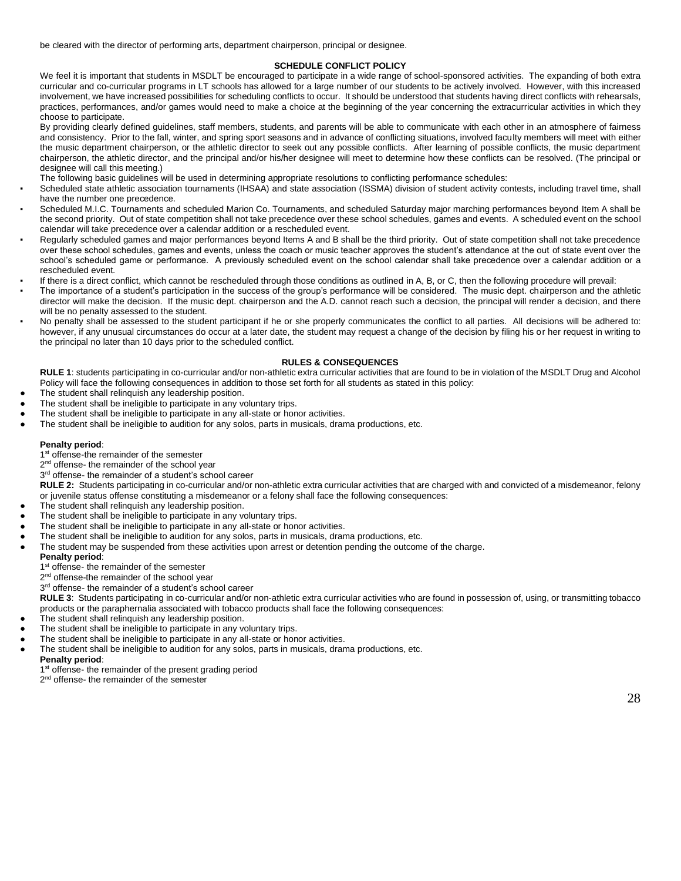be cleared with the director of performing arts, department chairperson, principal or designee.

### SCHEDULE CONFLICT POLICY

We feel it is important that students in MSDLT be encouraged to participate in a wide range of school-sponsored activities. The expanding of both extra curricular and co-curricular programs in LT schools has allowed for a large number of our students to be actively involved. However, with this increased involvement, we have increased possibilities for scheduling conflicts to occur. It should be understood that students having direct conflicts with rehearsals, practices, performances, and/or games would need to make a choice at the beginning of the year concerning the extracurricular activities in which they choose to participate.

By providing clearly defined guidelines, staff members, students, and parents will be able to communicate with each other in an atmosphere of fairness and consistency. Prior to the fall, winter, and spring sport seasons and in advance of conflicting situations, involved faculty members will meet with either the music department chairperson, or the athletic director to seek out any possible conflicts. After learning of possible conflicts, the music department chairperson, the athletic director, and the principal and/or his/her designee will meet to determine how these conflicts can be resolved. (The principal or designee will call this meeting.)

The following basic guidelines will be used in determining appropriate resolutions to conflicting performance schedules:

- Scheduled state athletic association tournaments (IHSAA) and state association (ISSMA) division of student activity contests, including travel time, shall have the number one precedence.
- Scheduled M.I.C. Tournaments and scheduled Marion Co. Tournaments, and scheduled Saturday major marching performances beyond Item A shall be the second priority. Out of state competition shall not take precedence over these school schedules, games and events. A scheduled event on the school calendar will take precedence over a calendar addition or a rescheduled event.
- Regularly scheduled games and major performances beyond Items A and B shall be the third priority. Out of state competition shall not take precedence over these school schedules, games and events, unless the coach or music teacher approves the student's attendance at the out of state event over the school's scheduled game or performance. A previously scheduled event on the school calendar shall take precedence over a calendar addition or a rescheduled event.
- If there is a direct conflict, which cannot be rescheduled through those conditions as outlined in A, B, or C, then the following procedure will prevail:
- The importance of a student's participation in the success of the group's performance will be considered. The music dept. chairperson and the athletic director will make the decision. If the music dept. chairperson and the A.D. cannot reach such a decision, the principal will render a decision, and there will be no penalty assessed to the student.
- No penalty shall be assessed to the student participant if he or she properly communicates the conflict to all parties. All decisions will be adhered to: however, if any unusual circumstances do occur at a later date, the student may request a change of the decision by filing his or her request in writing to the principal no later than 10 days prior to the scheduled conflict.

### RULES & CONSEQUENCES

**RULE 1**: students participating in co-curricular and/or non-athletic extra curricular activities that are found to be in violation of the MSDLT Drug and Alcohol Policy will face the following consequences in addition to those set forth for all students as stated in this policy:

- The student shall relinquish any leadership position.
- The student shall be ineligible to participate in any voluntary trips.
- The student shall be ineligible to participate in any all-state or honor activities.
- The student shall be ineligible to audition for any solos, parts in musicals, drama productions, etc.

**Penalty period**:

1st offense-the remainder of the semester
2nd offense- the remainder of the school year
3rd offense- the remainder of a student's school career

**RULE 2:** Students participating in co-curricular and/or non-athletic extra curricular activities that are charged with and convicted of a misdemeanor, felony or juvenile status offense constituting a misdemeanor or a felony shall face the following consequences:

- The student shall relinquish any leadership position.
- The student shall be ineligible to participate in any voluntary trips.
- The student shall be ineligible to participate in any all-state or honor activities.
- The student shall be ineligible to audition for any solos, parts in musicals, drama productions, etc.
- The student may be suspended from these activities upon arrest or detention pending the outcome of the charge.

**Penalty period**:

1st offense- the remainder of the semester
2nd offense-the remainder of the school year
3rd offense- the remainder of a student's school career

**RULE 3**: Students participating in co-curricular and/or non-athletic extra curricular activities who are found in possession of, using, or transmitting tobacco products or the paraphernalia associated with tobacco products shall face the following consequences:

- The student shall relinquish any leadership position.
- The student shall be ineligible to participate in any voluntary trips.
- The student shall be ineligible to participate in any all-state or honor activities.
- The student shall be ineligible to audition for any solos, parts in musicals, drama productions, etc.

**Penalty period**:

1st offense- the remainder of the present grading period
2nd offense- the remainder of the semester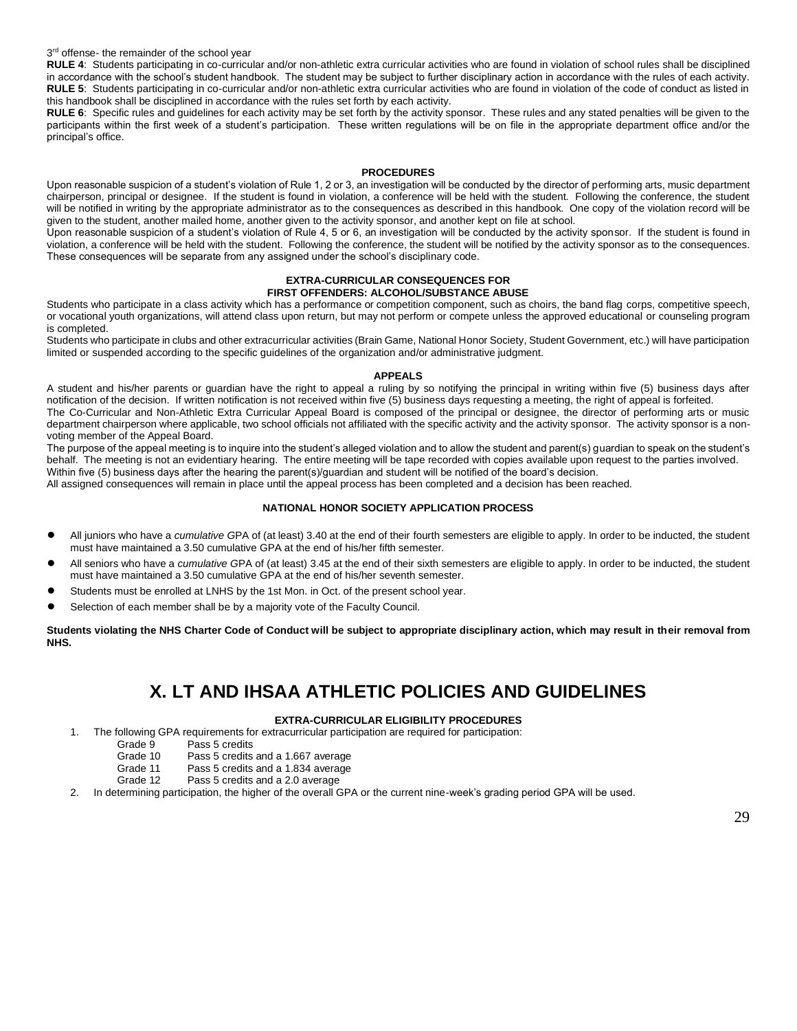3rd offense- the remainder of the school year

**RULE 4**: Students participating in co-curricular and/or non-athletic extra curricular activities who are found in violation of school rules shall be disciplined in accordance with the school's student handbook. The student may be subject to further disciplinary action in accordance with the rules of each activity.

**RULE 5**: Students participating in co-curricular and/or non-athletic extra curricular activities who are found in violation of the code of conduct as listed in this handbook shall be disciplined in accordance with the rules set forth by each activity.

**RULE 6**: Specific rules and guidelines for each activity may be set forth by the activity sponsor. These rules and any stated penalties will be given to the participants within the first week of a student's participation. These written regulations will be on file in the appropriate department office and/or the principal's office.

#### PROCEDURES

Upon reasonable suspicion of a student's violation of Rule 1, 2 or 3, an investigation will be conducted by the director of performing arts, music department chairperson, principal or designee. If the student is found in violation, a conference will be held with the student. Following the conference, the student will be notified in writing by the appropriate administrator as to the consequences as described in this handbook. One copy of the violation record will be given to the student, another mailed home, another given to the activity sponsor, and another kept on file at school.

Upon reasonable suspicion of a student's violation of Rule 4, 5 or 6, an investigation will be conducted by the activity sponsor. If the student is found in violation, a conference will be held with the student. Following the conference, the student will be notified by the activity sponsor as to the consequences. These consequences will be separate from any assigned under the school's disciplinary code.

#### EXTRA-CURRICULAR CONSEQUENCES FOR FIRST OFFENDERS: ALCOHOL/SUBSTANCE ABUSE

Students who participate in a class activity which has a performance or competition component, such as choirs, the band flag corps, competitive speech, or vocational youth organizations, will attend class upon return, but may not perform or compete unless the approved educational or counseling program is completed.

Students who participate in clubs and other extracurricular activities (Brain Game, National Honor Society, Student Government, etc.) will have participation limited or suspended according to the specific guidelines of the organization and/or administrative judgment.

#### APPEALS

A student and his/her parents or guardian have the right to appeal a ruling by so notifying the principal in writing within five (5) business days after notification of the decision. If written notification is not received within five (5) business days requesting a meeting, the right of appeal is forfeited.

The Co-Curricular and Non-Athletic Extra Curricular Appeal Board is composed of the principal or designee, the director of performing arts or music department chairperson where applicable, two school officials not affiliated with the specific activity and the activity sponsor. The activity sponsor is a non-voting member of the Appeal Board.

The purpose of the appeal meeting is to inquire into the student's alleged violation and to allow the student and parent(s) guardian to speak on the student's behalf. The meeting is not an evidentiary hearing. The entire meeting will be tape recorded with copies available upon request to the parties involved.

Within five (5) business days after the hearing the parent(s)/guardian and student will be notified of the board's decision.

All assigned consequences will remain in place until the appeal process has been completed and a decision has been reached.

#### NATIONAL HONOR SOCIETY APPLICATION PROCESS

- All juniors who have a *cumulative* GPA of (at least) 3.40 at the end of their fourth semesters are eligible to apply. In order to be inducted, the student must have maintained a 3.50 cumulative GPA at the end of his/her fifth semester.
- All seniors who have a *cumulative* GPA of (at least) 3.45 at the end of their sixth semesters are eligible to apply. In order to be inducted, the student must have maintained a 3.50 cumulative GPA at the end of his/her seventh semester.
- Students must be enrolled at LNHS by the 1st Mon. in Oct. of the present school year.
- Selection of each member shall be by a majority vote of the Faculty Council.

**Students violating the NHS Charter Code of Conduct will be subject to appropriate disciplinary action, which may result in their removal from NHS.**

# X. LT AND IHSAA ATHLETIC POLICIES AND GUIDELINES

#### EXTRA-CURRICULAR ELIGIBILITY PROCEDURES

1. The following GPA requirements for extracurricular participation are required for participation:
   - Grade 9 Pass 5 credits
   - Grade 10 Pass 5 credits and a 1.667 average
   - Grade 11 Pass 5 credits and a 1.834 average
   - Grade 12 Pass 5 credits and a 2.0 average
2. In determining participation, the higher of the overall GPA or the current nine-week's grading period GPA will be used.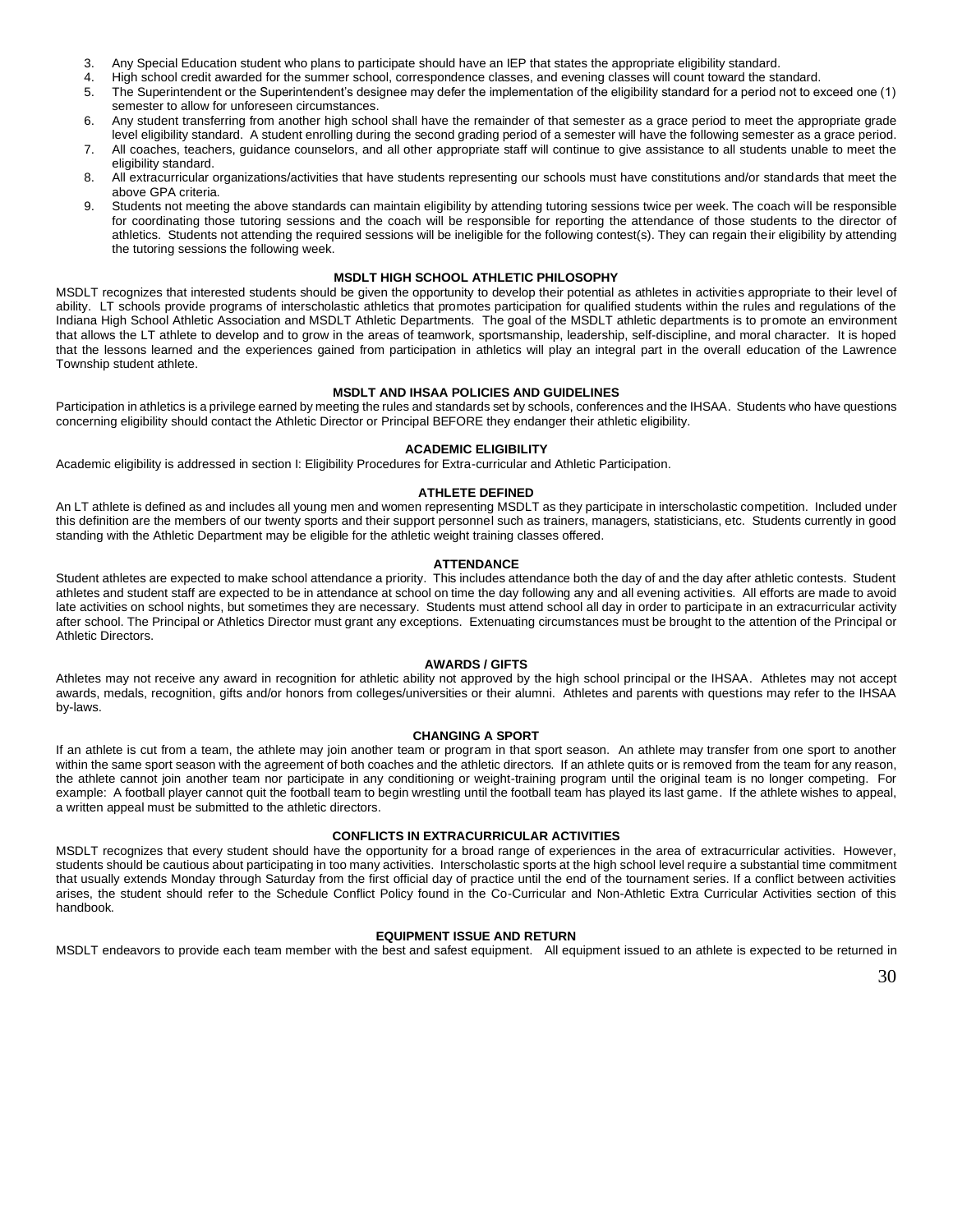3. Any Special Education student who plans to participate should have an IEP that states the appropriate eligibility standard.
4. High school credit awarded for the summer school, correspondence classes, and evening classes will count toward the standard.
5. The Superintendent or the Superintendent's designee may defer the implementation of the eligibility standard for a period not to exceed one (1) semester to allow for unforeseen circumstances.
6. Any student transferring from another high school shall have the remainder of that semester as a grace period to meet the appropriate grade level eligibility standard. A student enrolling during the second grading period of a semester will have the following semester as a grace period.
7. All coaches, teachers, guidance counselors, and all other appropriate staff will continue to give assistance to all students unable to meet the eligibility standard.
8. All extracurricular organizations/activities that have students representing our schools must have constitutions and/or standards that meet the above GPA criteria.
9. Students not meeting the above standards can maintain eligibility by attending tutoring sessions twice per week. The coach will be responsible for coordinating those tutoring sessions and the coach will be responsible for reporting the attendance of those students to the director of athletics. Students not attending the required sessions will be ineligible for the following contest(s). They can regain their eligibility by attending the tutoring sessions the following week.

### MSDLT HIGH SCHOOL ATHLETIC PHILOSOPHY

MSDLT recognizes that interested students should be given the opportunity to develop their potential as athletes in activities appropriate to their level of ability. LT schools provide programs of interscholastic athletics that promotes participation for qualified students within the rules and regulations of the Indiana High School Athletic Association and MSDLT Athletic Departments. The goal of the MSDLT athletic departments is to promote an environment that allows the LT athlete to develop and to grow in the areas of teamwork, sportsmanship, leadership, self-discipline, and moral character. It is hoped that the lessons learned and the experiences gained from participation in athletics will play an integral part in the overall education of the Lawrence Township student athlete.

### MSDLT AND IHSAA POLICIES AND GUIDELINES

Participation in athletics is a privilege earned by meeting the rules and standards set by schools, conferences and the IHSAA. Students who have questions concerning eligibility should contact the Athletic Director or Principal BEFORE they endanger their athletic eligibility.

### ACADEMIC ELIGIBILITY

Academic eligibility is addressed in section I: Eligibility Procedures for Extra-curricular and Athletic Participation.

### ATHLETE DEFINED

An LT athlete is defined as and includes all young men and women representing MSDLT as they participate in interscholastic competition. Included under this definition are the members of our twenty sports and their support personnel such as trainers, managers, statisticians, etc. Students currently in good standing with the Athletic Department may be eligible for the athletic weight training classes offered.

### ATTENDANCE

Student athletes are expected to make school attendance a priority. This includes attendance both the day of and the day after athletic contests. Student athletes and student staff are expected to be in attendance at school on time the day following any and all evening activities. All efforts are made to avoid late activities on school nights, but sometimes they are necessary. Students must attend school all day in order to participate in an extracurricular activity after school. The Principal or Athletics Director must grant any exceptions. Extenuating circumstances must be brought to the attention of the Principal or Athletic Directors.

### AWARDS / GIFTS

Athletes may not receive any award in recognition for athletic ability not approved by the high school principal or the IHSAA. Athletes may not accept awards, medals, recognition, gifts and/or honors from colleges/universities or their alumni. Athletes and parents with questions may refer to the IHSAA by-laws.

### CHANGING A SPORT

If an athlete is cut from a team, the athlete may join another team or program in that sport season. An athlete may transfer from one sport to another within the same sport season with the agreement of both coaches and the athletic directors. If an athlete quits or is removed from the team for any reason, the athlete cannot join another team nor participate in any conditioning or weight-training program until the original team is no longer competing. For example: A football player cannot quit the football team to begin wrestling until the football team has played its last game. If the athlete wishes to appeal, a written appeal must be submitted to the athletic directors.

### CONFLICTS IN EXTRACURRICULAR ACTIVITIES

MSDLT recognizes that every student should have the opportunity for a broad range of experiences in the area of extracurricular activities. However, students should be cautious about participating in too many activities. Interscholastic sports at the high school level require a substantial time commitment that usually extends Monday through Saturday from the first official day of practice until the end of the tournament series. If a conflict between activities arises, the student should refer to the Schedule Conflict Policy found in the Co-Curricular and Non-Athletic Extra Curricular Activities section of this handbook.

### EQUIPMENT ISSUE AND RETURN

MSDLT endeavors to provide each team member with the best and safest equipment. All equipment issued to an athlete is expected to be returned in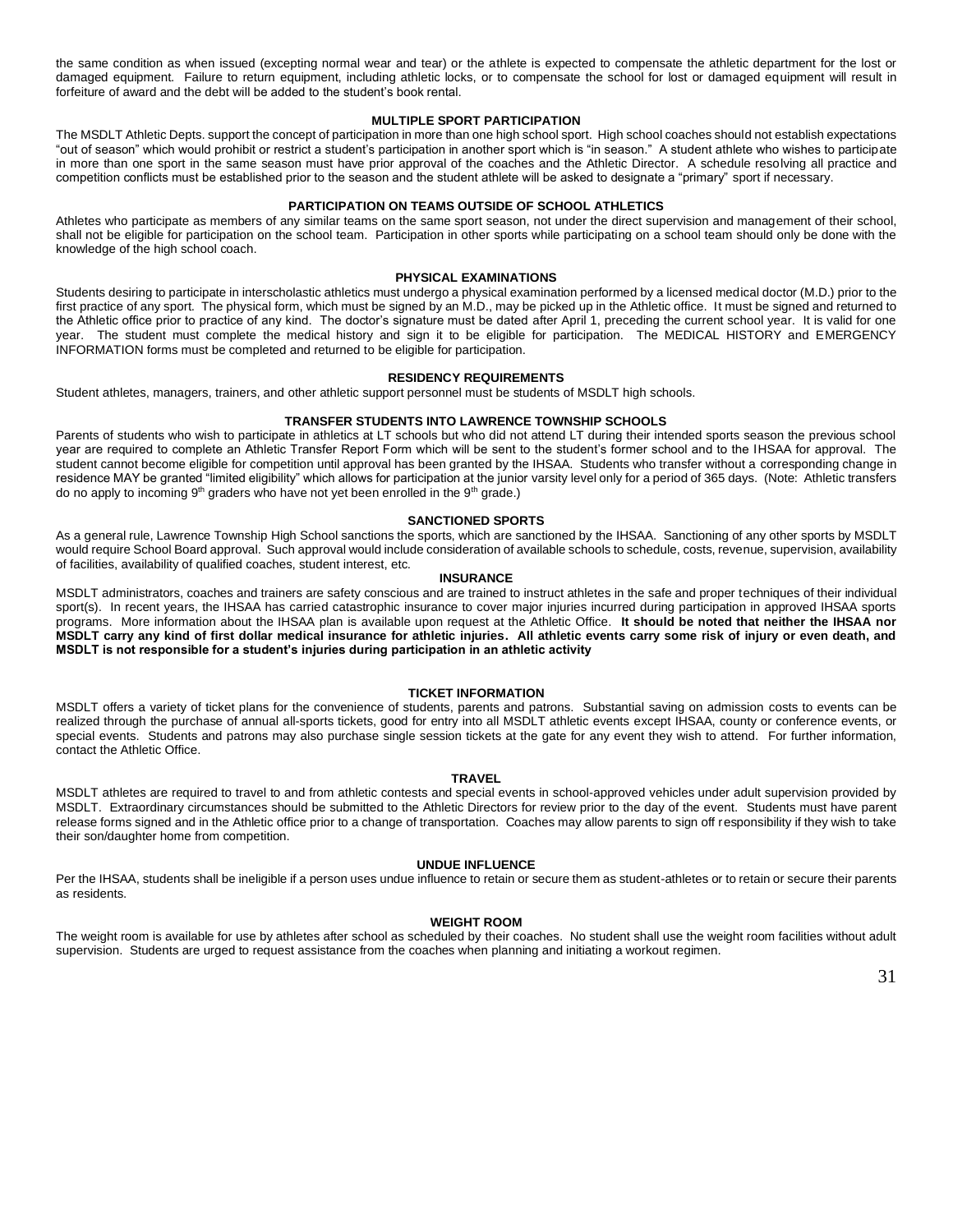the same condition as when issued (excepting normal wear and tear) or the athlete is expected to compensate the athletic department for the lost or damaged equipment. Failure to return equipment, including athletic locks, or to compensate the school for lost or damaged equipment will result in forfeiture of award and the debt will be added to the student's book rental.

## MULTIPLE SPORT PARTICIPATION

The MSDLT Athletic Depts. support the concept of participation in more than one high school sport. High school coaches should not establish expectations "out of season" which would prohibit or restrict a student's participation in another sport which is "in season." A student athlete who wishes to participate in more than one sport in the same season must have prior approval of the coaches and the Athletic Director. A schedule resolving all practice and competition conflicts must be established prior to the season and the student athlete will be asked to designate a "primary" sport if necessary.

## PARTICIPATION ON TEAMS OUTSIDE OF SCHOOL ATHLETICS

Athletes who participate as members of any similar teams on the same sport season, not under the direct supervision and management of their school, shall not be eligible for participation on the school team. Participation in other sports while participating on a school team should only be done with the knowledge of the high school coach.

## PHYSICAL EXAMINATIONS

Students desiring to participate in interscholastic athletics must undergo a physical examination performed by a licensed medical doctor (M.D.) prior to the first practice of any sport. The physical form, which must be signed by an M.D., may be picked up in the Athletic office. It must be signed and returned to the Athletic office prior to practice of any kind. The doctor's signature must be dated after April 1, preceding the current school year. It is valid for one year. The student must complete the medical history and sign it to be eligible for participation. The MEDICAL HISTORY and EMERGENCY INFORMATION forms must be completed and returned to be eligible for participation.

## RESIDENCY REQUIREMENTS

Student athletes, managers, trainers, and other athletic support personnel must be students of MSDLT high schools.

## TRANSFER STUDENTS INTO LAWRENCE TOWNSHIP SCHOOLS

Parents of students who wish to participate in athletics at LT schools but who did not attend LT during their intended sports season the previous school year are required to complete an Athletic Transfer Report Form which will be sent to the student's former school and to the IHSAA for approval. The student cannot become eligible for competition until approval has been granted by the IHSAA. Students who transfer without a corresponding change in residence MAY be granted "limited eligibility" which allows for participation at the junior varsity level only for a period of 365 days. (Note: Athletic transfers do no apply to incoming 9th graders who have not yet been enrolled in the 9th grade.)

## SANCTIONED SPORTS

As a general rule, Lawrence Township High School sanctions the sports, which are sanctioned by the IHSAA. Sanctioning of any other sports by MSDLT would require School Board approval. Such approval would include consideration of available schools to schedule, costs, revenue, supervision, availability of facilities, availability of qualified coaches, student interest, etc.

## INSURANCE

MSDLT administrators, coaches and trainers are safety conscious and are trained to instruct athletes in the safe and proper techniques of their individual sport(s). In recent years, the IHSAA has carried catastrophic insurance to cover major injuries incurred during participation in approved IHSAA sports programs. More information about the IHSAA plan is available upon request at the Athletic Office. **It should be noted that neither the IHSAA nor MSDLT carry any kind of first dollar medical insurance for athletic injuries. All athletic events carry some risk of injury or even death, and MSDLT is not responsible for a student's injuries during participation in an athletic activity**

## TICKET INFORMATION

MSDLT offers a variety of ticket plans for the convenience of students, parents and patrons. Substantial saving on admission costs to events can be realized through the purchase of annual all-sports tickets, good for entry into all MSDLT athletic events except IHSAA, county or conference events, or special events. Students and patrons may also purchase single session tickets at the gate for any event they wish to attend. For further information, contact the Athletic Office.

## TRAVEL

MSDLT athletes are required to travel to and from athletic contests and special events in school-approved vehicles under adult supervision provided by MSDLT. Extraordinary circumstances should be submitted to the Athletic Directors for review prior to the day of the event. Students must have parent release forms signed and in the Athletic office prior to a change of transportation. Coaches may allow parents to sign off responsibility if they wish to take their son/daughter home from competition.

## UNDUE INFLUENCE

Per the IHSAA, students shall be ineligible if a person uses undue influence to retain or secure them as student-athletes or to retain or secure their parents as residents.

## WEIGHT ROOM

The weight room is available for use by athletes after school as scheduled by their coaches. No student shall use the weight room facilities without adult supervision. Students are urged to request assistance from the coaches when planning and initiating a workout regimen.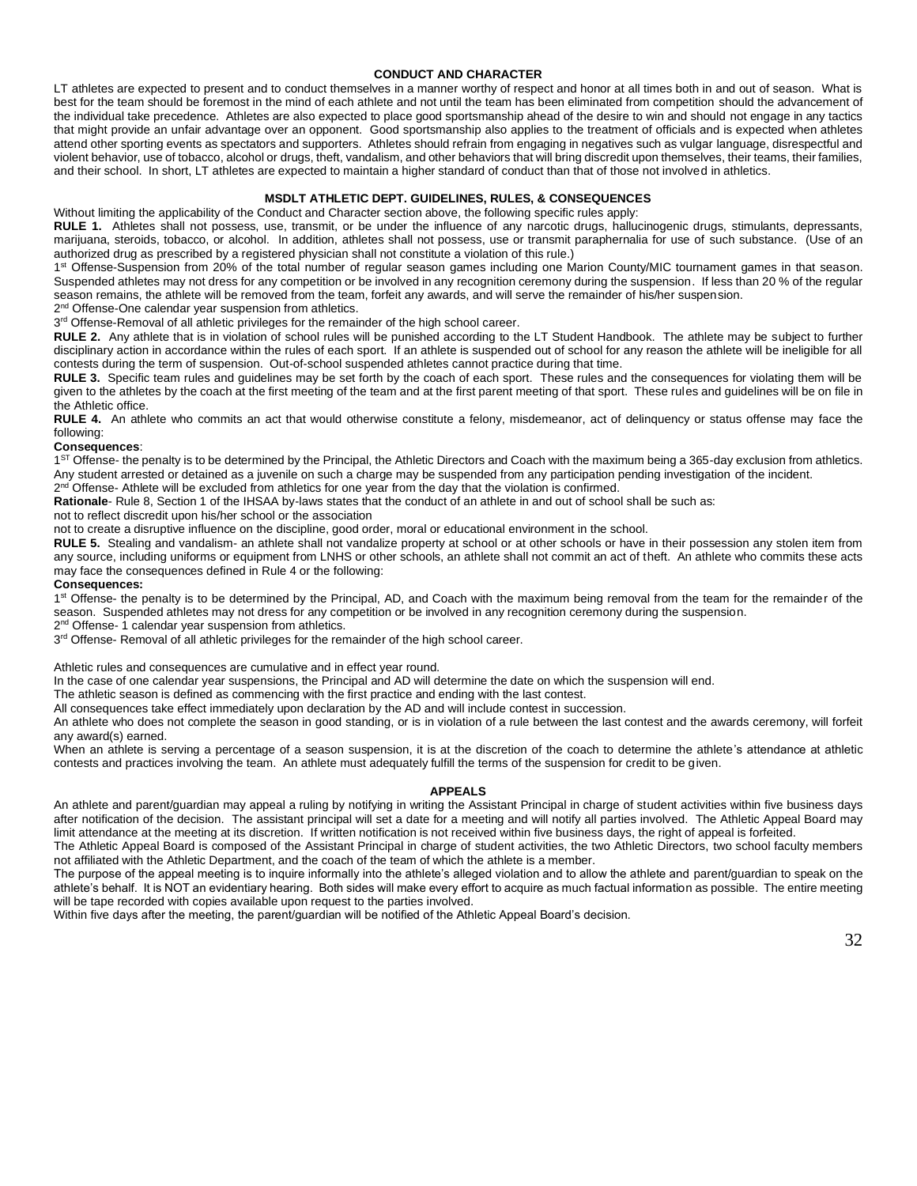## CONDUCT AND CHARACTER

LT athletes are expected to present and to conduct themselves in a manner worthy of respect and honor at all times both in and out of season. What is best for the team should be foremost in the mind of each athlete and not until the team has been eliminated from competition should the advancement of the individual take precedence. Athletes are also expected to place good sportsmanship ahead of the desire to win and should not engage in any tactics that might provide an unfair advantage over an opponent. Good sportsmanship also applies to the treatment of officials and is expected when athletes attend other sporting events as spectators and supporters. Athletes should refrain from engaging in negatives such as vulgar language, disrespectful and violent behavior, use of tobacco, alcohol or drugs, theft, vandalism, and other behaviors that will bring discredit upon themselves, their teams, their families, and their school. In short, LT athletes are expected to maintain a higher standard of conduct than that of those not involved in athletics.

## MSDLT ATHLETIC DEPT. GUIDELINES, RULES, & CONSEQUENCES

Without limiting the applicability of the Conduct and Character section above, the following specific rules apply:

**RULE 1.** Athletes shall not possess, use, transmit, or be under the influence of any narcotic drugs, hallucinogenic drugs, stimulants, depressants, marijuana, steroids, tobacco, or alcohol. In addition, athletes shall not possess, use or transmit paraphernalia for use of such substance. (Use of an authorized drug as prescribed by a registered physician shall not constitute a violation of this rule.)

1st Offense-Suspension from 20% of the total number of regular season games including one Marion County/MIC tournament games in that season. Suspended athletes may not dress for any competition or be involved in any recognition ceremony during the suspension. If less than 20 % of the regular season remains, the athlete will be removed from the team, forfeit any awards, and will serve the remainder of his/her suspension.

2nd Offense-One calendar year suspension from athletics.

3rd Offense-Removal of all athletic privileges for the remainder of the high school career.

**RULE 2.** Any athlete that is in violation of school rules will be punished according to the LT Student Handbook. The athlete may be subject to further disciplinary action in accordance within the rules of each sport. If an athlete is suspended out of school for any reason the athlete will be ineligible for all contests during the term of suspension. Out-of-school suspended athletes cannot practice during that time.

**RULE 3.** Specific team rules and guidelines may be set forth by the coach of each sport. These rules and the consequences for violating them will be given to the athletes by the coach at the first meeting of the team and at the first parent meeting of that sport. These rules and guidelines will be on file in the Athletic office.

**RULE 4.** An athlete who commits an act that would otherwise constitute a felony, misdemeanor, act of delinquency or status offense may face the following:

**Consequences**:

1ST Offense- the penalty is to be determined by the Principal, the Athletic Directors and Coach with the maximum being a 365-day exclusion from athletics. Any student arrested or detained as a juvenile on such a charge may be suspended from any participation pending investigation of the incident.

2nd Offense- Athlete will be excluded from athletics for one year from the day that the violation is confirmed.

**Rationale**- Rule 8, Section 1 of the IHSAA by-laws states that the conduct of an athlete in and out of school shall be such as:

not to reflect discredit upon his/her school or the association

not to create a disruptive influence on the discipline, good order, moral or educational environment in the school.

**RULE 5.** Stealing and vandalism- an athlete shall not vandalize property at school or at other schools or have in their possession any stolen item from any source, including uniforms or equipment from LNHS or other schools, an athlete shall not commit an act of theft. An athlete who commits these acts may face the consequences defined in Rule 4 or the following:

**Consequences:**

1st Offense- the penalty is to be determined by the Principal, AD, and Coach with the maximum being removal from the team for the remainder of the season. Suspended athletes may not dress for any competition or be involved in any recognition ceremony during the suspension.

2nd Offense- 1 calendar year suspension from athletics.

3rd Offense- Removal of all athletic privileges for the remainder of the high school career.

Athletic rules and consequences are cumulative and in effect year round.

In the case of one calendar year suspensions, the Principal and AD will determine the date on which the suspension will end.

The athletic season is defined as commencing with the first practice and ending with the last contest.

All consequences take effect immediately upon declaration by the AD and will include contest in succession.

An athlete who does not complete the season in good standing, or is in violation of a rule between the last contest and the awards ceremony, will forfeit any award(s) earned.

When an athlete is serving a percentage of a season suspension, it is at the discretion of the coach to determine the athlete's attendance at athletic contests and practices involving the team. An athlete must adequately fulfill the terms of the suspension for credit to be given.

## APPEALS

An athlete and parent/guardian may appeal a ruling by notifying in writing the Assistant Principal in charge of student activities within five business days after notification of the decision. The assistant principal will set a date for a meeting and will notify all parties involved. The Athletic Appeal Board may limit attendance at the meeting at its discretion. If written notification is not received within five business days, the right of appeal is forfeited.

The Athletic Appeal Board is composed of the Assistant Principal in charge of student activities, the two Athletic Directors, two school faculty members not affiliated with the Athletic Department, and the coach of the team of which the athlete is a member.

The purpose of the appeal meeting is to inquire informally into the athlete's alleged violation and to allow the athlete and parent/guardian to speak on the athlete's behalf. It is NOT an evidentiary hearing. Both sides will make every effort to acquire as much factual information as possible. The entire meeting will be tape recorded with copies available upon request to the parties involved.

Within five days after the meeting, the parent/guardian will be notified of the Athletic Appeal Board's decision.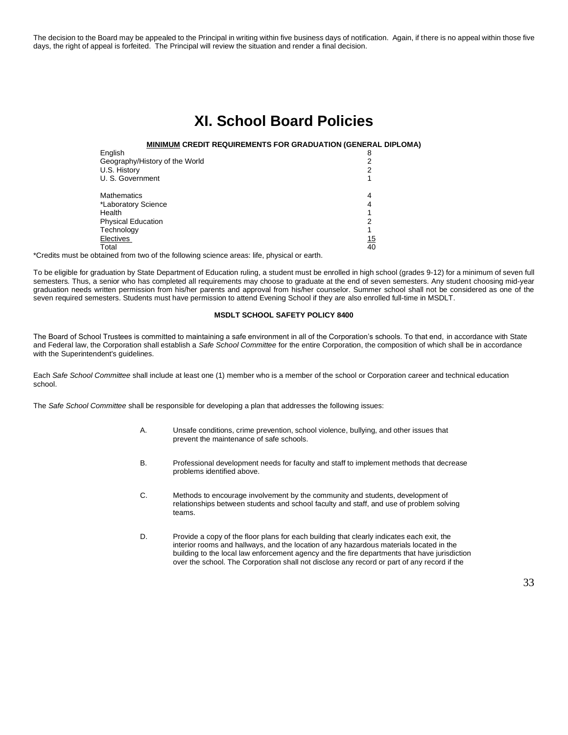The decision to the Board may be appealed to the Principal in writing within five business days of notification. Again, if there is no appeal within those five days, the right of appeal is forfeited. The Principal will review the situation and render a final decision.

# XI. School Board Policies

**<u>MINIMUM</u> CREDIT REQUIREMENTS FOR GRADUATION (GENERAL DIPLOMA)**

| Subject | Credits |
|---|---|
| English | 8 |
| Geography/History of the World | 2 |
| U.S. History | 2 |
| U. S. Government | 1 |
| Mathematics | 4 |
| *Laboratory Science | 4 |
| Health | 1 |
| Physical Education | 2 |
| Technology | 1 |
| <u>Electives</u> | <u>15</u> |
| Total | 40 |

*Credits must be obtained from two of the following science areas: life, physical or earth.

To be eligible for graduation by State Department of Education ruling, a student must be enrolled in high school (grades 9-12) for a minimum of seven full semesters. Thus, a senior who has completed all requirements may choose to graduate at the end of seven semesters. Any student choosing mid-year graduation needs written permission from his/her parents and approval from his/her counselor. Summer school shall not be considered as one of the seven required semesters. Students must have permission to attend Evening School if they are also enrolled full-time in MSDLT.

**MSDLT SCHOOL SAFETY POLICY 8400**

The Board of School Trustees is committed to maintaining a safe environment in all of the Corporation's schools. To that end, in accordance with State and Federal law, the Corporation shall establish a *Safe School Committee* for the entire Corporation, the composition of which shall be in accordance with the Superintendent's guidelines.

Each *Safe School Committee* shall include at least one (1) member who is a member of the school or Corporation career and technical education school.

The *Safe School Committee* shall be responsible for developing a plan that addresses the following issues:

A. Unsafe conditions, crime prevention, school violence, bullying, and other issues that prevent the maintenance of safe schools.

B. Professional development needs for faculty and staff to implement methods that decrease problems identified above.

C. Methods to encourage involvement by the community and students, development of relationships between students and school faculty and staff, and use of problem solving teams.

D. Provide a copy of the floor plans for each building that clearly indicates each exit, the interior rooms and hallways, and the location of any hazardous materials located in the building to the local law enforcement agency and the fire departments that have jurisdiction over the school. The Corporation shall not disclose any record or part of any record if the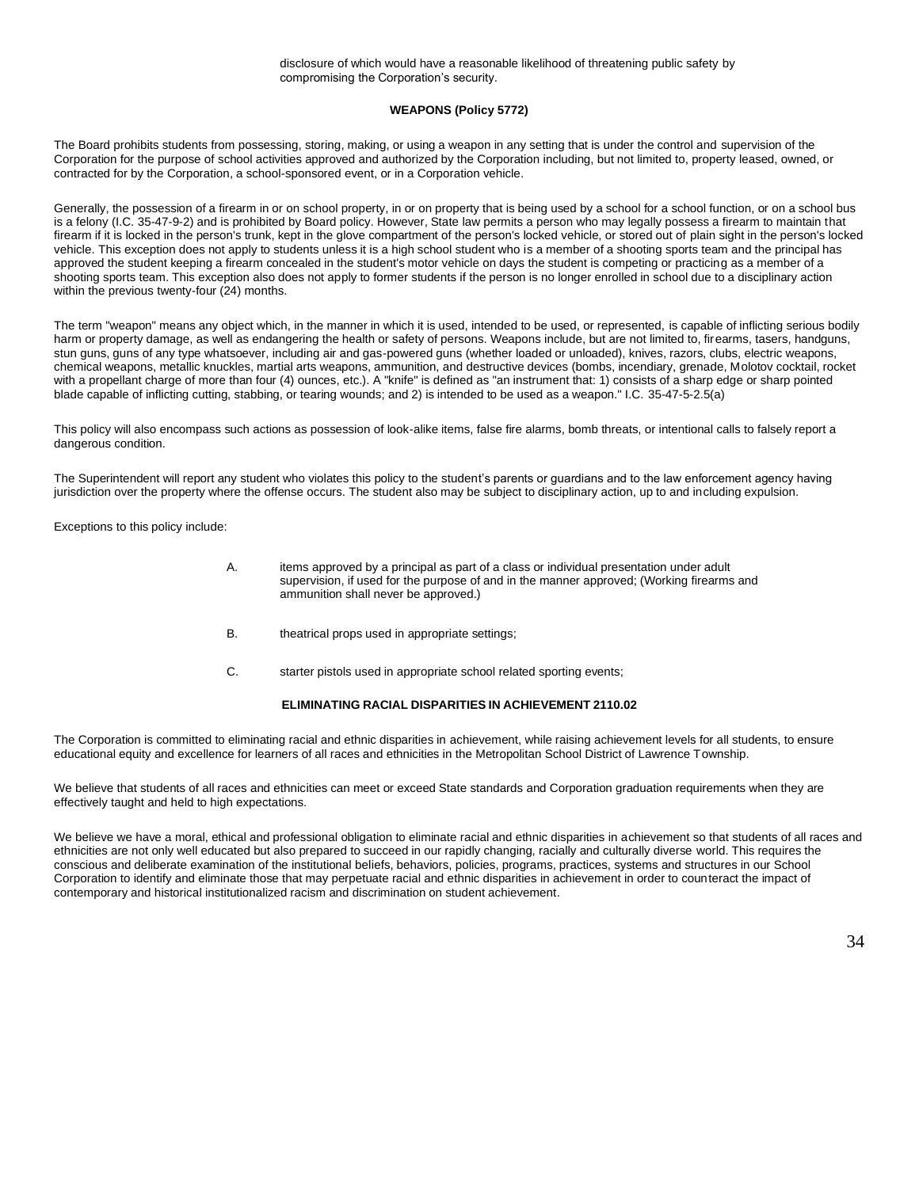disclosure of which would have a reasonable likelihood of threatening public safety by compromising the Corporation's security.

## WEAPONS (Policy 5772)

The Board prohibits students from possessing, storing, making, or using a weapon in any setting that is under the control and supervision of the Corporation for the purpose of school activities approved and authorized by the Corporation including, but not limited to, property leased, owned, or contracted for by the Corporation, a school-sponsored event, or in a Corporation vehicle.

Generally, the possession of a firearm in or on school property, in or on property that is being used by a school for a school function, or on a school bus is a felony (I.C. 35-47-9-2) and is prohibited by Board policy. However, State law permits a person who may legally possess a firearm to maintain that firearm if it is locked in the person's trunk, kept in the glove compartment of the person's locked vehicle, or stored out of plain sight in the person's locked vehicle. This exception does not apply to students unless it is a high school student who is a member of a shooting sports team and the principal has approved the student keeping a firearm concealed in the student's motor vehicle on days the student is competing or practicing as a member of a shooting sports team. This exception also does not apply to former students if the person is no longer enrolled in school due to a disciplinary action within the previous twenty-four (24) months.

The term "weapon" means any object which, in the manner in which it is used, intended to be used, or represented, is capable of inflicting serious bodily harm or property damage, as well as endangering the health or safety of persons. Weapons include, but are not limited to, firearms, tasers, handguns, stun guns, guns of any type whatsoever, including air and gas-powered guns (whether loaded or unloaded), knives, razors, clubs, electric weapons, chemical weapons, metallic knuckles, martial arts weapons, ammunition, and destructive devices (bombs, incendiary, grenade, Molotov cocktail, rocket with a propellant charge of more than four (4) ounces, etc.). A "knife" is defined as "an instrument that: 1) consists of a sharp edge or sharp pointed blade capable of inflicting cutting, stabbing, or tearing wounds; and 2) is intended to be used as a weapon." I.C. 35-47-5-2.5(a)

This policy will also encompass such actions as possession of look-alike items, false fire alarms, bomb threats, or intentional calls to falsely report a dangerous condition.

The Superintendent will report any student who violates this policy to the student's parents or guardians and to the law enforcement agency having jurisdiction over the property where the offense occurs. The student also may be subject to disciplinary action, up to and including expulsion.

Exceptions to this policy include:

A. items approved by a principal as part of a class or individual presentation under adult supervision, if used for the purpose of and in the manner approved; (Working firearms and ammunition shall never be approved.)

B. theatrical props used in appropriate settings;

C. starter pistols used in appropriate school related sporting events;

## ELIMINATING RACIAL DISPARITIES IN ACHIEVEMENT 2110.02

The Corporation is committed to eliminating racial and ethnic disparities in achievement, while raising achievement levels for all students, to ensure educational equity and excellence for learners of all races and ethnicities in the Metropolitan School District of Lawrence Township.

We believe that students of all races and ethnicities can meet or exceed State standards and Corporation graduation requirements when they are effectively taught and held to high expectations.

We believe we have a moral, ethical and professional obligation to eliminate racial and ethnic disparities in achievement so that students of all races and ethnicities are not only well educated but also prepared to succeed in our rapidly changing, racially and culturally diverse world. This requires the conscious and deliberate examination of the institutional beliefs, behaviors, policies, programs, practices, systems and structures in our School Corporation to identify and eliminate those that may perpetuate racial and ethnic disparities in achievement in order to counteract the impact of contemporary and historical institutionalized racism and discrimination on student achievement.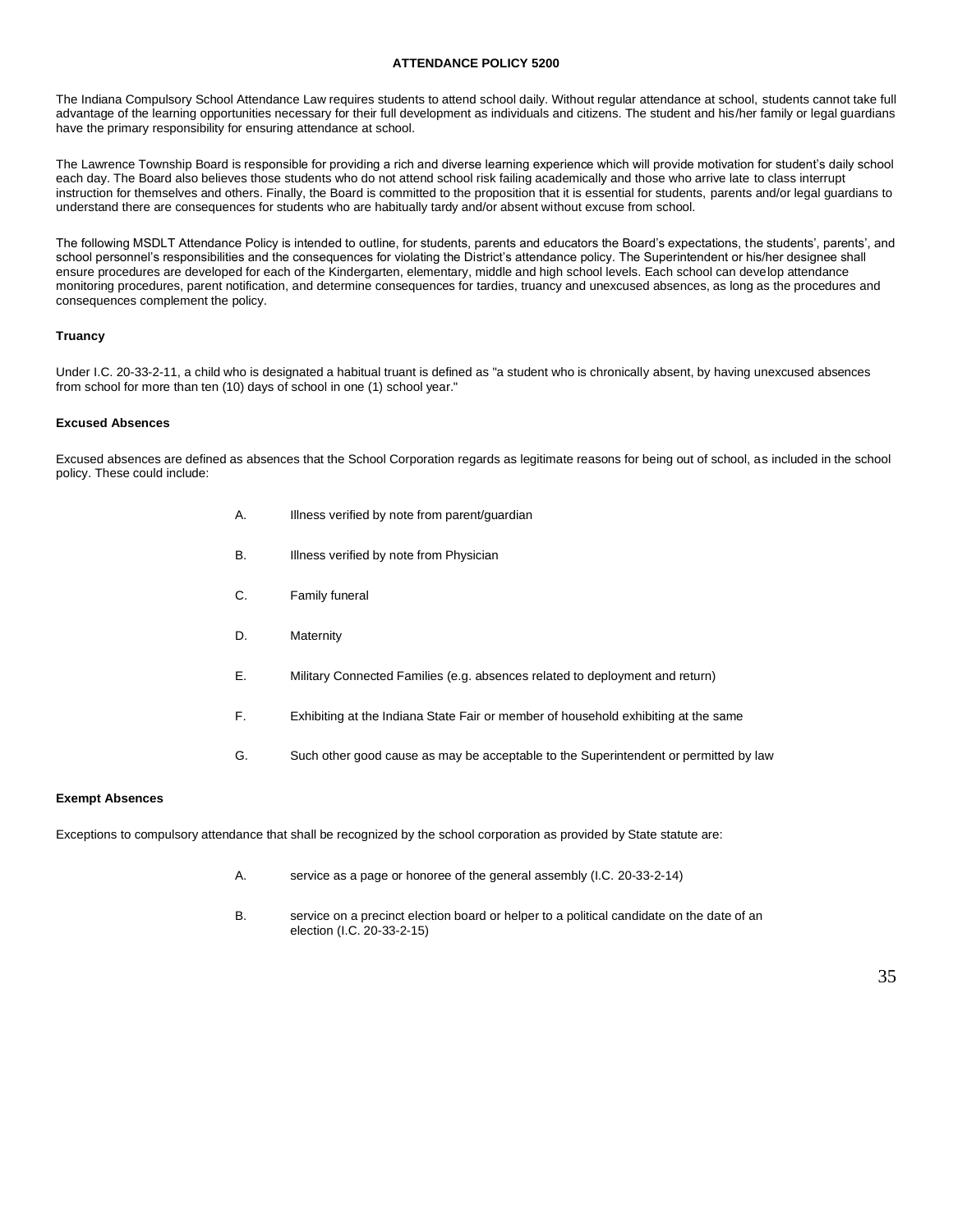# ATTENDANCE POLICY 5200

The Indiana Compulsory School Attendance Law requires students to attend school daily. Without regular attendance at school, students cannot take full advantage of the learning opportunities necessary for their full development as individuals and citizens. The student and his/her family or legal guardians have the primary responsibility for ensuring attendance at school.

The Lawrence Township Board is responsible for providing a rich and diverse learning experience which will provide motivation for student's daily school each day. The Board also believes those students who do not attend school risk failing academically and those who arrive late to class interrupt instruction for themselves and others. Finally, the Board is committed to the proposition that it is essential for students, parents and/or legal guardians to understand there are consequences for students who are habitually tardy and/or absent without excuse from school.

The following MSDLT Attendance Policy is intended to outline, for students, parents and educators the Board's expectations, the students', parents', and school personnel's responsibilities and the consequences for violating the District's attendance policy. The Superintendent or his/her designee shall ensure procedures are developed for each of the Kindergarten, elementary, middle and high school levels. Each school can develop attendance monitoring procedures, parent notification, and determine consequences for tardies, truancy and unexcused absences, as long as the procedures and consequences complement the policy.

### Truancy

Under I.C. 20-33-2-11, a child who is designated a habitual truant is defined as "a student who is chronically absent, by having unexcused absences from school for more than ten (10) days of school in one (1) school year."

### Excused Absences

Excused absences are defined as absences that the School Corporation regards as legitimate reasons for being out of school, as included in the school policy. These could include:

A. Illness verified by note from parent/guardian

B. Illness verified by note from Physician

C. Family funeral

D. Maternity

E. Military Connected Families (e.g. absences related to deployment and return)

F. Exhibiting at the Indiana State Fair or member of household exhibiting at the same

G. Such other good cause as may be acceptable to the Superintendent or permitted by law

### Exempt Absences

Exceptions to compulsory attendance that shall be recognized by the school corporation as provided by State statute are:

A. service as a page or honoree of the general assembly (I.C. 20-33-2-14)

B. service on a precinct election board or helper to a political candidate on the date of an election (I.C. 20-33-2-15)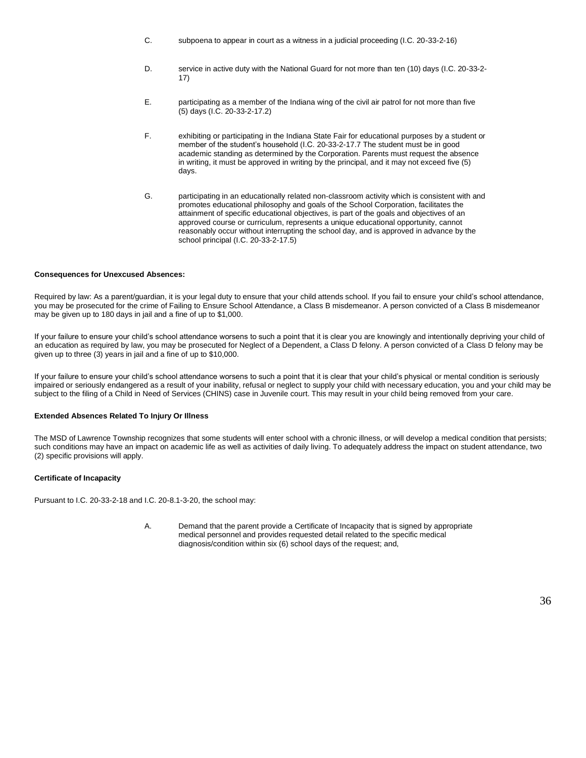C. subpoena to appear in court as a witness in a judicial proceeding (I.C. 20-33-2-16)

D. service in active duty with the National Guard for not more than ten (10) days (I.C. 20-33-2-17)

E. participating as a member of the Indiana wing of the civil air patrol for not more than five (5) days (I.C. 20-33-2-17.2)

F. exhibiting or participating in the Indiana State Fair for educational purposes by a student or member of the student's household (I.C. 20-33-2-17.7 The student must be in good academic standing as determined by the Corporation. Parents must request the absence in writing, it must be approved in writing by the principal, and it may not exceed five (5) days.

G. participating in an educationally related non-classroom activity which is consistent with and promotes educational philosophy and goals of the School Corporation, facilitates the attainment of specific educational objectives, is part of the goals and objectives of an approved course or curriculum, represents a unique educational opportunity, cannot reasonably occur without interrupting the school day, and is approved in advance by the school principal (I.C. 20-33-2-17.5)

**Consequences for Unexcused Absences:**

Required by law: As a parent/guardian, it is your legal duty to ensure that your child attends school. If you fail to ensure your child's school attendance, you may be prosecuted for the crime of Failing to Ensure School Attendance, a Class B misdemeanor. A person convicted of a Class B misdemeanor may be given up to 180 days in jail and a fine of up to $1,000.

If your failure to ensure your child's school attendance worsens to such a point that it is clear you are knowingly and intentionally depriving your child of an education as required by law, you may be prosecuted for Neglect of a Dependent, a Class D felony. A person convicted of a Class D felony may be given up to three (3) years in jail and a fine of up to $10,000.

If your failure to ensure your child's school attendance worsens to such a point that it is clear that your child's physical or mental condition is seriously impaired or seriously endangered as a result of your inability, refusal or neglect to supply your child with necessary education, you and your child may be subject to the filing of a Child in Need of Services (CHINS) case in Juvenile court. This may result in your child being removed from your care.

**Extended Absences Related To Injury Or Illness**

The MSD of Lawrence Township recognizes that some students will enter school with a chronic illness, or will develop a medical condition that persists; such conditions may have an impact on academic life as well as activities of daily living. To adequately address the impact on student attendance, two (2) specific provisions will apply.

**Certificate of Incapacity**

Pursuant to I.C. 20-33-2-18 and I.C. 20-8.1-3-20, the school may:

A. Demand that the parent provide a Certificate of Incapacity that is signed by appropriate medical personnel and provides requested detail related to the specific medical diagnosis/condition within six (6) school days of the request; and,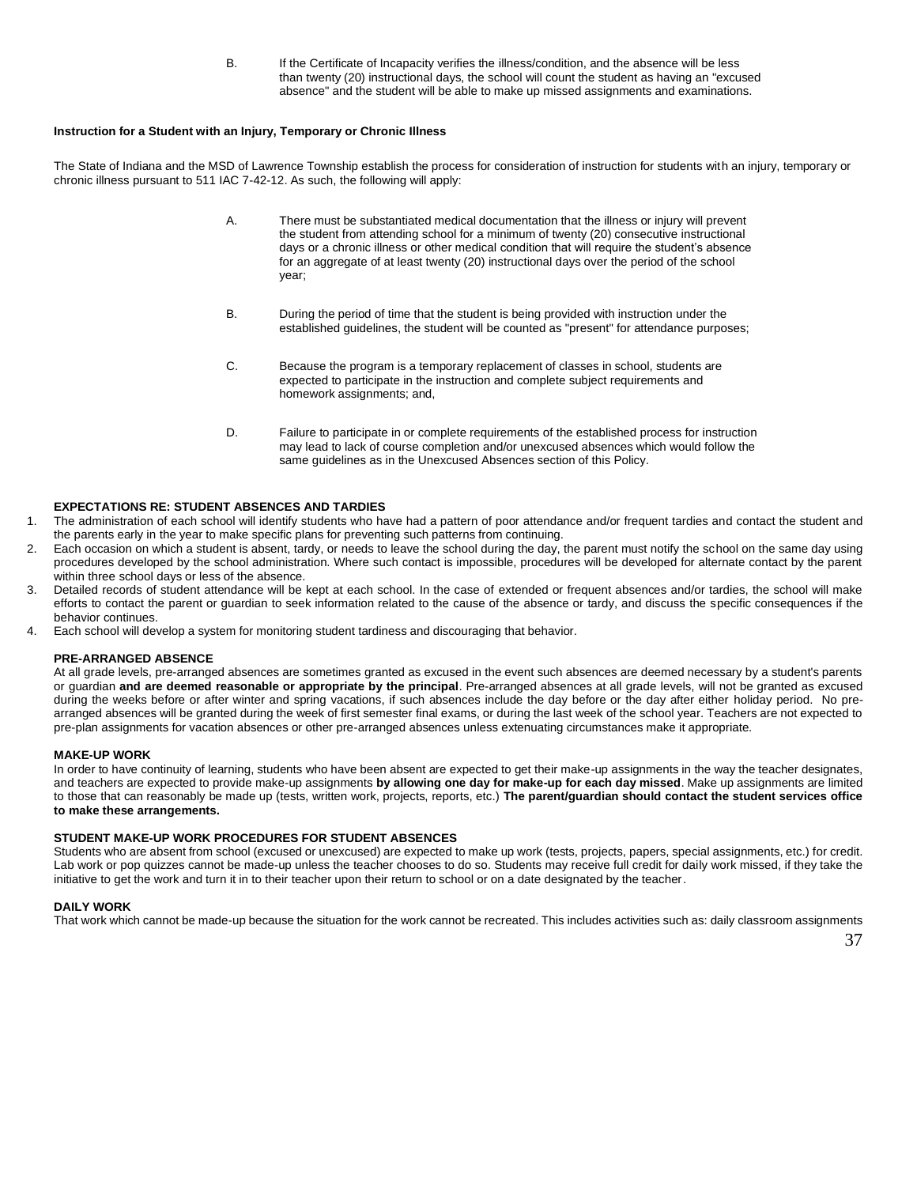B. If the Certificate of Incapacity verifies the illness/condition, and the absence will be less than twenty (20) instructional days, the school will count the student as having an "excused absence" and the student will be able to make up missed assignments and examinations.

**Instruction for a Student with an Injury, Temporary or Chronic Illness**

The State of Indiana and the MSD of Lawrence Township establish the process for consideration of instruction for students with an injury, temporary or chronic illness pursuant to 511 IAC 7-42-12. As such, the following will apply:

A. There must be substantiated medical documentation that the illness or injury will prevent the student from attending school for a minimum of twenty (20) consecutive instructional days or a chronic illness or other medical condition that will require the student's absence for an aggregate of at least twenty (20) instructional days over the period of the school year;

B. During the period of time that the student is being provided with instruction under the established guidelines, the student will be counted as "present" for attendance purposes;

C. Because the program is a temporary replacement of classes in school, students are expected to participate in the instruction and complete subject requirements and homework assignments; and,

D. Failure to participate in or complete requirements of the established process for instruction may lead to lack of course completion and/or unexcused absences which would follow the same guidelines as in the Unexcused Absences section of this Policy.

**EXPECTATIONS RE: STUDENT ABSENCES AND TARDIES**

1. The administration of each school will identify students who have had a pattern of poor attendance and/or frequent tardies and contact the student and the parents early in the year to make specific plans for preventing such patterns from continuing.
2. Each occasion on which a student is absent, tardy, or needs to leave the school during the day, the parent must notify the school on the same day using procedures developed by the school administration. Where such contact is impossible, procedures will be developed for alternate contact by the parent within three school days or less of the absence.
3. Detailed records of student attendance will be kept at each school. In the case of extended or frequent absences and/or tardies, the school will make efforts to contact the parent or guardian to seek information related to the cause of the absence or tardy, and discuss the specific consequences if the behavior continues.
4. Each school will develop a system for monitoring student tardiness and discouraging that behavior.

**PRE-ARRANGED ABSENCE**

At all grade levels, pre-arranged absences are sometimes granted as excused in the event such absences are deemed necessary by a student's parents or guardian **and are deemed reasonable or appropriate by the principal**. Pre-arranged absences at all grade levels, will not be granted as excused during the weeks before or after winter and spring vacations, if such absences include the day before or the day after either holiday period. No pre-arranged absences will be granted during the week of first semester final exams, or during the last week of the school year. Teachers are not expected to pre-plan assignments for vacation absences or other pre-arranged absences unless extenuating circumstances make it appropriate.

**MAKE-UP WORK**

In order to have continuity of learning, students who have been absent are expected to get their make-up assignments in the way the teacher designates, and teachers are expected to provide make-up assignments **by allowing one day for make-up for each day missed**. Make up assignments are limited to those that can reasonably be made up (tests, written work, projects, reports, etc.) **The parent/guardian should contact the student services office to make these arrangements.**

**STUDENT MAKE-UP WORK PROCEDURES FOR STUDENT ABSENCES**

Students who are absent from school (excused or unexcused) are expected to make up work (tests, projects, papers, special assignments, etc.) for credit. Lab work or pop quizzes cannot be made-up unless the teacher chooses to do so. Students may receive full credit for daily work missed, if they take the initiative to get the work and turn it in to their teacher upon their return to school or on a date designated by the teacher.

**DAILY WORK**

That work which cannot be made-up because the situation for the work cannot be recreated. This includes activities such as: daily classroom assignments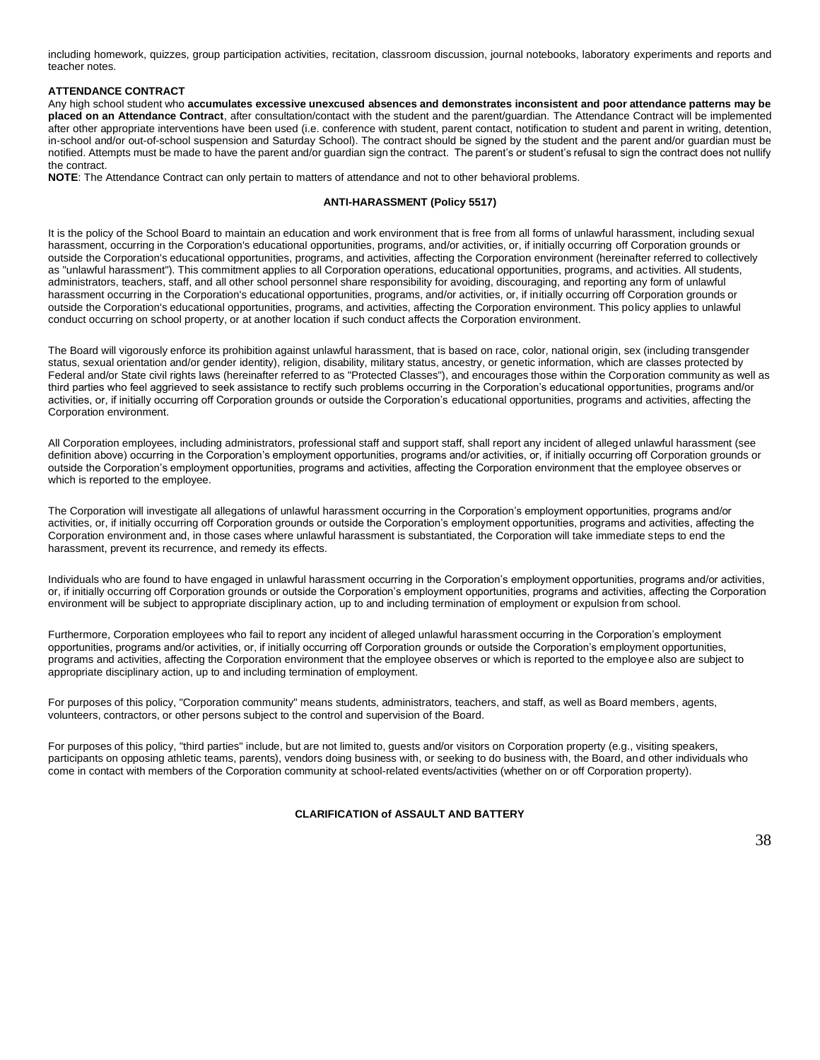including homework, quizzes, group participation activities, recitation, classroom discussion, journal notebooks, laboratory experiments and reports and teacher notes.

**ATTENDANCE CONTRACT**

Any high school student who **accumulates excessive unexcused absences and demonstrates inconsistent and poor attendance patterns may be placed on an Attendance Contract**, after consultation/contact with the student and the parent/guardian. The Attendance Contract will be implemented after other appropriate interventions have been used (i.e. conference with student, parent contact, notification to student and parent in writing, detention, in-school and/or out-of-school suspension and Saturday School). The contract should be signed by the student and the parent and/or guardian must be notified. Attempts must be made to have the parent and/or guardian sign the contract. The parent's or student's refusal to sign the contract does not nullify the contract.

**NOTE**: The Attendance Contract can only pertain to matters of attendance and not to other behavioral problems.

**ANTI-HARASSMENT (Policy 5517)**

It is the policy of the School Board to maintain an education and work environment that is free from all forms of unlawful harassment, including sexual harassment, occurring in the Corporation's educational opportunities, programs, and/or activities, or, if initially occurring off Corporation grounds or outside the Corporation's educational opportunities, programs, and activities, affecting the Corporation environment (hereinafter referred to collectively as "unlawful harassment"). This commitment applies to all Corporation operations, educational opportunities, programs, and activities. All students, administrators, teachers, staff, and all other school personnel share responsibility for avoiding, discouraging, and reporting any form of unlawful harassment occurring in the Corporation's educational opportunities, programs, and/or activities, or, if initially occurring off Corporation grounds or outside the Corporation's educational opportunities, programs, and activities, affecting the Corporation environment. This policy applies to unlawful conduct occurring on school property, or at another location if such conduct affects the Corporation environment.

The Board will vigorously enforce its prohibition against unlawful harassment, that is based on race, color, national origin, sex (including transgender status, sexual orientation and/or gender identity), religion, disability, military status, ancestry, or genetic information, which are classes protected by Federal and/or State civil rights laws (hereinafter referred to as "Protected Classes"), and encourages those within the Corporation community as well as third parties who feel aggrieved to seek assistance to rectify such problems occurring in the Corporation's educational opportunities, programs and/or activities, or, if initially occurring off Corporation grounds or outside the Corporation's educational opportunities, programs and activities, affecting the Corporation environment.

All Corporation employees, including administrators, professional staff and support staff, shall report any incident of alleged unlawful harassment (see definition above) occurring in the Corporation's employment opportunities, programs and/or activities, or, if initially occurring off Corporation grounds or outside the Corporation's employment opportunities, programs and activities, affecting the Corporation environment that the employee observes or which is reported to the employee.

The Corporation will investigate all allegations of unlawful harassment occurring in the Corporation's employment opportunities, programs and/or activities, or, if initially occurring off Corporation grounds or outside the Corporation's employment opportunities, programs and activities, affecting the Corporation environment and, in those cases where unlawful harassment is substantiated, the Corporation will take immediate steps to end the harassment, prevent its recurrence, and remedy its effects.

Individuals who are found to have engaged in unlawful harassment occurring in the Corporation's employment opportunities, programs and/or activities, or, if initially occurring off Corporation grounds or outside the Corporation's employment opportunities, programs and activities, affecting the Corporation environment will be subject to appropriate disciplinary action, up to and including termination of employment or expulsion from school.

Furthermore, Corporation employees who fail to report any incident of alleged unlawful harassment occurring in the Corporation's employment opportunities, programs and/or activities, or, if initially occurring off Corporation grounds or outside the Corporation's employment opportunities, programs and activities, affecting the Corporation environment that the employee observes or which is reported to the employee also are subject to appropriate disciplinary action, up to and including termination of employment.

For purposes of this policy, "Corporation community" means students, administrators, teachers, and staff, as well as Board members, agents, volunteers, contractors, or other persons subject to the control and supervision of the Board.

For purposes of this policy, "third parties" include, but are not limited to, guests and/or visitors on Corporation property (e.g., visiting speakers, participants on opposing athletic teams, parents), vendors doing business with, or seeking to do business with, the Board, and other individuals who come in contact with members of the Corporation community at school-related events/activities (whether on or off Corporation property).

**CLARIFICATION of ASSAULT AND BATTERY**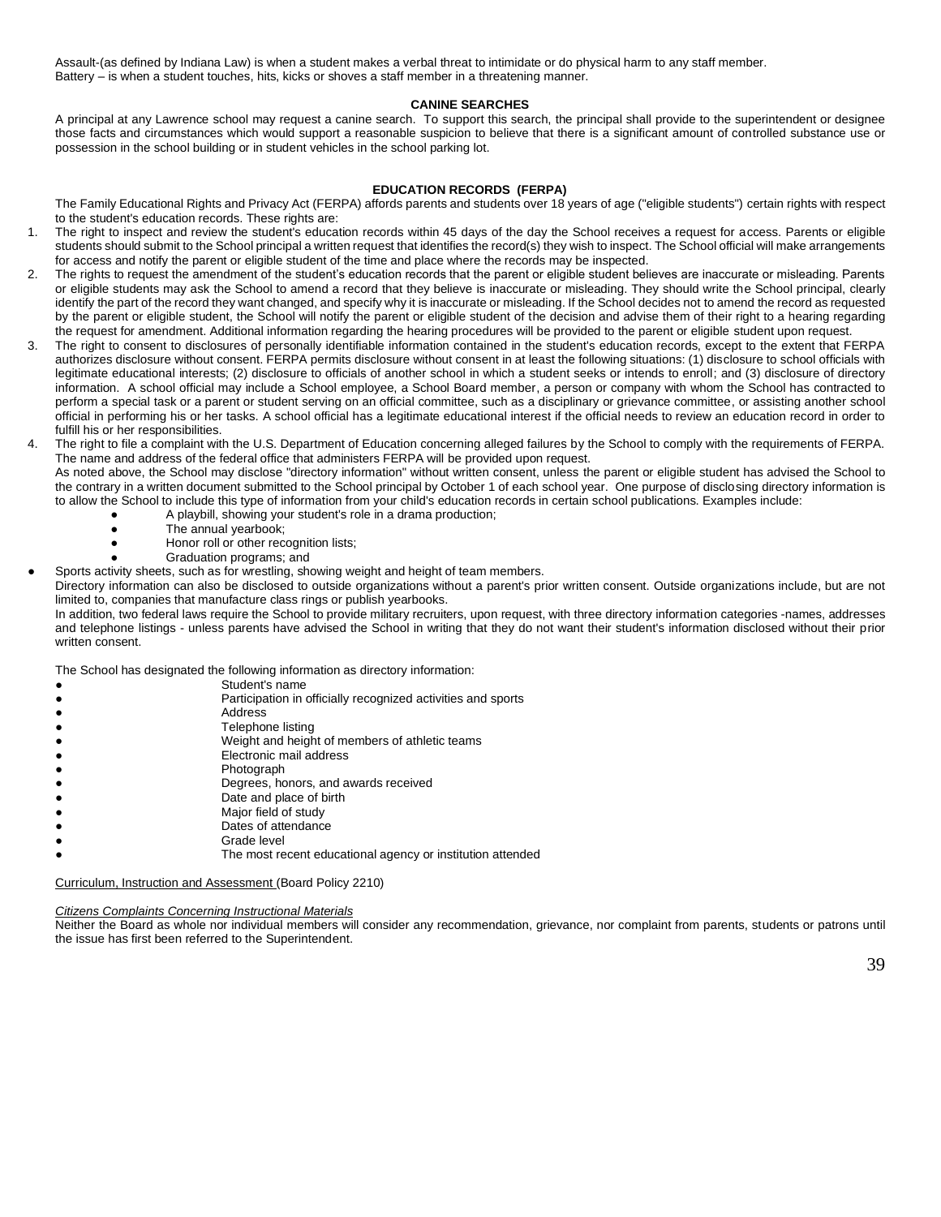Assault-(as defined by Indiana Law) is when a student makes a verbal threat to intimidate or do physical harm to any staff member.
Battery – is when a student touches, hits, kicks or shoves a staff member in a threatening manner.

**CANINE SEARCHES**

A principal at any Lawrence school may request a canine search. To support this search, the principal shall provide to the superintendent or designee those facts and circumstances which would support a reasonable suspicion to believe that there is a significant amount of controlled substance use or possession in the school building or in student vehicles in the school parking lot.

**EDUCATION RECORDS (FERPA)**

The Family Educational Rights and Privacy Act (FERPA) affords parents and students over 18 years of age ("eligible students") certain rights with respect to the student's education records. These rights are:

1. The right to inspect and review the student's education records within 45 days of the day the School receives a request for access. Parents or eligible students should submit to the School principal a written request that identifies the record(s) they wish to inspect. The School official will make arrangements for access and notify the parent or eligible student of the time and place where the records may be inspected.
2. The rights to request the amendment of the student's education records that the parent or eligible student believes are inaccurate or misleading. Parents or eligible students may ask the School to amend a record that they believe is inaccurate or misleading. They should write the School principal, clearly identify the part of the record they want changed, and specify why it is inaccurate or misleading. If the School decides not to amend the record as requested by the parent or eligible student, the School will notify the parent or eligible student of the decision and advise them of their right to a hearing regarding the request for amendment. Additional information regarding the hearing procedures will be provided to the parent or eligible student upon request.
3. The right to consent to disclosures of personally identifiable information contained in the student's education records, except to the extent that FERPA authorizes disclosure without consent. FERPA permits disclosure without consent in at least the following situations: (1) disclosure to school officials with legitimate educational interests; (2) disclosure to officials of another school in which a student seeks or intends to enroll; and (3) disclosure of directory information. A school official may include a School employee, a School Board member, a person or company with whom the School has contracted to perform a special task or a parent or student serving on an official committee, such as a disciplinary or grievance committee, or assisting another school official in performing his or her tasks. A school official has a legitimate educational interest if the official needs to review an education record in order to fulfill his or her responsibilities.
4. The right to file a complaint with the U.S. Department of Education concerning alleged failures by the School to comply with the requirements of FERPA. The name and address of the federal office that administers FERPA will be provided upon request.

As noted above, the School may disclose "directory information" without written consent, unless the parent or eligible student has advised the School to the contrary in a written document submitted to the School principal by October 1 of each school year. One purpose of disclosing directory information is to allow the School to include this type of information from your child's education records in certain school publications. Examples include:

- A playbill, showing your student's role in a drama production;
- The annual yearbook;
- Honor roll or other recognition lists;
- Graduation programs; and
- Sports activity sheets, such as for wrestling, showing weight and height of team members.

Directory information can also be disclosed to outside organizations without a parent's prior written consent. Outside organizations include, but are not limited to, companies that manufacture class rings or publish yearbooks.

In addition, two federal laws require the School to provide military recruiters, upon request, with three directory information categories -names, addresses and telephone listings - unless parents have advised the School in writing that they do not want their student's information disclosed without their prior written consent.

The School has designated the following information as directory information:

- Student's name
- Participation in officially recognized activities and sports
- Address
- Telephone listing
- Weight and height of members of athletic teams
- Electronic mail address
- Photograph
- Degrees, honors, and awards received
- Date and place of birth
- Major field of study
- Dates of attendance
- Grade level
- The most recent educational agency or institution attended

Curriculum, Instruction and Assessment (Board Policy 2210)

*Citizens Complaints Concerning Instructional Materials*

Neither the Board as whole nor individual members will consider any recommendation, grievance, nor complaint from parents, students or patrons until the issue has first been referred to the Superintendent.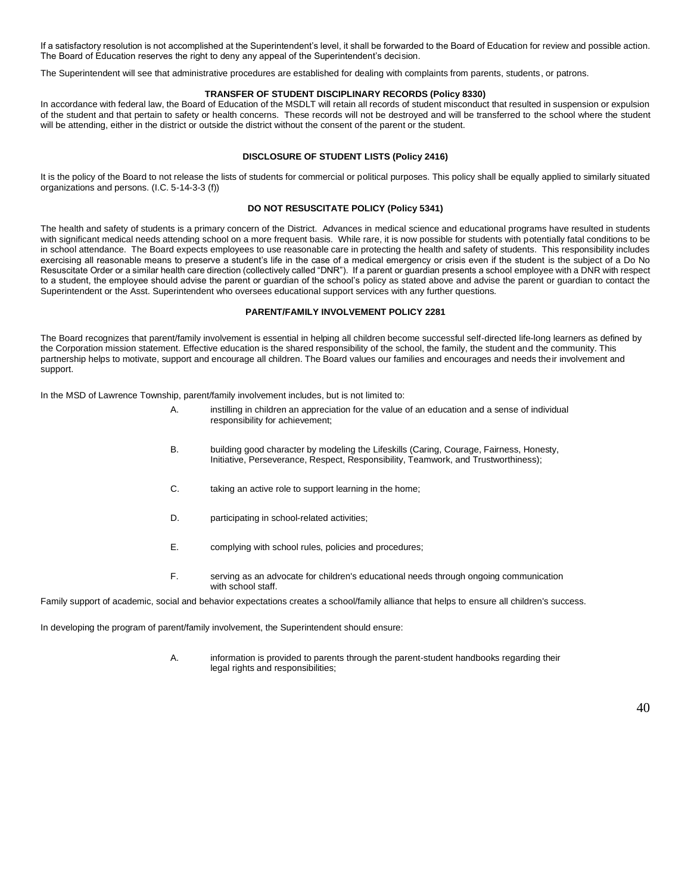If a satisfactory resolution is not accomplished at the Superintendent's level, it shall be forwarded to the Board of Education for review and possible action. The Board of Education reserves the right to deny any appeal of the Superintendent's decision.

The Superintendent will see that administrative procedures are established for dealing with complaints from parents, students, or patrons.

### TRANSFER OF STUDENT DISCIPLINARY RECORDS (Policy 8330)

In accordance with federal law, the Board of Education of the MSDLT will retain all records of student misconduct that resulted in suspension or expulsion of the student and that pertain to safety or health concerns. These records will not be destroyed and will be transferred to the school where the student will be attending, either in the district or outside the district without the consent of the parent or the student.

### DISCLOSURE OF STUDENT LISTS (Policy 2416)

It is the policy of the Board to not release the lists of students for commercial or political purposes. This policy shall be equally applied to similarly situated organizations and persons. (I.C. 5-14-3-3 (f))

### DO NOT RESUSCITATE POLICY (Policy 5341)

The health and safety of students is a primary concern of the District. Advances in medical science and educational programs have resulted in students with significant medical needs attending school on a more frequent basis. While rare, it is now possible for students with potentially fatal conditions to be in school attendance. The Board expects employees to use reasonable care in protecting the health and safety of students. This responsibility includes exercising all reasonable means to preserve a student's life in the case of a medical emergency or crisis even if the student is the subject of a Do No Resuscitate Order or a similar health care direction (collectively called "DNR"). If a parent or guardian presents a school employee with a DNR with respect to a student, the employee should advise the parent or guardian of the school's policy as stated above and advise the parent or guardian to contact the Superintendent or the Asst. Superintendent who oversees educational support services with any further questions.

### PARENT/FAMILY INVOLVEMENT POLICY 2281

The Board recognizes that parent/family involvement is essential in helping all children become successful self-directed life-long learners as defined by the Corporation mission statement. Effective education is the shared responsibility of the school, the family, the student and the community. This partnership helps to motivate, support and encourage all children. The Board values our families and encourages and needs their involvement and support.

In the MSD of Lawrence Township, parent/family involvement includes, but is not limited to:

A. instilling in children an appreciation for the value of an education and a sense of individual responsibility for achievement;

B. building good character by modeling the Lifeskills (Caring, Courage, Fairness, Honesty, Initiative, Perseverance, Respect, Responsibility, Teamwork, and Trustworthiness);

C. taking an active role to support learning in the home;

D. participating in school-related activities;

E. complying with school rules, policies and procedures;

F. serving as an advocate for children's educational needs through ongoing communication with school staff.

Family support of academic, social and behavior expectations creates a school/family alliance that helps to ensure all children's success.

In developing the program of parent/family involvement, the Superintendent should ensure:

A. information is provided to parents through the parent-student handbooks regarding their legal rights and responsibilities;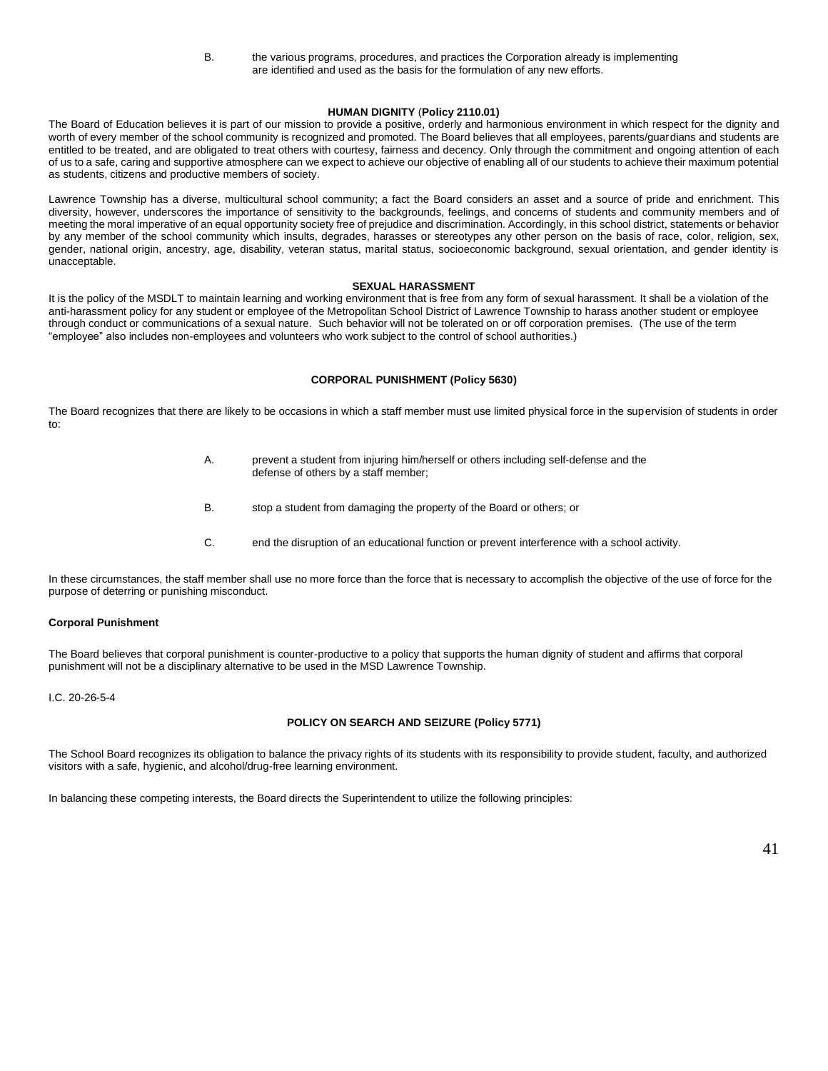B. the various programs, procedures, and practices the Corporation already is implementing are identified and used as the basis for the formulation of any new efforts.

## HUMAN DIGNITY (Policy 2110.01)

The Board of Education believes it is part of our mission to provide a positive, orderly and harmonious environment in which respect for the dignity and worth of every member of the school community is recognized and promoted. The Board believes that all employees, parents/guardians and students are entitled to be treated, and are obligated to treat others with courtesy, fairness and decency. Only through the commitment and ongoing attention of each of us to a safe, caring and supportive atmosphere can we expect to achieve our objective of enabling all of our students to achieve their maximum potential as students, citizens and productive members of society.

Lawrence Township has a diverse, multicultural school community; a fact the Board considers an asset and a source of pride and enrichment. This diversity, however, underscores the importance of sensitivity to the backgrounds, feelings, and concerns of students and community members and of meeting the moral imperative of an equal opportunity society free of prejudice and discrimination. Accordingly, in this school district, statements or behavior by any member of the school community which insults, degrades, harasses or stereotypes any other person on the basis of race, color, religion, sex, gender, national origin, ancestry, age, disability, veteran status, marital status, socioeconomic background, sexual orientation, and gender identity is unacceptable.

## SEXUAL HARASSMENT

It is the policy of the MSDLT to maintain learning and working environment that is free from any form of sexual harassment. It shall be a violation of the anti-harassment policy for any student or employee of the Metropolitan School District of Lawrence Township to harass another student or employee through conduct or communications of a sexual nature. Such behavior will not be tolerated on or off corporation premises. (The use of the term "employee" also includes non-employees and volunteers who work subject to the control of school authorities.)

## CORPORAL PUNISHMENT (Policy 5630)

The Board recognizes that there are likely to be occasions in which a staff member must use limited physical force in the supervision of students in order to:

A. prevent a student from injuring him/herself or others including self-defense and the defense of others by a staff member;

B. stop a student from damaging the property of the Board or others; or

C. end the disruption of an educational function or prevent interference with a school activity.

In these circumstances, the staff member shall use no more force than the force that is necessary to accomplish the objective of the use of force for the purpose of deterring or punishing misconduct.

**Corporal Punishment**

The Board believes that corporal punishment is counter-productive to a policy that supports the human dignity of student and affirms that corporal punishment will not be a disciplinary alternative to be used in the MSD Lawrence Township.

I.C. 20-26-5-4

## POLICY ON SEARCH AND SEIZURE (Policy 5771)

The School Board recognizes its obligation to balance the privacy rights of its students with its responsibility to provide student, faculty, and authorized visitors with a safe, hygienic, and alcohol/drug-free learning environment.

In balancing these competing interests, the Board directs the Superintendent to utilize the following principles: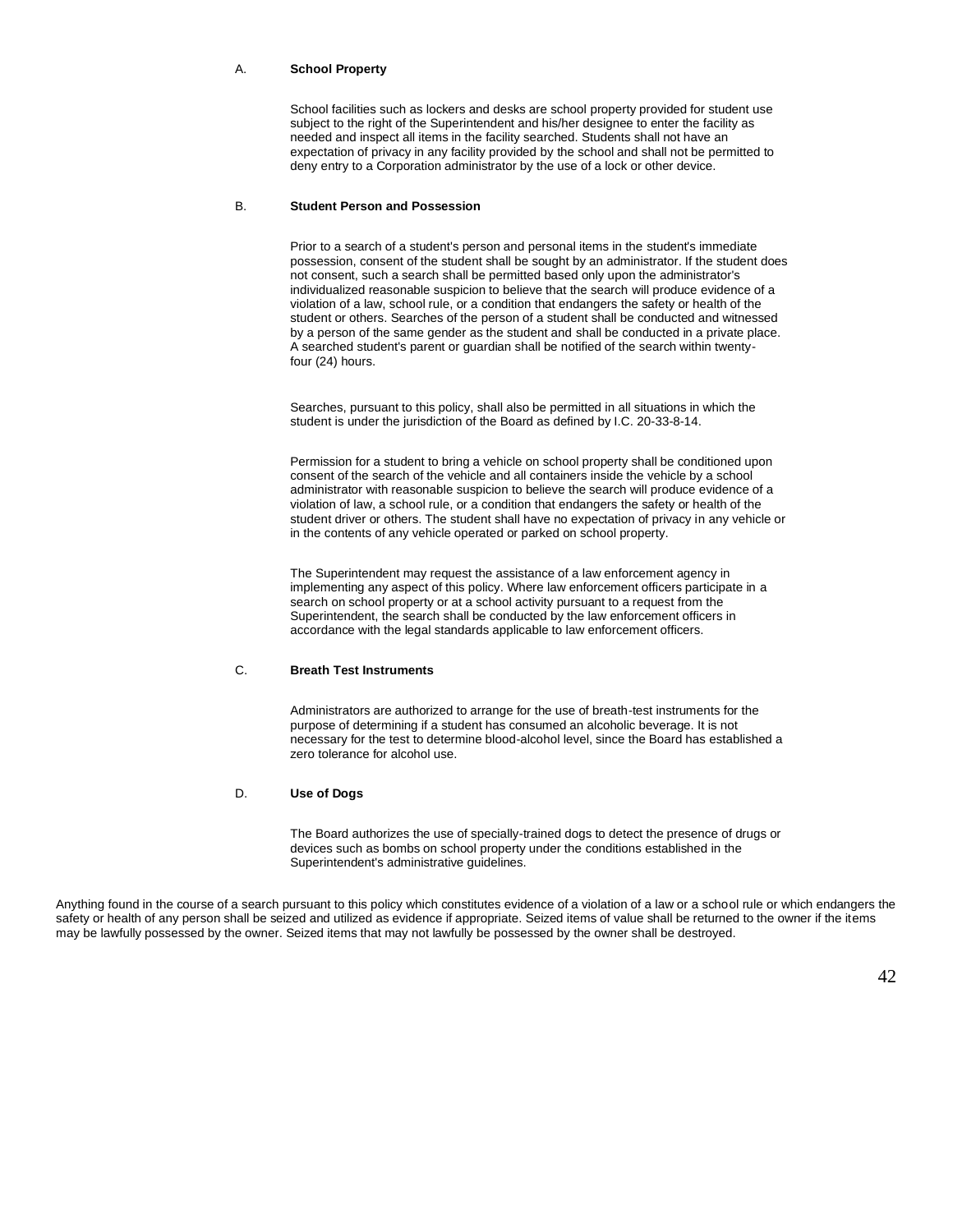A. **School Property**

School facilities such as lockers and desks are school property provided for student use subject to the right of the Superintendent and his/her designee to enter the facility as needed and inspect all items in the facility searched. Students shall not have an expectation of privacy in any facility provided by the school and shall not be permitted to deny entry to a Corporation administrator by the use of a lock or other device.

B. **Student Person and Possession**

Prior to a search of a student's person and personal items in the student's immediate possession, consent of the student shall be sought by an administrator. If the student does not consent, such a search shall be permitted based only upon the administrator's individualized reasonable suspicion to believe that the search will produce evidence of a violation of a law, school rule, or a condition that endangers the safety or health of the student or others. Searches of the person of a student shall be conducted and witnessed by a person of the same gender as the student and shall be conducted in a private place. A searched student's parent or guardian shall be notified of the search within twenty-four (24) hours.

Searches, pursuant to this policy, shall also be permitted in all situations in which the student is under the jurisdiction of the Board as defined by I.C. 20-33-8-14.

Permission for a student to bring a vehicle on school property shall be conditioned upon consent of the search of the vehicle and all containers inside the vehicle by a school administrator with reasonable suspicion to believe the search will produce evidence of a violation of law, a school rule, or a condition that endangers the safety or health of the student driver or others. The student shall have no expectation of privacy in any vehicle or in the contents of any vehicle operated or parked on school property.

The Superintendent may request the assistance of a law enforcement agency in implementing any aspect of this policy. Where law enforcement officers participate in a search on school property or at a school activity pursuant to a request from the Superintendent, the search shall be conducted by the law enforcement officers in accordance with the legal standards applicable to law enforcement officers.

C. **Breath Test Instruments**

Administrators are authorized to arrange for the use of breath-test instruments for the purpose of determining if a student has consumed an alcoholic beverage. It is not necessary for the test to determine blood-alcohol level, since the Board has established a zero tolerance for alcohol use.

D. **Use of Dogs**

The Board authorizes the use of specially-trained dogs to detect the presence of drugs or devices such as bombs on school property under the conditions established in the Superintendent's administrative guidelines.

Anything found in the course of a search pursuant to this policy which constitutes evidence of a violation of a law or a school rule or which endangers the safety or health of any person shall be seized and utilized as evidence if appropriate. Seized items of value shall be returned to the owner if the items may be lawfully possessed by the owner. Seized items that may not lawfully be possessed by the owner shall be destroyed.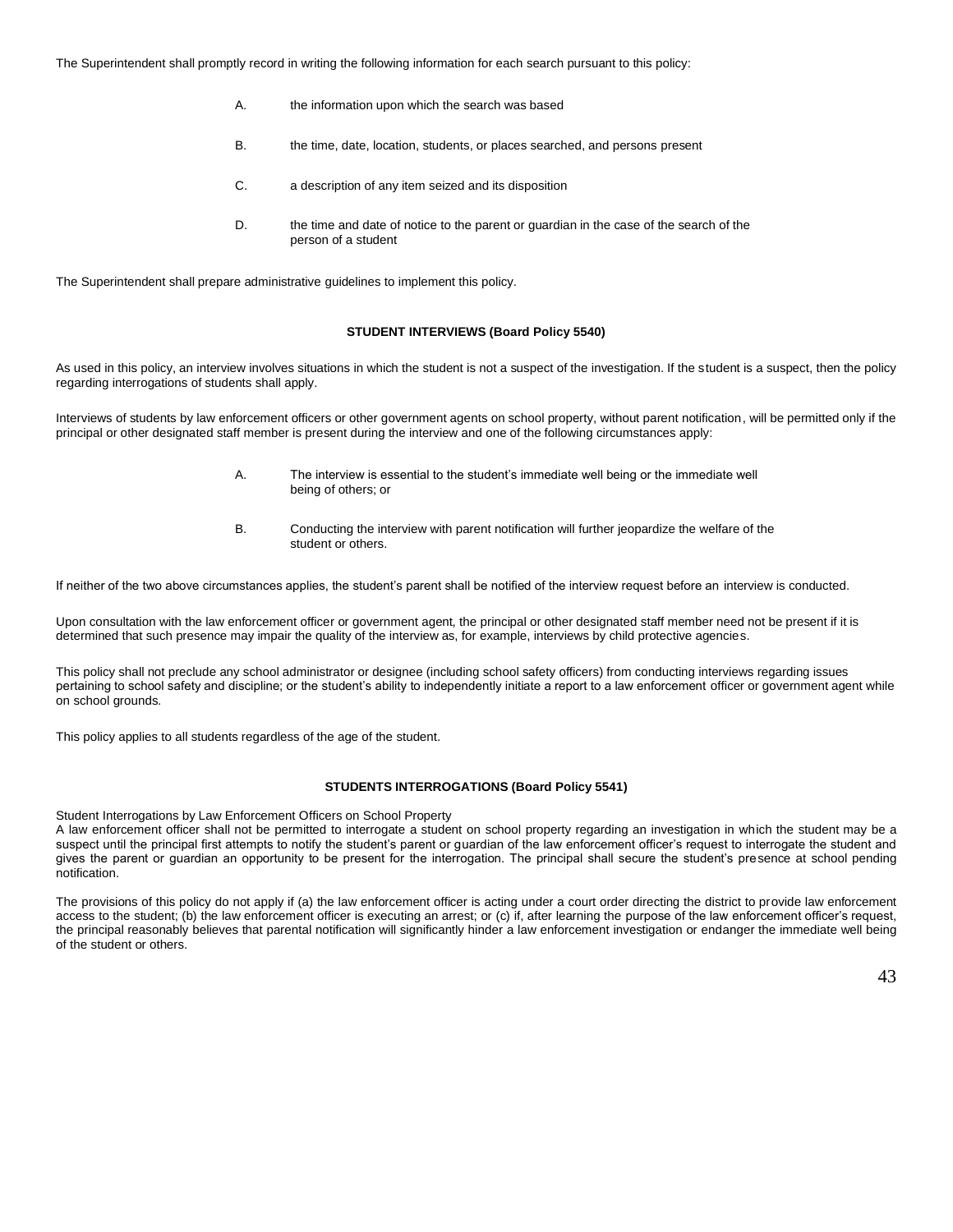The Superintendent shall promptly record in writing the following information for each search pursuant to this policy:

A. the information upon which the search was based

B. the time, date, location, students, or places searched, and persons present

C. a description of any item seized and its disposition

D. the time and date of notice to the parent or guardian in the case of the search of the person of a student

The Superintendent shall prepare administrative guidelines to implement this policy.

**STUDENT INTERVIEWS (Board Policy 5540)**

As used in this policy, an interview involves situations in which the student is not a suspect of the investigation. If the student is a suspect, then the policy regarding interrogations of students shall apply.

Interviews of students by law enforcement officers or other government agents on school property, without parent notification, will be permitted only if the principal or other designated staff member is present during the interview and one of the following circumstances apply:

A. The interview is essential to the student's immediate well being or the immediate well being of others; or

B. Conducting the interview with parent notification will further jeopardize the welfare of the student or others.

If neither of the two above circumstances applies, the student's parent shall be notified of the interview request before an interview is conducted.

Upon consultation with the law enforcement officer or government agent, the principal or other designated staff member need not be present if it is determined that such presence may impair the quality of the interview as, for example, interviews by child protective agencies.

This policy shall not preclude any school administrator or designee (including school safety officers) from conducting interviews regarding issues pertaining to school safety and discipline; or the student's ability to independently initiate a report to a law enforcement officer or government agent while on school grounds.

This policy applies to all students regardless of the age of the student.

**STUDENTS INTERROGATIONS (Board Policy 5541)**

Student Interrogations by Law Enforcement Officers on School Property
A law enforcement officer shall not be permitted to interrogate a student on school property regarding an investigation in which the student may be a suspect until the principal first attempts to notify the student's parent or guardian of the law enforcement officer's request to interrogate the student and gives the parent or guardian an opportunity to be present for the interrogation. The principal shall secure the student's presence at school pending notification.

The provisions of this policy do not apply if (a) the law enforcement officer is acting under a court order directing the district to provide law enforcement access to the student; (b) the law enforcement officer is executing an arrest; or (c) if, after learning the purpose of the law enforcement officer's request, the principal reasonably believes that parental notification will significantly hinder a law enforcement investigation or endanger the immediate well being of the student or others.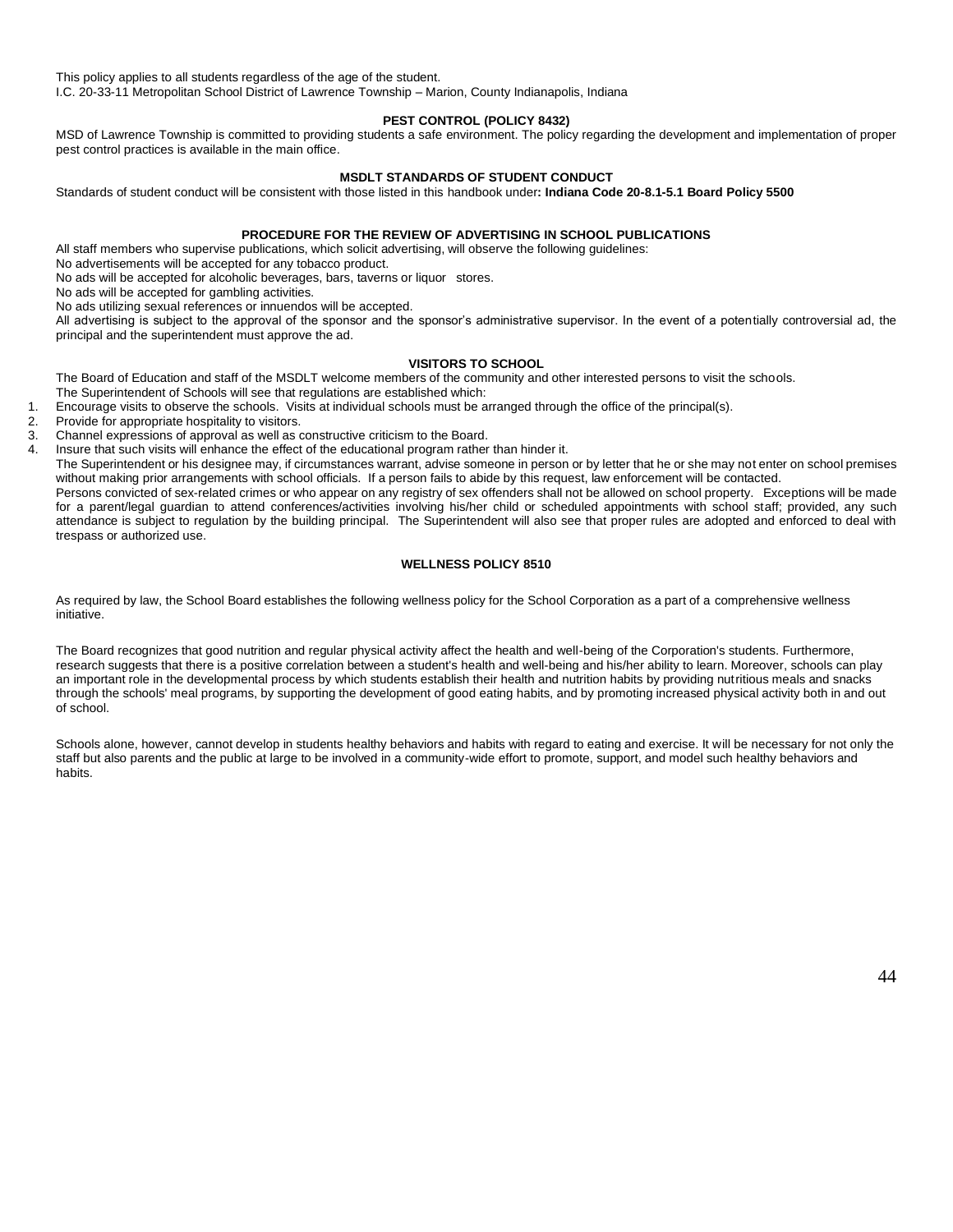This policy applies to all students regardless of the age of the student.
I.C. 20-33-11 Metropolitan School District of Lawrence Township – Marion, County Indianapolis, Indiana

### PEST CONTROL (POLICY 8432)

MSD of Lawrence Township is committed to providing students a safe environment. The policy regarding the development and implementation of proper pest control practices is available in the main office.

### MSDLT STANDARDS OF STUDENT CONDUCT

Standards of student conduct will be consistent with those listed in this handbook under**: Indiana Code 20-8.1-5.1 Board Policy 5500**

### PROCEDURE FOR THE REVIEW OF ADVERTISING IN SCHOOL PUBLICATIONS

All staff members who supervise publications, which solicit advertising, will observe the following guidelines:
No advertisements will be accepted for any tobacco product.
No ads will be accepted for alcoholic beverages, bars, taverns or liquor stores.
No ads will be accepted for gambling activities.
No ads utilizing sexual references or innuendos will be accepted.
All advertising is subject to the approval of the sponsor and the sponsor's administrative supervisor. In the event of a potentially controversial ad, the principal and the superintendent must approve the ad.

### VISITORS TO SCHOOL

The Board of Education and staff of the MSDLT welcome members of the community and other interested persons to visit the schools.
The Superintendent of Schools will see that regulations are established which:

1. Encourage visits to observe the schools. Visits at individual schools must be arranged through the office of the principal(s).
2. Provide for appropriate hospitality to visitors.
3. Channel expressions of approval as well as constructive criticism to the Board.
4. Insure that such visits will enhance the effect of the educational program rather than hinder it.

The Superintendent or his designee may, if circumstances warrant, advise someone in person or by letter that he or she may not enter on school premises without making prior arrangements with school officials. If a person fails to abide by this request, law enforcement will be contacted.
Persons convicted of sex-related crimes or who appear on any registry of sex offenders shall not be allowed on school property. Exceptions will be made for a parent/legal guardian to attend conferences/activities involving his/her child or scheduled appointments with school staff; provided, any such attendance is subject to regulation by the building principal. The Superintendent will also see that proper rules are adopted and enforced to deal with trespass or authorized use.

### WELLNESS POLICY 8510

As required by law, the School Board establishes the following wellness policy for the School Corporation as a part of a comprehensive wellness initiative.

The Board recognizes that good nutrition and regular physical activity affect the health and well-being of the Corporation's students. Furthermore, research suggests that there is a positive correlation between a student's health and well-being and his/her ability to learn. Moreover, schools can play an important role in the developmental process by which students establish their health and nutrition habits by providing nutritious meals and snacks through the schools' meal programs, by supporting the development of good eating habits, and by promoting increased physical activity both in and out of school.

Schools alone, however, cannot develop in students healthy behaviors and habits with regard to eating and exercise. It will be necessary for not only the staff but also parents and the public at large to be involved in a community-wide effort to promote, support, and model such healthy behaviors and habits.